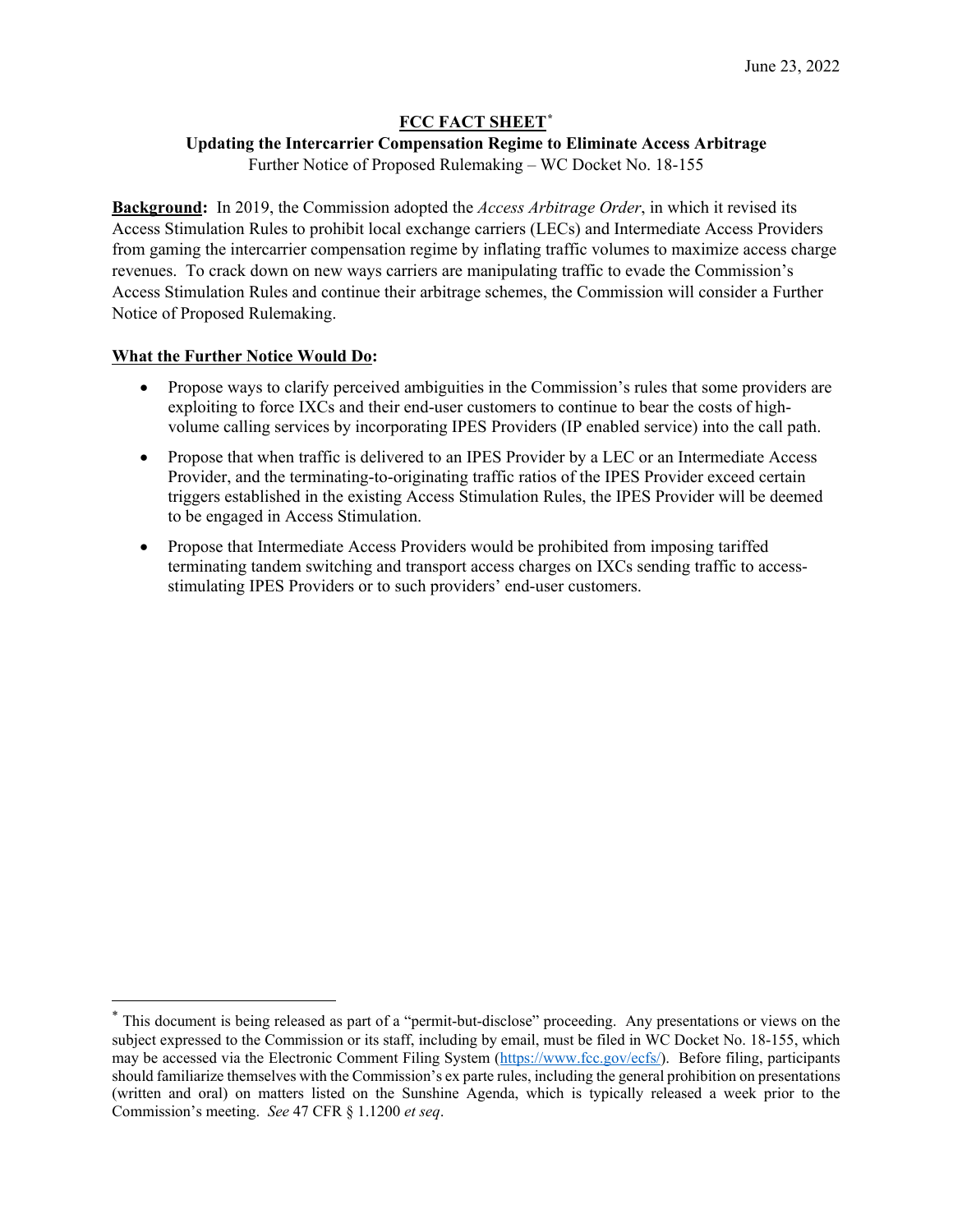June 23, 2022

**FCC FACT SHEET**[*]

**Updating the Intercarrier Compensation Regime to Eliminate Access Arbitrage**

Further Notice of Proposed Rulemaking – WC Docket No. 18-155

**Background:** In 2019, the Commission adopted the *Access Arbitrage Order*, in which it revised its Access Stimulation Rules to prohibit local exchange carriers (LECs) and Intermediate Access Providers from gaming the intercarrier compensation regime by inflating traffic volumes to maximize access charge revenues. To crack down on new ways carriers are manipulating traffic to evade the Commission's Access Stimulation Rules and continue their arbitrage schemes, the Commission will consider a Further Notice of Proposed Rulemaking.

**What the Further Notice Would Do:**

- Propose ways to clarify perceived ambiguities in the Commission's rules that some providers are exploiting to force IXCs and their end-user customers to continue to bear the costs of high-volume calling services by incorporating IPES Providers (IP enabled service) into the call path.
- Propose that when traffic is delivered to an IPES Provider by a LEC or an Intermediate Access Provider, and the terminating-to-originating traffic ratios of the IPES Provider exceed certain triggers established in the existing Access Stimulation Rules, the IPES Provider will be deemed to be engaged in Access Stimulation.
- Propose that Intermediate Access Providers would be prohibited from imposing tariffed terminating tandem switching and transport access charges on IXCs sending traffic to access-stimulating IPES Providers or to such providers' end-user customers.

[*] This document is being released as part of a "permit-but-disclose" proceeding. Any presentations or views on the subject expressed to the Commission or its staff, including by email, must be filed in WC Docket No. 18-155, which may be accessed via the Electronic Comment Filing System (https://www.fcc.gov/ecfs/). Before filing, participants should familiarize themselves with the Commission's ex parte rules, including the general prohibition on presentations (written and oral) on matters listed on the Sunshine Agenda, which is typically released a week prior to the Commission's meeting. *See* 47 CFR § 1.1200 *et seq*.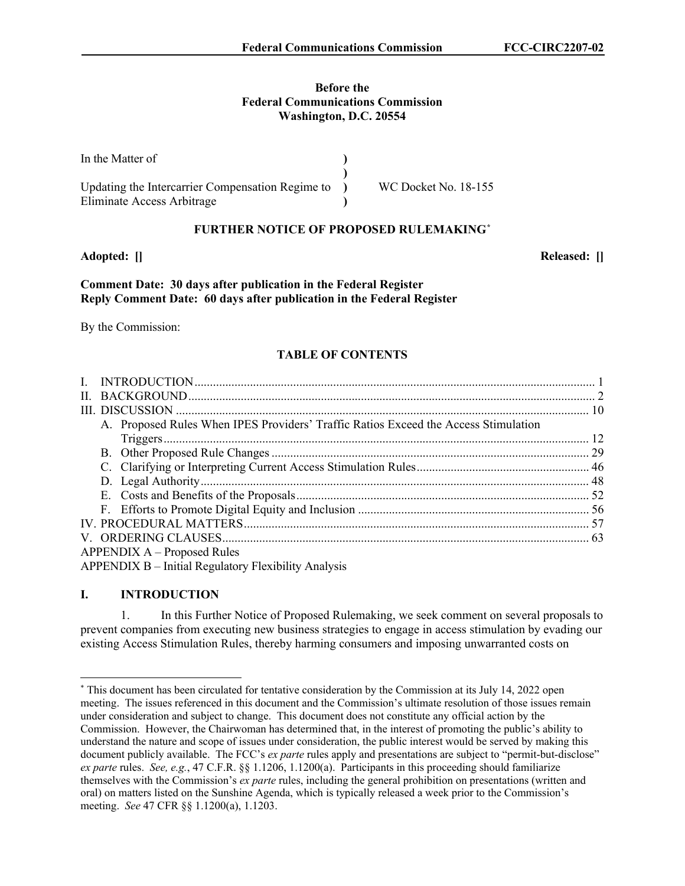Before the
Federal Communications Commission
Washington, D.C. 20554

| In the Matter of | ) | |
|---|---|---|
| | ) | |
| Updating the Intercarrier Compensation Regime to Eliminate Access Arbitrage | ) ) | WC Docket No. 18-155 |

**FURTHER NOTICE OF PROPOSED RULEMAKING***

**Adopted: []** **Released: []**

**Comment Date: 30 days after publication in the Federal Register**
**Reply Comment Date: 60 days after publication in the Federal Register**

By the Commission:

**TABLE OF CONTENTS**

I. INTRODUCTION ... 1
II. BACKGROUND ... 2
III. DISCUSSION ... 10
 A. Proposed Rules When IPES Providers' Traffic Ratios Exceed the Access Stimulation Triggers ... 12
 B. Other Proposed Rule Changes ... 29
 C. Clarifying or Interpreting Current Access Stimulation Rules ... 46
 D. Legal Authority ... 48
 E. Costs and Benefits of the Proposals ... 52
 F. Efforts to Promote Digital Equity and Inclusion ... 56
IV. PROCEDURAL MATTERS ... 57
V. ORDERING CLAUSES ... 63
APPENDIX A – Proposed Rules
APPENDIX B – Initial Regulatory Flexibility Analysis

## I. INTRODUCTION

1. In this Further Notice of Proposed Rulemaking, we seek comment on several proposals to prevent companies from executing new business strategies to engage in access stimulation by evading our existing Access Stimulation Rules, thereby harming consumers and imposing unwarranted costs on

---

* This document has been circulated for tentative consideration by the Commission at its July 14, 2022 open meeting. The issues referenced in this document and the Commission's ultimate resolution of those issues remain under consideration and subject to change. This document does not constitute any official action by the Commission. However, the Chairwoman has determined that, in the interest of promoting the public's ability to understand the nature and scope of issues under consideration, the public interest would be served by making this document publicly available. The FCC's *ex parte* rules apply and presentations are subject to "permit-but-disclose" *ex parte* rules. *See, e.g.*, 47 C.F.R. §§ 1.1206, 1.1200(a). Participants in this proceeding should familiarize themselves with the Commission's *ex parte* rules, including the general prohibition on presentations (written and oral) on matters listed on the Sunshine Agenda, which is typically released a week prior to the Commission's meeting. *See* 47 CFR §§ 1.1200(a), 1.1203.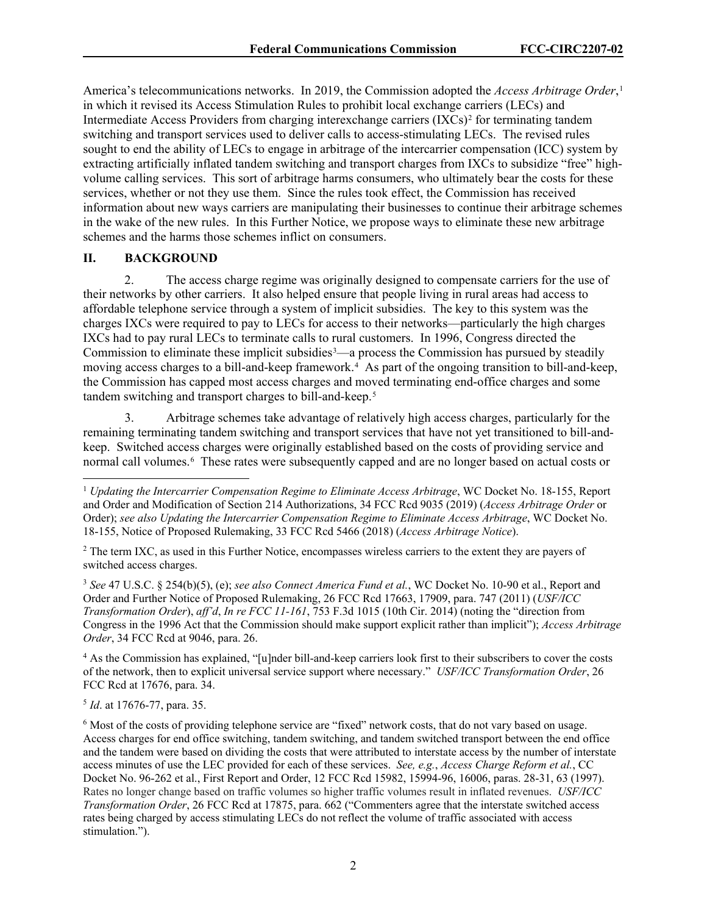America's telecommunications networks. In 2019, the Commission adopted the *Access Arbitrage Order*,[1] in which it revised its Access Stimulation Rules to prohibit local exchange carriers (LECs) and Intermediate Access Providers from charging interexchange carriers (IXCs)[2] for terminating tandem switching and transport services used to deliver calls to access-stimulating LECs. The revised rules sought to end the ability of LECs to engage in arbitrage of the intercarrier compensation (ICC) system by extracting artificially inflated tandem switching and transport charges from IXCs to subsidize "free" high-volume calling services. This sort of arbitrage harms consumers, who ultimately bear the costs for these services, whether or not they use them. Since the rules took effect, the Commission has received information about new ways carriers are manipulating their businesses to continue their arbitrage schemes in the wake of the new rules. In this Further Notice, we propose ways to eliminate these new arbitrage schemes and the harms those schemes inflict on consumers.

## II. BACKGROUND

2. The access charge regime was originally designed to compensate carriers for the use of their networks by other carriers. It also helped ensure that people living in rural areas had access to affordable telephone service through a system of implicit subsidies. The key to this system was the charges IXCs were required to pay to LECs for access to their networks—particularly the high charges IXCs had to pay rural LECs to terminate calls to rural customers. In 1996, Congress directed the Commission to eliminate these implicit subsidies[3]—a process the Commission has pursued by steadily moving access charges to a bill-and-keep framework.[4] As part of the ongoing transition to bill-and-keep, the Commission has capped most access charges and moved terminating end-office charges and some tandem switching and transport charges to bill-and-keep.[5]

3. Arbitrage schemes take advantage of relatively high access charges, particularly for the remaining terminating tandem switching and transport services that have not yet transitioned to bill-and-keep. Switched access charges were originally established based on the costs of providing service and normal call volumes.[6] These rates were subsequently capped and are no longer based on actual costs or

---

[1] *Updating the Intercarrier Compensation Regime to Eliminate Access Arbitrage*, WC Docket No. 18-155, Report and Order and Modification of Section 214 Authorizations, 34 FCC Rcd 9035 (2019) (*Access Arbitrage Order* or Order); *see also Updating the Intercarrier Compensation Regime to Eliminate Access Arbitrage*, WC Docket No. 18-155, Notice of Proposed Rulemaking, 33 FCC Rcd 5466 (2018) (*Access Arbitrage Notice*).

[2] The term IXC, as used in this Further Notice, encompasses wireless carriers to the extent they are payers of switched access charges.

[3] *See* 47 U.S.C. § 254(b)(5), (e); *see also Connect America Fund et al.*, WC Docket No. 10-90 et al., Report and Order and Further Notice of Proposed Rulemaking, 26 FCC Rcd 17663, 17909, para. 747 (2011) (*USF/ICC Transformation Order*), *aff'd*, *In re FCC 11-161*, 753 F.3d 1015 (10th Cir. 2014) (noting the "direction from Congress in the 1996 Act that the Commission should make support explicit rather than implicit"); *Access Arbitrage Order*, 34 FCC Rcd at 9046, para. 26.

[4] As the Commission has explained, "[u]nder bill-and-keep carriers look first to their subscribers to cover the costs of the network, then to explicit universal service support where necessary." *USF/ICC Transformation Order*, 26 FCC Rcd at 17676, para. 34.

[5] *Id*. at 17676-77, para. 35.

[6] Most of the costs of providing telephone service are "fixed" network costs, that do not vary based on usage. Access charges for end office switching, tandem switching, and tandem switched transport between the end office and the tandem were based on dividing the costs that were attributed to interstate access by the number of interstate access minutes of use the LEC provided for each of these services. *See, e.g.*, *Access Charge Reform et al.*, CC Docket No. 96-262 et al., First Report and Order, 12 FCC Rcd 15982, 15994-96, 16006, paras. 28-31, 63 (1997). Rates no longer change based on traffic volumes so higher traffic volumes result in inflated revenues. *USF/ICC Transformation Order*, 26 FCC Rcd at 17875, para. 662 ("Commenters agree that the interstate switched access rates being charged by access stimulating LECs do not reflect the volume of traffic associated with access stimulation.").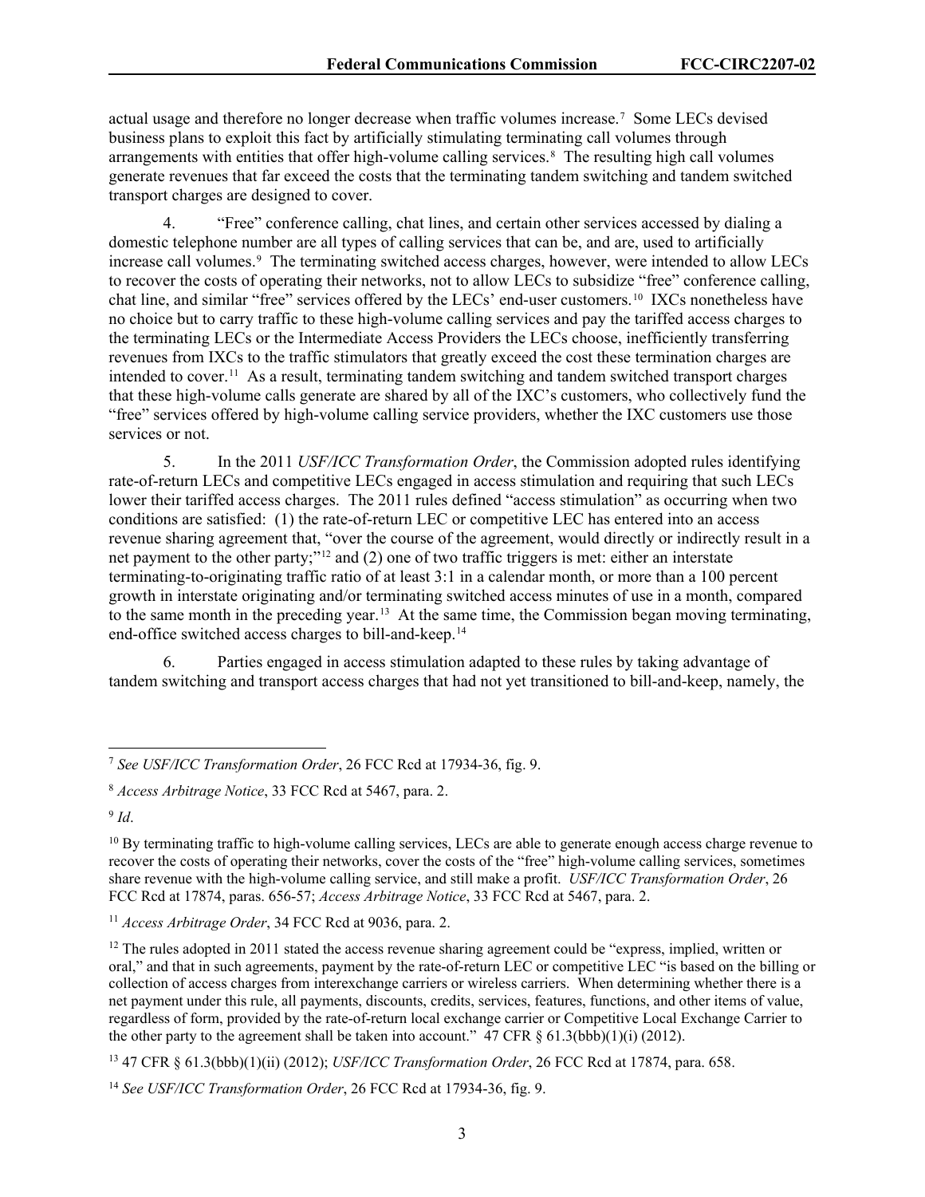actual usage and therefore no longer decrease when traffic volumes increase.[7] Some LECs devised business plans to exploit this fact by artificially stimulating terminating call volumes through arrangements with entities that offer high-volume calling services.[8] The resulting high call volumes generate revenues that far exceed the costs that the terminating tandem switching and tandem switched transport charges are designed to cover.

4. "Free" conference calling, chat lines, and certain other services accessed by dialing a domestic telephone number are all types of calling services that can be, and are, used to artificially increase call volumes.[9] The terminating switched access charges, however, were intended to allow LECs to recover the costs of operating their networks, not to allow LECs to subsidize "free" conference calling, chat line, and similar "free" services offered by the LECs' end-user customers.[10] IXCs nonetheless have no choice but to carry traffic to these high-volume calling services and pay the tariffed access charges to the terminating LECs or the Intermediate Access Providers the LECs choose, inefficiently transferring revenues from IXCs to the traffic stimulators that greatly exceed the cost these termination charges are intended to cover.[11] As a result, terminating tandem switching and tandem switched transport charges that these high-volume calls generate are shared by all of the IXC's customers, who collectively fund the "free" services offered by high-volume calling service providers, whether the IXC customers use those services or not.

5. In the 2011 *USF/ICC Transformation Order*, the Commission adopted rules identifying rate-of-return LECs and competitive LECs engaged in access stimulation and requiring that such LECs lower their tariffed access charges. The 2011 rules defined "access stimulation" as occurring when two conditions are satisfied: (1) the rate-of-return LEC or competitive LEC has entered into an access revenue sharing agreement that, "over the course of the agreement, would directly or indirectly result in a net payment to the other party;"[12] and (2) one of two traffic triggers is met: either an interstate terminating-to-originating traffic ratio of at least 3:1 in a calendar month, or more than a 100 percent growth in interstate originating and/or terminating switched access minutes of use in a month, compared to the same month in the preceding year.[13] At the same time, the Commission began moving terminating, end-office switched access charges to bill-and-keep.[14]

6. Parties engaged in access stimulation adapted to these rules by taking advantage of tandem switching and transport access charges that had not yet transitioned to bill-and-keep, namely, the

---

[7] *See USF/ICC Transformation Order*, 26 FCC Rcd at 17934-36, fig. 9.

[8] *Access Arbitrage Notice*, 33 FCC Rcd at 5467, para. 2.

[9] *Id*.

[10] By terminating traffic to high-volume calling services, LECs are able to generate enough access charge revenue to recover the costs of operating their networks, cover the costs of the "free" high-volume calling services, sometimes share revenue with the high-volume calling service, and still make a profit. *USF/ICC Transformation Order*, 26 FCC Rcd at 17874, paras. 656-57; *Access Arbitrage Notice*, 33 FCC Rcd at 5467, para. 2.

[11] *Access Arbitrage Order*, 34 FCC Rcd at 9036, para. 2.

[12] The rules adopted in 2011 stated the access revenue sharing agreement could be "express, implied, written or oral," and that in such agreements, payment by the rate-of-return LEC or competitive LEC "is based on the billing or collection of access charges from interexchange carriers or wireless carriers. When determining whether there is a net payment under this rule, all payments, discounts, credits, services, features, functions, and other items of value, regardless of form, provided by the rate-of-return local exchange carrier or Competitive Local Exchange Carrier to the other party to the agreement shall be taken into account." 47 CFR § 61.3(bbb)(1)(i) (2012).

[13] 47 CFR § 61.3(bbb)(1)(ii) (2012); *USF/ICC Transformation Order*, 26 FCC Rcd at 17874, para. 658.

[14] *See USF/ICC Transformation Order*, 26 FCC Rcd at 17934-36, fig. 9.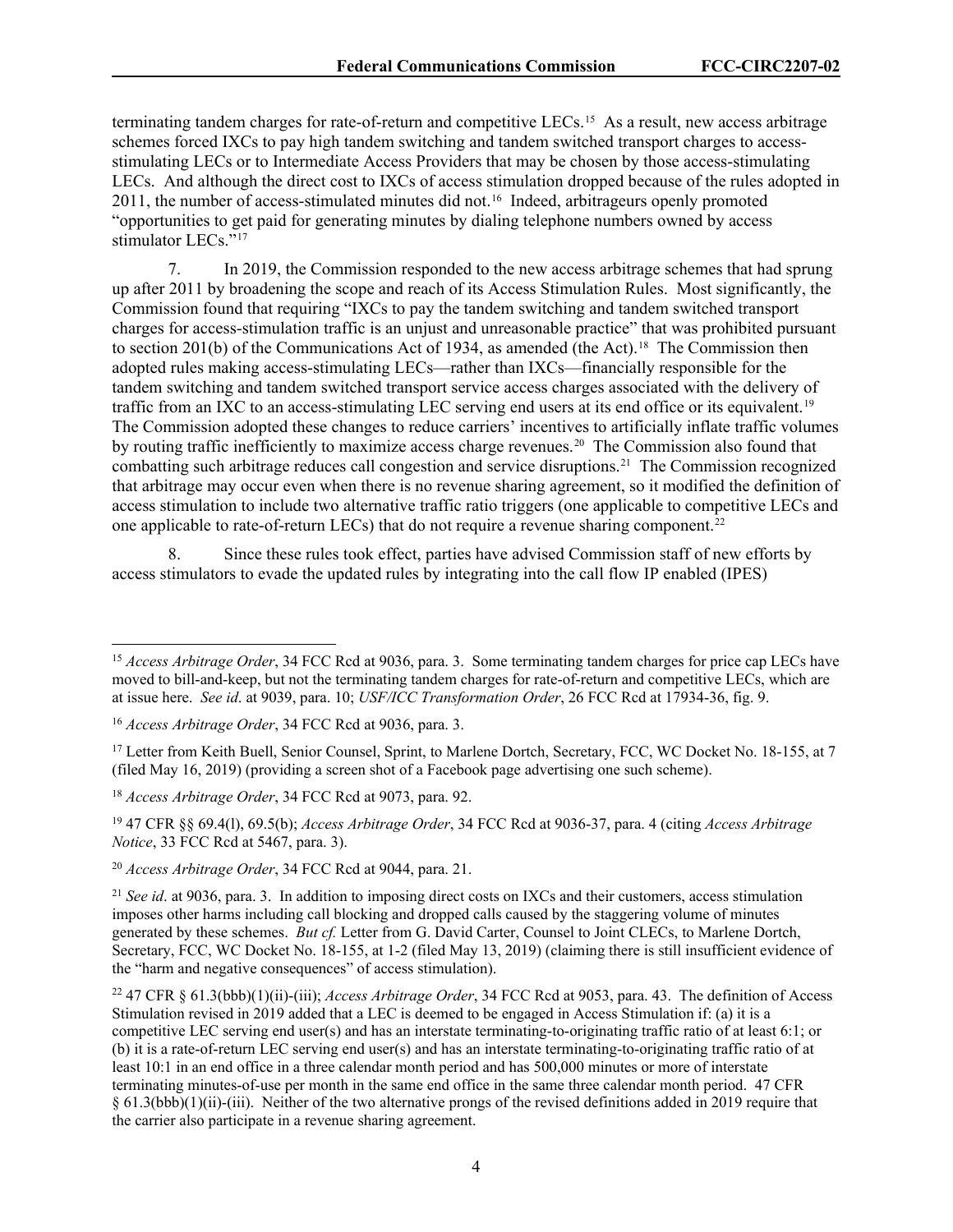terminating tandem charges for rate-of-return and competitive LECs.[15] As a result, new access arbitrage schemes forced IXCs to pay high tandem switching and tandem switched transport charges to access-stimulating LECs or to Intermediate Access Providers that may be chosen by those access-stimulating LECs. And although the direct cost to IXCs of access stimulation dropped because of the rules adopted in 2011, the number of access-stimulated minutes did not.[16] Indeed, arbitrageurs openly promoted "opportunities to get paid for generating minutes by dialing telephone numbers owned by access stimulator LECs."[17]

7. In 2019, the Commission responded to the new access arbitrage schemes that had sprung up after 2011 by broadening the scope and reach of its Access Stimulation Rules. Most significantly, the Commission found that requiring "IXCs to pay the tandem switching and tandem switched transport charges for access-stimulation traffic is an unjust and unreasonable practice" that was prohibited pursuant to section 201(b) of the Communications Act of 1934, as amended (the Act).[18] The Commission then adopted rules making access-stimulating LECs—rather than IXCs—financially responsible for the tandem switching and tandem switched transport service access charges associated with the delivery of traffic from an IXC to an access-stimulating LEC serving end users at its end office or its equivalent.[19] The Commission adopted these changes to reduce carriers' incentives to artificially inflate traffic volumes by routing traffic inefficiently to maximize access charge revenues.[20] The Commission also found that combatting such arbitrage reduces call congestion and service disruptions.[21] The Commission recognized that arbitrage may occur even when there is no revenue sharing agreement, so it modified the definition of access stimulation to include two alternative traffic ratio triggers (one applicable to competitive LECs and one applicable to rate-of-return LECs) that do not require a revenue sharing component.[22]

8. Since these rules took effect, parties have advised Commission staff of new efforts by access stimulators to evade the updated rules by integrating into the call flow IP enabled (IPES)

---

[15] *Access Arbitrage Order*, 34 FCC Rcd at 9036, para. 3. Some terminating tandem charges for price cap LECs have moved to bill-and-keep, but not the terminating tandem charges for rate-of-return and competitive LECs, which are at issue here. *See id*. at 9039, para. 10; *USF/ICC Transformation Order*, 26 FCC Rcd at 17934-36, fig. 9.

[16] *Access Arbitrage Order*, 34 FCC Rcd at 9036, para. 3.

[17] Letter from Keith Buell, Senior Counsel, Sprint, to Marlene Dortch, Secretary, FCC, WC Docket No. 18-155, at 7 (filed May 16, 2019) (providing a screen shot of a Facebook page advertising one such scheme).

[18] *Access Arbitrage Order*, 34 FCC Rcd at 9073, para. 92.

[19] 47 CFR §§ 69.4(l), 69.5(b); *Access Arbitrage Order*, 34 FCC Rcd at 9036-37, para. 4 (citing *Access Arbitrage Notice*, 33 FCC Rcd at 5467, para. 3).

[20] *Access Arbitrage Order*, 34 FCC Rcd at 9044, para. 21.

[21] *See id*. at 9036, para. 3. In addition to imposing direct costs on IXCs and their customers, access stimulation imposes other harms including call blocking and dropped calls caused by the staggering volume of minutes generated by these schemes. *But cf.* Letter from G. David Carter, Counsel to Joint CLECs, to Marlene Dortch, Secretary, FCC, WC Docket No. 18-155, at 1-2 (filed May 13, 2019) (claiming there is still insufficient evidence of the "harm and negative consequences" of access stimulation).

[22] 47 CFR § 61.3(bbb)(1)(ii)-(iii); *Access Arbitrage Order*, 34 FCC Rcd at 9053, para. 43. The definition of Access Stimulation revised in 2019 added that a LEC is deemed to be engaged in Access Stimulation if: (a) it is a competitive LEC serving end user(s) and has an interstate terminating-to-originating traffic ratio of at least 6:1; or (b) it is a rate-of-return LEC serving end user(s) and has an interstate terminating-to-originating traffic ratio of at least 10:1 in an end office in a three calendar month period and has 500,000 minutes or more of interstate terminating minutes-of-use per month in the same end office in the same three calendar month period. 47 CFR § 61.3(bbb)(1)(ii)-(iii). Neither of the two alternative prongs of the revised definitions added in 2019 require that the carrier also participate in a revenue sharing agreement.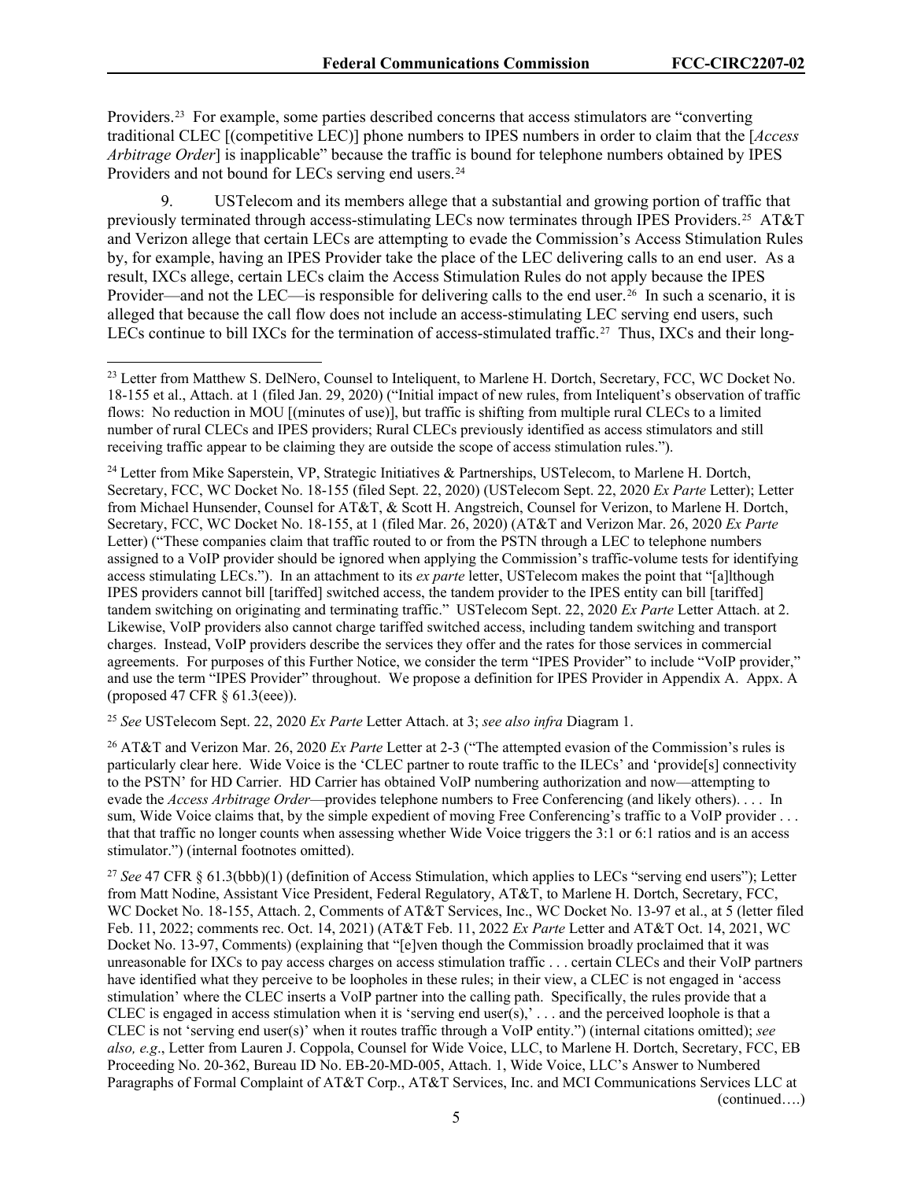Providers.[23] For example, some parties described concerns that access stimulators are "converting traditional CLEC [(competitive LEC)] phone numbers to IPES numbers in order to claim that the [*Access Arbitrage Order*] is inapplicable" because the traffic is bound for telephone numbers obtained by IPES Providers and not bound for LECs serving end users.[24]

9. USTelecom and its members allege that a substantial and growing portion of traffic that previously terminated through access-stimulating LECs now terminates through IPES Providers.[25] AT&T and Verizon allege that certain LECs are attempting to evade the Commission's Access Stimulation Rules by, for example, having an IPES Provider take the place of the LEC delivering calls to an end user. As a result, IXCs allege, certain LECs claim the Access Stimulation Rules do not apply because the IPES Provider—and not the LEC—is responsible for delivering calls to the end user.[26] In such a scenario, it is alleged that because the call flow does not include an access-stimulating LEC serving end users, such LECs continue to bill IXCs for the termination of access-stimulated traffic.[27] Thus, IXCs and their long-

---

[23] Letter from Matthew S. DelNero, Counsel to Inteliquent, to Marlene H. Dortch, Secretary, FCC, WC Docket No. 18-155 et al., Attach. at 1 (filed Jan. 29, 2020) ("Initial impact of new rules, from Inteliquent's observation of traffic flows: No reduction in MOU [(minutes of use)], but traffic is shifting from multiple rural CLECs to a limited number of rural CLECs and IPES providers; Rural CLECs previously identified as access stimulators and still receiving traffic appear to be claiming they are outside the scope of access stimulation rules.").

[24] Letter from Mike Saperstein, VP, Strategic Initiatives & Partnerships, USTelecom, to Marlene H. Dortch, Secretary, FCC, WC Docket No. 18-155 (filed Sept. 22, 2020) (USTelecom Sept. 22, 2020 *Ex Parte* Letter); Letter from Michael Hunsender, Counsel for AT&T, & Scott H. Angstreich, Counsel for Verizon, to Marlene H. Dortch, Secretary, FCC, WC Docket No. 18-155, at 1 (filed Mar. 26, 2020) (AT&T and Verizon Mar. 26, 2020 *Ex Parte* Letter) ("These companies claim that traffic routed to or from the PSTN through a LEC to telephone numbers assigned to a VoIP provider should be ignored when applying the Commission's traffic-volume tests for identifying access stimulating LECs."). In an attachment to its *ex parte* letter, USTelecom makes the point that "[a]lthough IPES providers cannot bill [tariffed] switched access, the tandem provider to the IPES entity can bill [tariffed] tandem switching on originating and terminating traffic." USTelecom Sept. 22, 2020 *Ex Parte* Letter Attach. at 2. Likewise, VoIP providers also cannot charge tariffed switched access, including tandem switching and transport charges. Instead, VoIP providers describe the services they offer and the rates for those services in commercial agreements. For purposes of this Further Notice, we consider the term "IPES Provider" to include "VoIP provider," and use the term "IPES Provider" throughout. We propose a definition for IPES Provider in Appendix A. Appx. A (proposed 47 CFR § 61.3(eee)).

[25] *See* USTelecom Sept. 22, 2020 *Ex Parte* Letter Attach. at 3; *see also infra* Diagram 1.

[26] AT&T and Verizon Mar. 26, 2020 *Ex Parte* Letter at 2-3 ("The attempted evasion of the Commission's rules is particularly clear here. Wide Voice is the 'CLEC partner to route traffic to the ILECs' and 'provide[s] connectivity to the PSTN' for HD Carrier. HD Carrier has obtained VoIP numbering authorization and now—attempting to evade the *Access Arbitrage Order*—provides telephone numbers to Free Conferencing (and likely others). . . . In sum, Wide Voice claims that, by the simple expedient of moving Free Conferencing's traffic to a VoIP provider . . . that that traffic no longer counts when assessing whether Wide Voice triggers the 3:1 or 6:1 ratios and is an access stimulator.") (internal footnotes omitted).

[27] *See* 47 CFR § 61.3(bbb)(1) (definition of Access Stimulation, which applies to LECs "serving end users"); Letter from Matt Nodine, Assistant Vice President, Federal Regulatory, AT&T, to Marlene H. Dortch, Secretary, FCC, WC Docket No. 18-155, Attach. 2, Comments of AT&T Services, Inc., WC Docket No. 13-97 et al., at 5 (letter filed Feb. 11, 2022; comments rec. Oct. 14, 2021) (AT&T Feb. 11, 2022 *Ex Parte* Letter and AT&T Oct. 14, 2021, WC Docket No. 13-97, Comments) (explaining that "[e]ven though the Commission broadly proclaimed that it was unreasonable for IXCs to pay access charges on access stimulation traffic . . . certain CLECs and their VoIP partners have identified what they perceive to be loopholes in these rules; in their view, a CLEC is not engaged in 'access stimulation' where the CLEC inserts a VoIP partner into the calling path. Specifically, the rules provide that a CLEC is engaged in access stimulation when it is 'serving end user(s),' . . . and the perceived loophole is that a CLEC is not 'serving end user(s)' when it routes traffic through a VoIP entity.") (internal citations omitted); *see also, e.g*., Letter from Lauren J. Coppola, Counsel for Wide Voice, LLC, to Marlene H. Dortch, Secretary, FCC, EB Proceeding No. 20-362, Bureau ID No. EB-20-MD-005, Attach. 1, Wide Voice, LLC's Answer to Numbered Paragraphs of Formal Complaint of AT&T Corp., AT&T Services, Inc. and MCI Communications Services LLC at

(continued….)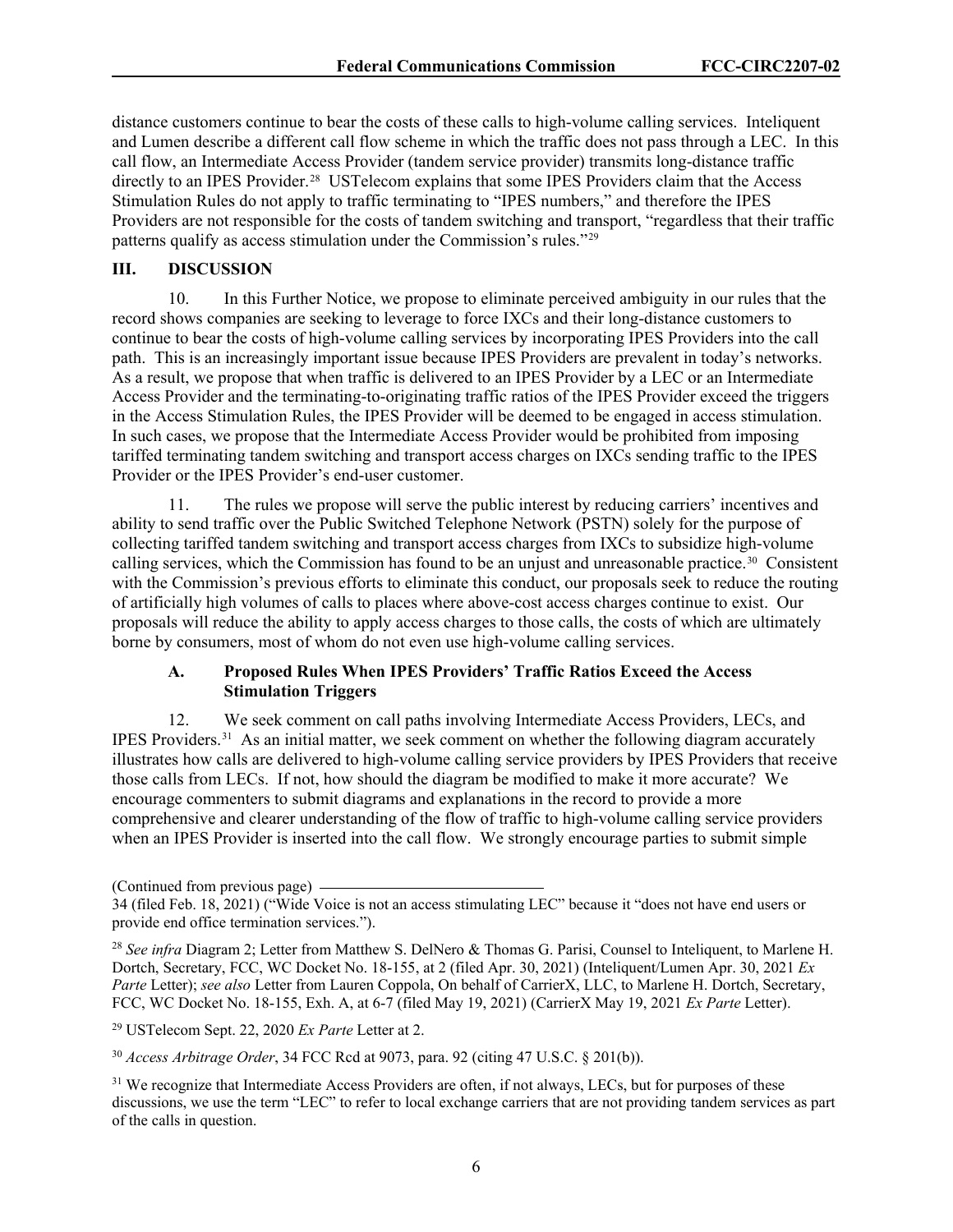distance customers continue to bear the costs of these calls to high-volume calling services. Inteliquent and Lumen describe a different call flow scheme in which the traffic does not pass through a LEC. In this call flow, an Intermediate Access Provider (tandem service provider) transmits long-distance traffic directly to an IPES Provider.[28] USTelecom explains that some IPES Providers claim that the Access Stimulation Rules do not apply to traffic terminating to "IPES numbers," and therefore the IPES Providers are not responsible for the costs of tandem switching and transport, "regardless that their traffic patterns qualify as access stimulation under the Commission's rules."[29]

## III. DISCUSSION

10. In this Further Notice, we propose to eliminate perceived ambiguity in our rules that the record shows companies are seeking to leverage to force IXCs and their long-distance customers to continue to bear the costs of high-volume calling services by incorporating IPES Providers into the call path. This is an increasingly important issue because IPES Providers are prevalent in today's networks. As a result, we propose that when traffic is delivered to an IPES Provider by a LEC or an Intermediate Access Provider and the terminating-to-originating traffic ratios of the IPES Provider exceed the triggers in the Access Stimulation Rules, the IPES Provider will be deemed to be engaged in access stimulation. In such cases, we propose that the Intermediate Access Provider would be prohibited from imposing tariffed terminating tandem switching and transport access charges on IXCs sending traffic to the IPES Provider or the IPES Provider's end-user customer.

11. The rules we propose will serve the public interest by reducing carriers' incentives and ability to send traffic over the Public Switched Telephone Network (PSTN) solely for the purpose of collecting tariffed tandem switching and transport access charges from IXCs to subsidize high-volume calling services, which the Commission has found to be an unjust and unreasonable practice.[30] Consistent with the Commission's previous efforts to eliminate this conduct, our proposals seek to reduce the routing of artificially high volumes of calls to places where above-cost access charges continue to exist. Our proposals will reduce the ability to apply access charges to those calls, the costs of which are ultimately borne by consumers, most of whom do not even use high-volume calling services.

### A. Proposed Rules When IPES Providers' Traffic Ratios Exceed the Access Stimulation Triggers

12. We seek comment on call paths involving Intermediate Access Providers, LECs, and IPES Providers.[31] As an initial matter, we seek comment on whether the following diagram accurately illustrates how calls are delivered to high-volume calling service providers by IPES Providers that receive those calls from LECs. If not, how should the diagram be modified to make it more accurate? We encourage commenters to submit diagrams and explanations in the record to provide a more comprehensive and clearer understanding of the flow of traffic to high-volume calling service providers when an IPES Provider is inserted into the call flow. We strongly encourage parties to submit simple

---

(Continued from previous page)

34 (filed Feb. 18, 2021) ("Wide Voice is not an access stimulating LEC" because it "does not have end users or provide end office termination services.").

[28] *See infra* Diagram 2; Letter from Matthew S. DelNero & Thomas G. Parisi, Counsel to Inteliquent, to Marlene H. Dortch, Secretary, FCC, WC Docket No. 18-155, at 2 (filed Apr. 30, 2021) (Inteliquent/Lumen Apr. 30, 2021 *Ex Parte* Letter); *see also* Letter from Lauren Coppola, On behalf of CarrierX, LLC, to Marlene H. Dortch, Secretary, FCC, WC Docket No. 18-155, Exh. A, at 6-7 (filed May 19, 2021) (CarrierX May 19, 2021 *Ex Parte* Letter).

[29] USTelecom Sept. 22, 2020 *Ex Parte* Letter at 2.

[30] *Access Arbitrage Order*, 34 FCC Rcd at 9073, para. 92 (citing 47 U.S.C. § 201(b)).

[31] We recognize that Intermediate Access Providers are often, if not always, LECs, but for purposes of these discussions, we use the term "LEC" to refer to local exchange carriers that are not providing tandem services as part of the calls in question.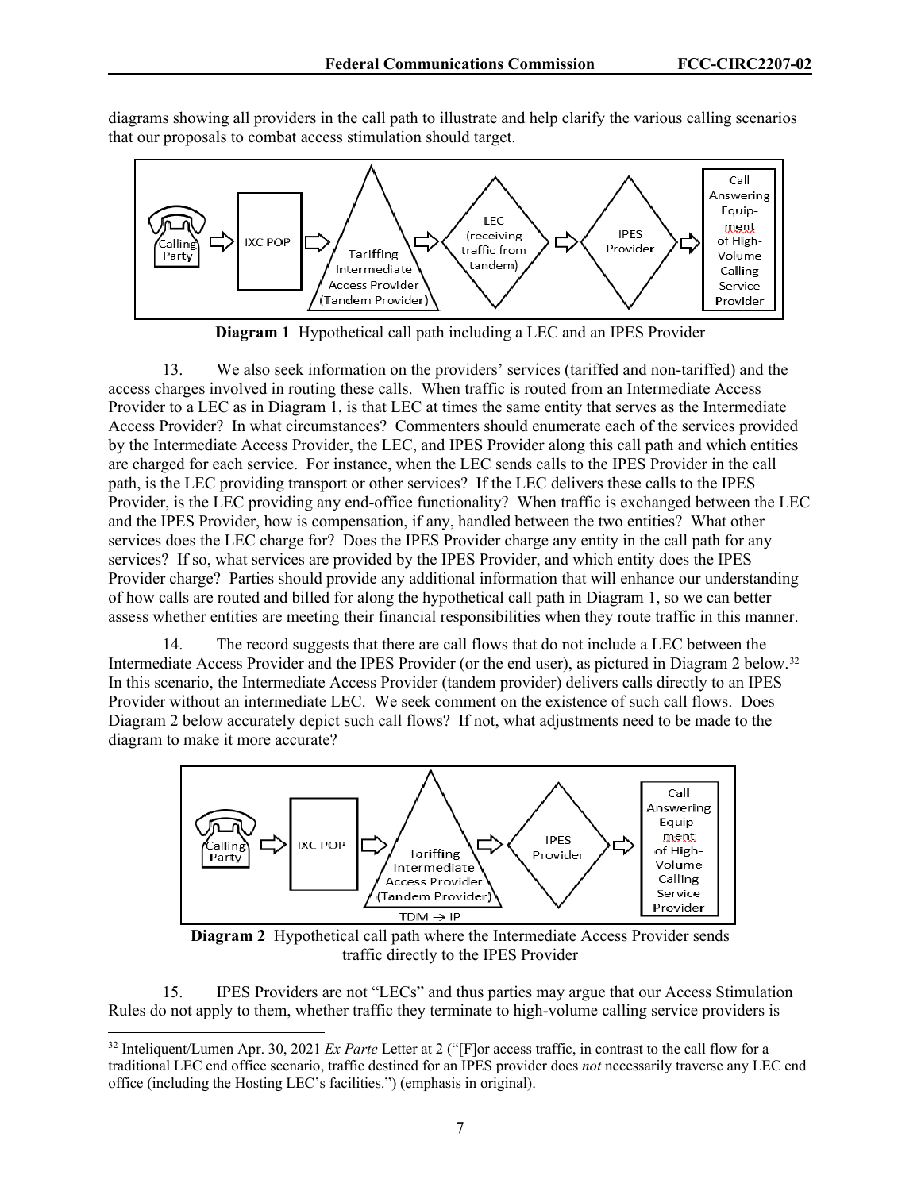diagrams showing all providers in the call path to illustrate and help clarify the various calling scenarios that our proposals to combat access stimulation should target.

**Diagram 1** Hypothetical call path including a LEC and an IPES Provider

13. We also seek information on the providers' services (tariffed and non-tariffed) and the access charges involved in routing these calls. When traffic is routed from an Intermediate Access Provider to a LEC as in Diagram 1, is that LEC at times the same entity that serves as the Intermediate Access Provider? In what circumstances? Commenters should enumerate each of the services provided by the Intermediate Access Provider, the LEC, and IPES Provider along this call path and which entities are charged for each service. For instance, when the LEC sends calls to the IPES Provider in the call path, is the LEC providing transport or other services? If the LEC delivers these calls to the IPES Provider, is the LEC providing any end-office functionality? When traffic is exchanged between the LEC and the IPES Provider, how is compensation, if any, handled between the two entities? What other services does the LEC charge for? Does the IPES Provider charge any entity in the call path for any services? If so, what services are provided by the IPES Provider, and which entity does the IPES Provider charge? Parties should provide any additional information that will enhance our understanding of how calls are routed and billed for along the hypothetical call path in Diagram 1, so we can better assess whether entities are meeting their financial responsibilities when they route traffic in this manner.

14. The record suggests that there are call flows that do not include a LEC between the Intermediate Access Provider and the IPES Provider (or the end user), as pictured in Diagram 2 below.[32] In this scenario, the Intermediate Access Provider (tandem provider) delivers calls directly to an IPES Provider without an intermediate LEC. We seek comment on the existence of such call flows. Does Diagram 2 below accurately depict such call flows? If not, what adjustments need to be made to the diagram to make it more accurate?

**Diagram 2** Hypothetical call path where the Intermediate Access Provider sends traffic directly to the IPES Provider

15. IPES Providers are not "LECs" and thus parties may argue that our Access Stimulation Rules do not apply to them, whether traffic they terminate to high-volume calling service providers is

[32] Inteliquent/Lumen Apr. 30, 2021 *Ex Parte* Letter at 2 ("[F]or access traffic, in contrast to the call flow for a traditional LEC end office scenario, traffic destined for an IPES provider does *not* necessarily traverse any LEC end office (including the Hosting LEC's facilities.") (emphasis in original).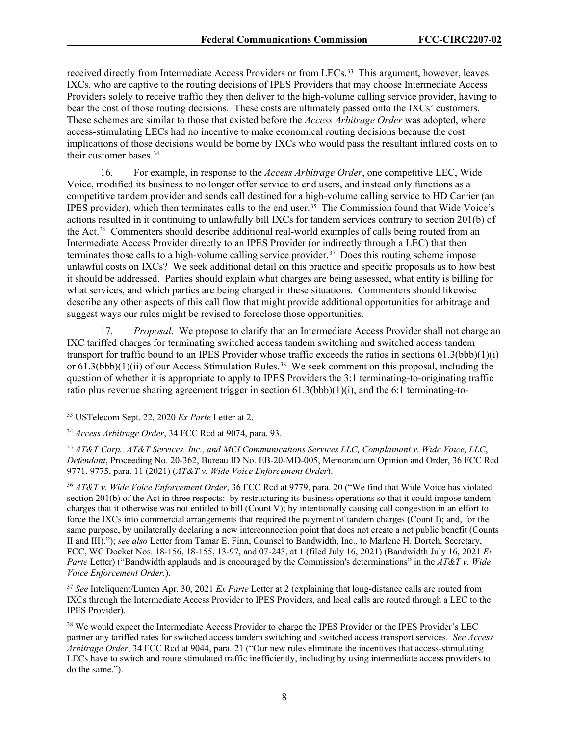received directly from Intermediate Access Providers or from LECs.[33] This argument, however, leaves IXCs, who are captive to the routing decisions of IPES Providers that may choose Intermediate Access Providers solely to receive traffic they then deliver to the high-volume calling service provider, having to bear the cost of those routing decisions. These costs are ultimately passed onto the IXCs' customers. These schemes are similar to those that existed before the *Access Arbitrage Order* was adopted, where access-stimulating LECs had no incentive to make economical routing decisions because the cost implications of those decisions would be borne by IXCs who would pass the resultant inflated costs on to their customer bases.[34]

16. For example, in response to the *Access Arbitrage Order*, one competitive LEC, Wide Voice, modified its business to no longer offer service to end users, and instead only functions as a competitive tandem provider and sends call destined for a high-volume calling service to HD Carrier (an IPES provider), which then terminates calls to the end user.[35] The Commission found that Wide Voice's actions resulted in it continuing to unlawfully bill IXCs for tandem services contrary to section 201(b) of the Act.[36] Commenters should describe additional real-world examples of calls being routed from an Intermediate Access Provider directly to an IPES Provider (or indirectly through a LEC) that then terminates those calls to a high-volume calling service provider.[37] Does this routing scheme impose unlawful costs on IXCs? We seek additional detail on this practice and specific proposals as to how best it should be addressed. Parties should explain what charges are being assessed, what entity is billing for what services, and which parties are being charged in these situations. Commenters should likewise describe any other aspects of this call flow that might provide additional opportunities for arbitrage and suggest ways our rules might be revised to foreclose those opportunities.

17. *Proposal*. We propose to clarify that an Intermediate Access Provider shall not charge an IXC tariffed charges for terminating switched access tandem switching and switched access tandem transport for traffic bound to an IPES Provider whose traffic exceeds the ratios in sections 61.3(bbb)(1)(i) or 61.3(bbb)(1)(ii) of our Access Stimulation Rules.[38] We seek comment on this proposal, including the question of whether it is appropriate to apply to IPES Providers the 3:1 terminating-to-originating traffic ratio plus revenue sharing agreement trigger in section 61.3(bbb)(1)(i), and the 6:1 terminating-to-

---

[33] USTelecom Sept. 22, 2020 *Ex Parte* Letter at 2.

[34] *Access Arbitrage Order*, 34 FCC Rcd at 9074, para. 93.

[35] *AT&T Corp., AT&T Services, Inc., and MCI Communications Services LLC, Complainant v. Wide Voice, LLC, Defendant*, Proceeding No. 20-362, Bureau ID No. EB-20-MD-005, Memorandum Opinion and Order, 36 FCC Rcd 9771, 9775, para. 11 (2021) (*AT&T v. Wide Voice Enforcement Order*).

[36] *AT&T v. Wide Voice Enforcement Order*, 36 FCC Rcd at 9779, para. 20 ("We find that Wide Voice has violated section 201(b) of the Act in three respects: by restructuring its business operations so that it could impose tandem charges that it otherwise was not entitled to bill (Count V); by intentionally causing call congestion in an effort to force the IXCs into commercial arrangements that required the payment of tandem charges (Count I); and, for the same purpose, by unilaterally declaring a new interconnection point that does not create a net public benefit (Counts II and III)."); *see also* Letter from Tamar E. Finn, Counsel to Bandwidth, Inc., to Marlene H. Dortch, Secretary, FCC, WC Docket Nos. 18-156, 18-155, 13-97, and 07-243, at 1 (filed July 16, 2021) (Bandwidth July 16, 2021 *Ex Parte* Letter) ("Bandwidth applauds and is encouraged by the Commission's determinations" in the *AT&T v. Wide Voice Enforcement Order.*).

[37] *See* Inteliquent/Lumen Apr. 30, 2021 *Ex Parte* Letter at 2 (explaining that long-distance calls are routed from IXCs through the Intermediate Access Provider to IPES Providers, and local calls are routed through a LEC to the IPES Provider).

[38] We would expect the Intermediate Access Provider to charge the IPES Provider or the IPES Provider's LEC partner any tariffed rates for switched access tandem switching and switched access transport services. *See Access Arbitrage Order*, 34 FCC Rcd at 9044, para. 21 ("Our new rules eliminate the incentives that access-stimulating LECs have to switch and route stimulated traffic inefficiently, including by using intermediate access providers to do the same.").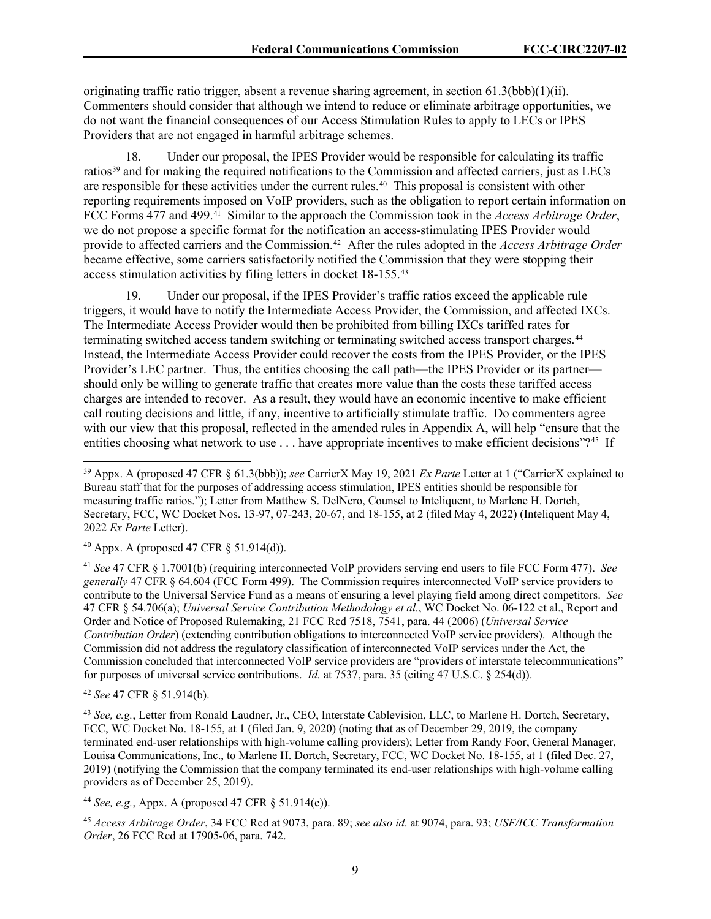originating traffic ratio trigger, absent a revenue sharing agreement, in section 61.3(bbb)(1)(ii). Commenters should consider that although we intend to reduce or eliminate arbitrage opportunities, we do not want the financial consequences of our Access Stimulation Rules to apply to LECs or IPES Providers that are not engaged in harmful arbitrage schemes.

18. Under our proposal, the IPES Provider would be responsible for calculating its traffic ratios[39] and for making the required notifications to the Commission and affected carriers, just as LECs are responsible for these activities under the current rules.[40] This proposal is consistent with other reporting requirements imposed on VoIP providers, such as the obligation to report certain information on FCC Forms 477 and 499.[41] Similar to the approach the Commission took in the *Access Arbitrage Order*, we do not propose a specific format for the notification an access-stimulating IPES Provider would provide to affected carriers and the Commission.[42] After the rules adopted in the *Access Arbitrage Order* became effective, some carriers satisfactorily notified the Commission that they were stopping their access stimulation activities by filing letters in docket 18-155.[43]

19. Under our proposal, if the IPES Provider's traffic ratios exceed the applicable rule triggers, it would have to notify the Intermediate Access Provider, the Commission, and affected IXCs. The Intermediate Access Provider would then be prohibited from billing IXCs tariffed rates for terminating switched access tandem switching or terminating switched access transport charges.[44] Instead, the Intermediate Access Provider could recover the costs from the IPES Provider, or the IPES Provider's LEC partner. Thus, the entities choosing the call path—the IPES Provider or its partner—should only be willing to generate traffic that creates more value than the costs these tariffed access charges are intended to recover. As a result, they would have an economic incentive to make efficient call routing decisions and little, if any, incentive to artificially stimulate traffic. Do commenters agree with our view that this proposal, reflected in the amended rules in Appendix A, will help "ensure that the entities choosing what network to use . . . have appropriate incentives to make efficient decisions"?[45] If

---

[39] Appx. A (proposed 47 CFR § 61.3(bbb)); *see* CarrierX May 19, 2021 *Ex Parte* Letter at 1 ("CarrierX explained to Bureau staff that for the purposes of addressing access stimulation, IPES entities should be responsible for measuring traffic ratios."); Letter from Matthew S. DelNero, Counsel to Inteliquent, to Marlene H. Dortch, Secretary, FCC, WC Docket Nos. 13-97, 07-243, 20-67, and 18-155, at 2 (filed May 4, 2022) (Inteliquent May 4, 2022 *Ex Parte* Letter).

[40] Appx. A (proposed 47 CFR § 51.914(d)).

[41] *See* 47 CFR § 1.7001(b) (requiring interconnected VoIP providers serving end users to file FCC Form 477). *See generally* 47 CFR § 64.604 (FCC Form 499). The Commission requires interconnected VoIP service providers to contribute to the Universal Service Fund as a means of ensuring a level playing field among direct competitors. *See* 47 CFR § 54.706(a); *Universal Service Contribution Methodology et al.*, WC Docket No. 06-122 et al., Report and Order and Notice of Proposed Rulemaking, 21 FCC Rcd 7518, 7541, para. 44 (2006) (*Universal Service Contribution Order*) (extending contribution obligations to interconnected VoIP service providers). Although the Commission did not address the regulatory classification of interconnected VoIP services under the Act, the Commission concluded that interconnected VoIP service providers are "providers of interstate telecommunications" for purposes of universal service contributions. *Id.* at 7537, para. 35 (citing 47 U.S.C. § 254(d)).

[42] *See* 47 CFR § 51.914(b).

[43] *See, e.g.*, Letter from Ronald Laudner, Jr., CEO, Interstate Cablevision, LLC, to Marlene H. Dortch, Secretary, FCC, WC Docket No. 18-155, at 1 (filed Jan. 9, 2020) (noting that as of December 29, 2019, the company terminated end-user relationships with high-volume calling providers); Letter from Randy Foor, General Manager, Louisa Communications, Inc., to Marlene H. Dortch, Secretary, FCC, WC Docket No. 18-155, at 1 (filed Dec. 27, 2019) (notifying the Commission that the company terminated its end-user relationships with high-volume calling providers as of December 25, 2019).

[44] *See, e.g.*, Appx. A (proposed 47 CFR § 51.914(e)).

[45] *Access Arbitrage Order*, 34 FCC Rcd at 9073, para. 89; *see also id*. at 9074, para. 93; *USF/ICC Transformation Order*, 26 FCC Rcd at 17905-06, para. 742.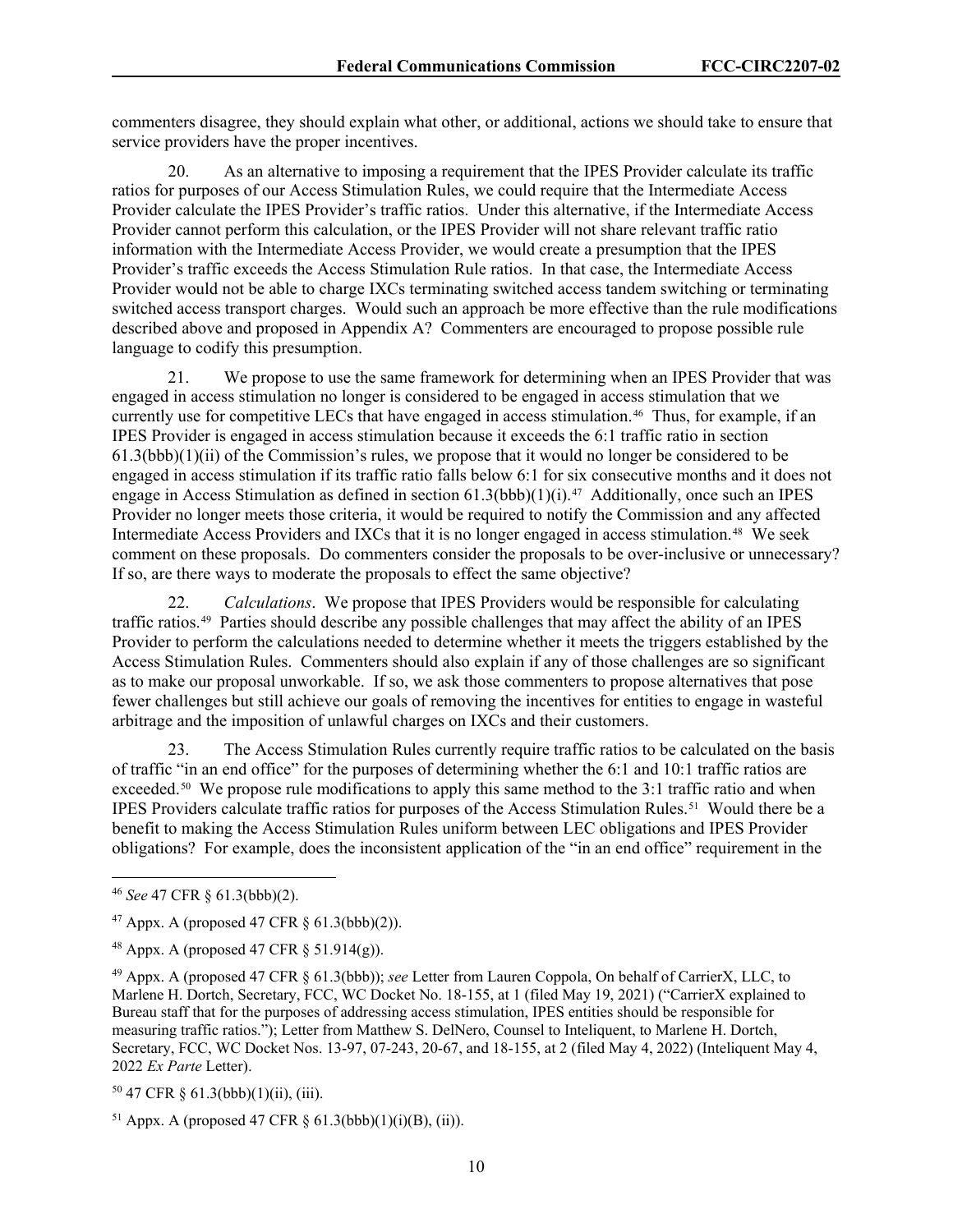commenters disagree, they should explain what other, or additional, actions we should take to ensure that service providers have the proper incentives.

20. As an alternative to imposing a requirement that the IPES Provider calculate its traffic ratios for purposes of our Access Stimulation Rules, we could require that the Intermediate Access Provider calculate the IPES Provider's traffic ratios. Under this alternative, if the Intermediate Access Provider cannot perform this calculation, or the IPES Provider will not share relevant traffic ratio information with the Intermediate Access Provider, we would create a presumption that the IPES Provider's traffic exceeds the Access Stimulation Rule ratios. In that case, the Intermediate Access Provider would not be able to charge IXCs terminating switched access tandem switching or terminating switched access transport charges. Would such an approach be more effective than the rule modifications described above and proposed in Appendix A? Commenters are encouraged to propose possible rule language to codify this presumption.

21. We propose to use the same framework for determining when an IPES Provider that was engaged in access stimulation no longer is considered to be engaged in access stimulation that we currently use for competitive LECs that have engaged in access stimulation.[46] Thus, for example, if an IPES Provider is engaged in access stimulation because it exceeds the 6:1 traffic ratio in section 61.3(bbb)(1)(ii) of the Commission's rules, we propose that it would no longer be considered to be engaged in access stimulation if its traffic ratio falls below 6:1 for six consecutive months and it does not engage in Access Stimulation as defined in section 61.3(bbb)(1)(i).[47] Additionally, once such an IPES Provider no longer meets those criteria, it would be required to notify the Commission and any affected Intermediate Access Providers and IXCs that it is no longer engaged in access stimulation.[48] We seek comment on these proposals. Do commenters consider the proposals to be over-inclusive or unnecessary? If so, are there ways to moderate the proposals to effect the same objective?

22. *Calculations*. We propose that IPES Providers would be responsible for calculating traffic ratios.[49] Parties should describe any possible challenges that may affect the ability of an IPES Provider to perform the calculations needed to determine whether it meets the triggers established by the Access Stimulation Rules. Commenters should also explain if any of those challenges are so significant as to make our proposal unworkable. If so, we ask those commenters to propose alternatives that pose fewer challenges but still achieve our goals of removing the incentives for entities to engage in wasteful arbitrage and the imposition of unlawful charges on IXCs and their customers.

23. The Access Stimulation Rules currently require traffic ratios to be calculated on the basis of traffic "in an end office" for the purposes of determining whether the 6:1 and 10:1 traffic ratios are exceeded.[50] We propose rule modifications to apply this same method to the 3:1 traffic ratio and when IPES Providers calculate traffic ratios for purposes of the Access Stimulation Rules.[51] Would there be a benefit to making the Access Stimulation Rules uniform between LEC obligations and IPES Provider obligations? For example, does the inconsistent application of the "in an end office" requirement in the

---

[46] *See* 47 CFR § 61.3(bbb)(2).

[47] Appx. A (proposed 47 CFR § 61.3(bbb)(2)).

[48] Appx. A (proposed 47 CFR § 51.914(g)).

[49] Appx. A (proposed 47 CFR § 61.3(bbb)); *see* Letter from Lauren Coppola, On behalf of CarrierX, LLC, to Marlene H. Dortch, Secretary, FCC, WC Docket No. 18-155, at 1 (filed May 19, 2021) ("CarrierX explained to Bureau staff that for the purposes of addressing access stimulation, IPES entities should be responsible for measuring traffic ratios."); Letter from Matthew S. DelNero, Counsel to Inteliquent, to Marlene H. Dortch, Secretary, FCC, WC Docket Nos. 13-97, 07-243, 20-67, and 18-155, at 2 (filed May 4, 2022) (Inteliquent May 4, 2022 *Ex Parte* Letter).

[50] 47 CFR § 61.3(bbb)(1)(ii), (iii).

[51] Appx. A (proposed 47 CFR § 61.3(bbb)(1)(i)(B), (ii)).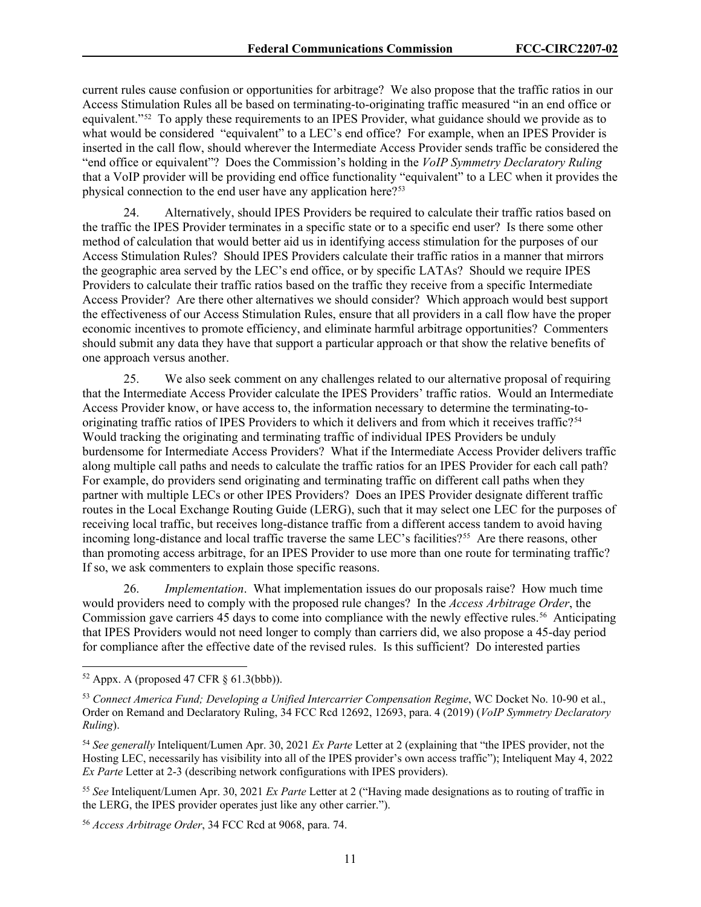current rules cause confusion or opportunities for arbitrage? We also propose that the traffic ratios in our Access Stimulation Rules all be based on terminating-to-originating traffic measured "in an end office or equivalent."[52] To apply these requirements to an IPES Provider, what guidance should we provide as to what would be considered "equivalent" to a LEC's end office? For example, when an IPES Provider is inserted in the call flow, should wherever the Intermediate Access Provider sends traffic be considered the "end office or equivalent"? Does the Commission's holding in the *VoIP Symmetry Declaratory Ruling* that a VoIP provider will be providing end office functionality "equivalent" to a LEC when it provides the physical connection to the end user have any application here?[53]

24. Alternatively, should IPES Providers be required to calculate their traffic ratios based on the traffic the IPES Provider terminates in a specific state or to a specific end user? Is there some other method of calculation that would better aid us in identifying access stimulation for the purposes of our Access Stimulation Rules? Should IPES Providers calculate their traffic ratios in a manner that mirrors the geographic area served by the LEC's end office, or by specific LATAs? Should we require IPES Providers to calculate their traffic ratios based on the traffic they receive from a specific Intermediate Access Provider? Are there other alternatives we should consider? Which approach would best support the effectiveness of our Access Stimulation Rules, ensure that all providers in a call flow have the proper economic incentives to promote efficiency, and eliminate harmful arbitrage opportunities? Commenters should submit any data they have that support a particular approach or that show the relative benefits of one approach versus another.

25. We also seek comment on any challenges related to our alternative proposal of requiring that the Intermediate Access Provider calculate the IPES Providers' traffic ratios. Would an Intermediate Access Provider know, or have access to, the information necessary to determine the terminating-to-originating traffic ratios of IPES Providers to which it delivers and from which it receives traffic?[54] Would tracking the originating and terminating traffic of individual IPES Providers be unduly burdensome for Intermediate Access Providers? What if the Intermediate Access Provider delivers traffic along multiple call paths and needs to calculate the traffic ratios for an IPES Provider for each call path? For example, do providers send originating and terminating traffic on different call paths when they partner with multiple LECs or other IPES Providers? Does an IPES Provider designate different traffic routes in the Local Exchange Routing Guide (LERG), such that it may select one LEC for the purposes of receiving local traffic, but receives long-distance traffic from a different access tandem to avoid having incoming long-distance and local traffic traverse the same LEC's facilities?[55] Are there reasons, other than promoting access arbitrage, for an IPES Provider to use more than one route for terminating traffic? If so, we ask commenters to explain those specific reasons.

26. *Implementation*. What implementation issues do our proposals raise? How much time would providers need to comply with the proposed rule changes? In the *Access Arbitrage Order*, the Commission gave carriers 45 days to come into compliance with the newly effective rules.[56] Anticipating that IPES Providers would not need longer to comply than carriers did, we also propose a 45-day period for compliance after the effective date of the revised rules. Is this sufficient? Do interested parties

---

[52] Appx. A (proposed 47 CFR § 61.3(bbb)).

[53] *Connect America Fund; Developing a Unified Intercarrier Compensation Regime*, WC Docket No. 10-90 et al., Order on Remand and Declaratory Ruling, 34 FCC Rcd 12692, 12693, para. 4 (2019) (*VoIP Symmetry Declaratory Ruling*).

[54] *See generally* Inteliquent/Lumen Apr. 30, 2021 *Ex Parte* Letter at 2 (explaining that "the IPES provider, not the Hosting LEC, necessarily has visibility into all of the IPES provider's own access traffic"); Inteliquent May 4, 2022 *Ex Parte* Letter at 2-3 (describing network configurations with IPES providers).

[55] *See* Inteliquent/Lumen Apr. 30, 2021 *Ex Parte* Letter at 2 ("Having made designations as to routing of traffic in the LERG, the IPES provider operates just like any other carrier.").

[56] *Access Arbitrage Order*, 34 FCC Rcd at 9068, para. 74.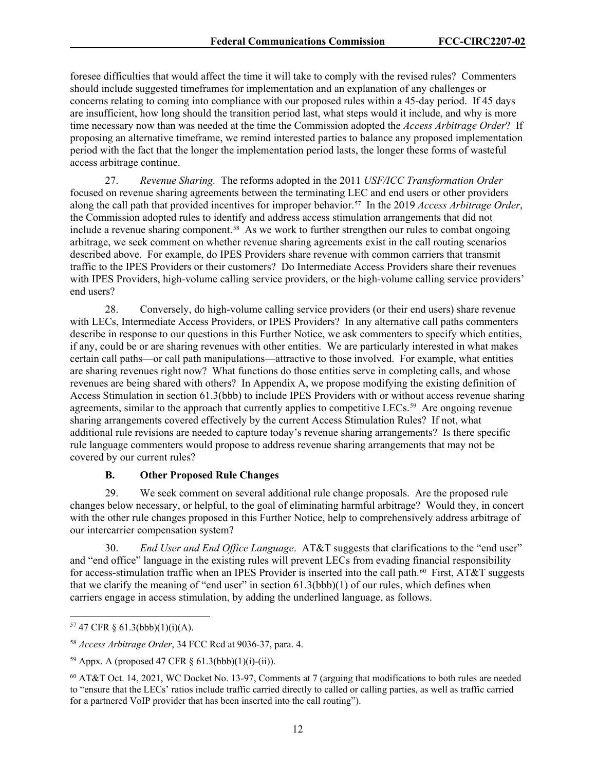foresee difficulties that would affect the time it will take to comply with the revised rules? Commenters should include suggested timeframes for implementation and an explanation of any challenges or concerns relating to coming into compliance with our proposed rules within a 45-day period. If 45 days are insufficient, how long should the transition period last, what steps would it include, and why is more time necessary now than was needed at the time the Commission adopted the *Access Arbitrage Order*? If proposing an alternative timeframe, we remind interested parties to balance any proposed implementation period with the fact that the longer the implementation period lasts, the longer these forms of wasteful access arbitrage continue.

27. *Revenue Sharing.* The reforms adopted in the 2011 *USF/ICC Transformation Order* focused on revenue sharing agreements between the terminating LEC and end users or other providers along the call path that provided incentives for improper behavior.[57] In the 2019 *Access Arbitrage Order*, the Commission adopted rules to identify and address access stimulation arrangements that did not include a revenue sharing component.[58] As we work to further strengthen our rules to combat ongoing arbitrage, we seek comment on whether revenue sharing agreements exist in the call routing scenarios described above. For example, do IPES Providers share revenue with common carriers that transmit traffic to the IPES Providers or their customers? Do Intermediate Access Providers share their revenues with IPES Providers, high-volume calling service providers, or the high-volume calling service providers' end users?

28. Conversely, do high-volume calling service providers (or their end users) share revenue with LECs, Intermediate Access Providers, or IPES Providers? In any alternative call paths commenters describe in response to our questions in this Further Notice, we ask commenters to specify which entities, if any, could be or are sharing revenues with other entities. We are particularly interested in what makes certain call paths—or call path manipulations—attractive to those involved. For example, what entities are sharing revenues right now? What functions do those entities serve in completing calls, and whose revenues are being shared with others? In Appendix A, we propose modifying the existing definition of Access Stimulation in section 61.3(bbb) to include IPES Providers with or without access revenue sharing agreements, similar to the approach that currently applies to competitive LECs.[59] Are ongoing revenue sharing arrangements covered effectively by the current Access Stimulation Rules? If not, what additional rule revisions are needed to capture today's revenue sharing arrangements? Is there specific rule language commenters would propose to address revenue sharing arrangements that may not be covered by our current rules?

### B. Other Proposed Rule Changes

29. We seek comment on several additional rule change proposals. Are the proposed rule changes below necessary, or helpful, to the goal of eliminating harmful arbitrage? Would they, in concert with the other rule changes proposed in this Further Notice, help to comprehensively address arbitrage of our intercarrier compensation system?

30. *End User and End Office Language*. AT&T suggests that clarifications to the "end user" and "end office" language in the existing rules will prevent LECs from evading financial responsibility for access-stimulation traffic when an IPES Provider is inserted into the call path.[60] First, AT&T suggests that we clarify the meaning of "end user" in section 61.3(bbb)(1) of our rules, which defines when carriers engage in access stimulation, by adding the underlined language, as follows.

---

[57] 47 CFR § 61.3(bbb)(1)(i)(A).

[58] *Access Arbitrage Order*, 34 FCC Rcd at 9036-37, para. 4.

[59] Appx. A (proposed 47 CFR § 61.3(bbb)(1)(i)-(ii)).

[60] AT&T Oct. 14, 2021, WC Docket No. 13-97, Comments at 7 (arguing that modifications to both rules are needed to "ensure that the LECs' ratios include traffic carried directly to called or calling parties, as well as traffic carried for a partnered VoIP provider that has been inserted into the call routing").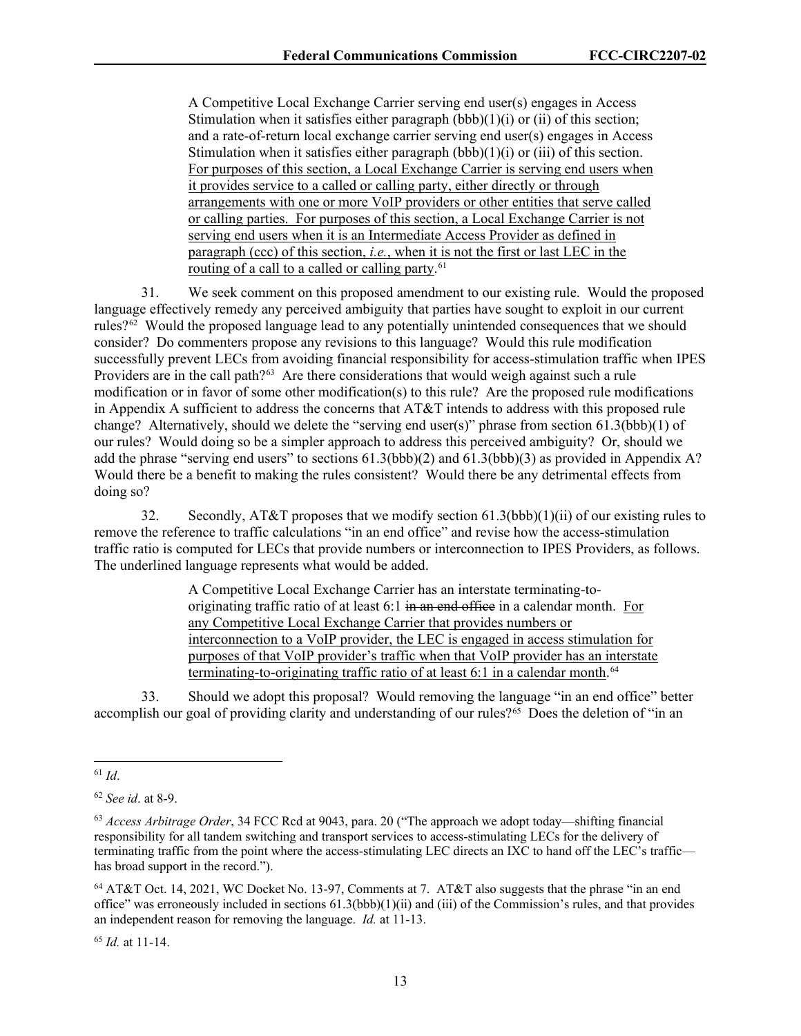> A Competitive Local Exchange Carrier serving end user(s) engages in Access Stimulation when it satisfies either paragraph (bbb)(1)(i) or (ii) of this section; and a rate-of-return local exchange carrier serving end user(s) engages in Access Stimulation when it satisfies either paragraph (bbb)(1)(i) or (iii) of this section. <u>For purposes of this section, a Local Exchange Carrier is serving end users when it provides service to a called or calling party, either directly or through arrangements with one or more VoIP providers or other entities that serve called or calling parties. For purposes of this section, a Local Exchange Carrier is not serving end users when it is an Intermediate Access Provider as defined in paragraph (ccc) of this section, *i.e.*, when it is not the first or last LEC in the routing of a call to a called or calling party.</u>[61]

31. We seek comment on this proposed amendment to our existing rule. Would the proposed language effectively remedy any perceived ambiguity that parties have sought to exploit in our current rules?[62] Would the proposed language lead to any potentially unintended consequences that we should consider? Do commenters propose any revisions to this language? Would this rule modification successfully prevent LECs from avoiding financial responsibility for access-stimulation traffic when IPES Providers are in the call path?[63] Are there considerations that would weigh against such a rule modification or in favor of some other modification(s) to this rule? Are the proposed rule modifications in Appendix A sufficient to address the concerns that AT&T intends to address with this proposed rule change? Alternatively, should we delete the "serving end user(s)" phrase from section 61.3(bbb)(1) of our rules? Would doing so be a simpler approach to address this perceived ambiguity? Or, should we add the phrase "serving end users" to sections 61.3(bbb)(2) and 61.3(bbb)(3) as provided in Appendix A? Would there be a benefit to making the rules consistent? Would there be any detrimental effects from doing so?

32. Secondly, AT&T proposes that we modify section 61.3(bbb)(1)(ii) of our existing rules to remove the reference to traffic calculations "in an end office" and revise how the access-stimulation traffic ratio is computed for LECs that provide numbers or interconnection to IPES Providers, as follows. The underlined language represents what would be added.

> A Competitive Local Exchange Carrier has an interstate terminating-to-originating traffic ratio of at least 6:1 ~~in an end office~~ in a calendar month. <u>For any Competitive Local Exchange Carrier that provides numbers or interconnection to a VoIP provider, the LEC is engaged in access stimulation for purposes of that VoIP provider's traffic when that VoIP provider has an interstate terminating-to-originating traffic ratio of at least 6:1 in a calendar month.</u>[64]

33. Should we adopt this proposal? Would removing the language "in an end office" better accomplish our goal of providing clarity and understanding of our rules?[65] Does the deletion of "in an

---

[61] *Id*.

[62] *See id*. at 8-9.

[63] *Access Arbitrage Order*, 34 FCC Rcd at 9043, para. 20 ("The approach we adopt today—shifting financial responsibility for all tandem switching and transport services to access-stimulating LECs for the delivery of terminating traffic from the point where the access-stimulating LEC directs an IXC to hand off the LEC's traffic—has broad support in the record.").

[64] AT&T Oct. 14, 2021, WC Docket No. 13-97, Comments at 7. AT&T also suggests that the phrase "in an end office" was erroneously included in sections 61.3(bbb)(1)(ii) and (iii) of the Commission's rules, and that provides an independent reason for removing the language. *Id.* at 11-13.

[65] *Id.* at 11-14.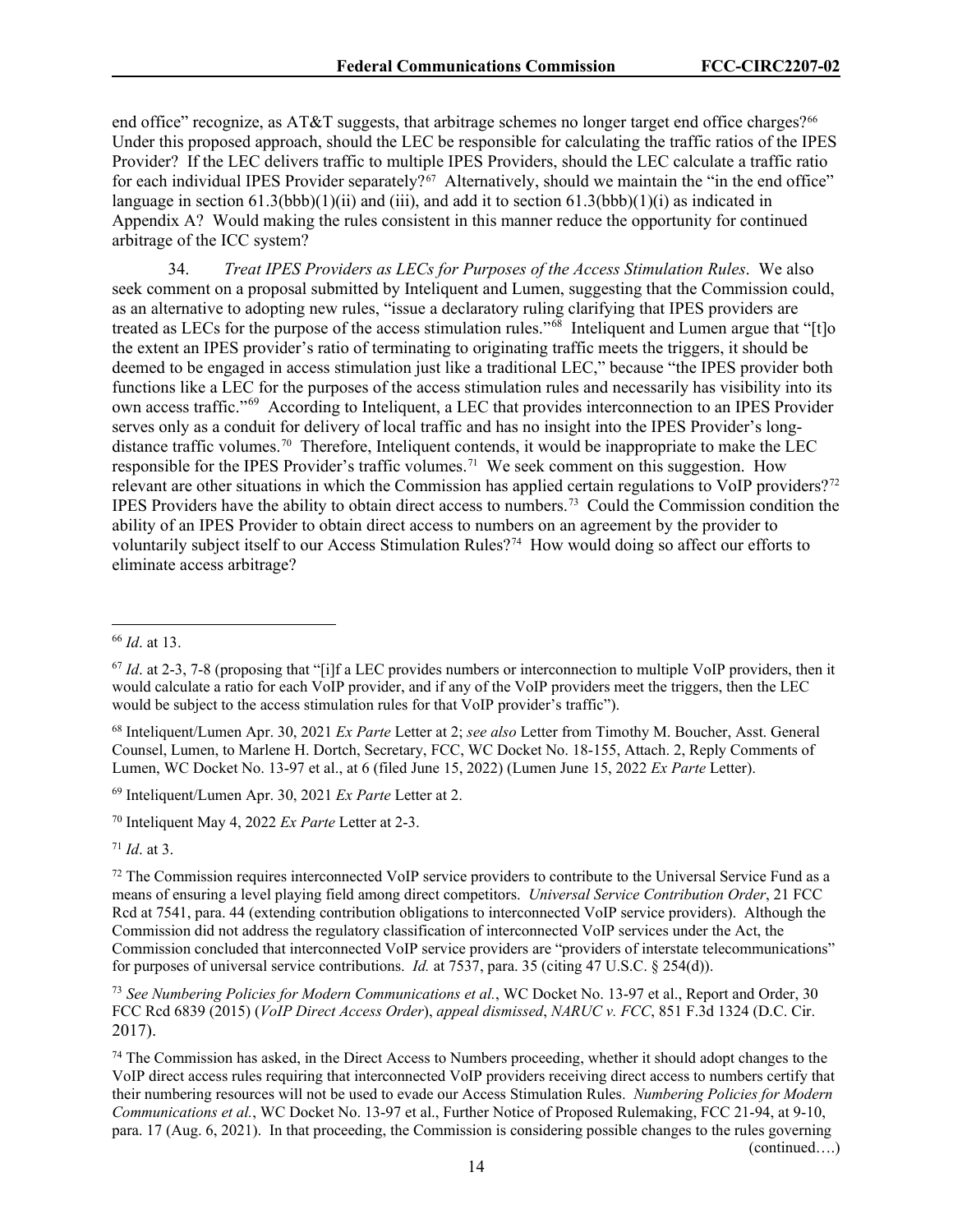end office" recognize, as AT&T suggests, that arbitrage schemes no longer target end office charges?[66] Under this proposed approach, should the LEC be responsible for calculating the traffic ratios of the IPES Provider? If the LEC delivers traffic to multiple IPES Providers, should the LEC calculate a traffic ratio for each individual IPES Provider separately?[67] Alternatively, should we maintain the "in the end office" language in section 61.3(bbb)(1)(ii) and (iii), and add it to section 61.3(bbb)(1)(i) as indicated in Appendix A? Would making the rules consistent in this manner reduce the opportunity for continued arbitrage of the ICC system?

34. *Treat IPES Providers as LECs for Purposes of the Access Stimulation Rules*. We also seek comment on a proposal submitted by Inteliquent and Lumen, suggesting that the Commission could, as an alternative to adopting new rules, "issue a declaratory ruling clarifying that IPES providers are treated as LECs for the purpose of the access stimulation rules."[68] Inteliquent and Lumen argue that "[t]o the extent an IPES provider's ratio of terminating to originating traffic meets the triggers, it should be deemed to be engaged in access stimulation just like a traditional LEC," because "the IPES provider both functions like a LEC for the purposes of the access stimulation rules and necessarily has visibility into its own access traffic."[69] According to Inteliquent, a LEC that provides interconnection to an IPES Provider serves only as a conduit for delivery of local traffic and has no insight into the IPES Provider's long-distance traffic volumes.[70] Therefore, Inteliquent contends, it would be inappropriate to make the LEC responsible for the IPES Provider's traffic volumes.[71] We seek comment on this suggestion. How relevant are other situations in which the Commission has applied certain regulations to VoIP providers?[72] IPES Providers have the ability to obtain direct access to numbers.[73] Could the Commission condition the ability of an IPES Provider to obtain direct access to numbers on an agreement by the provider to voluntarily subject itself to our Access Stimulation Rules?[74] How would doing so affect our efforts to eliminate access arbitrage?

---

[66] *Id*. at 13.

[67] *Id*. at 2-3, 7-8 (proposing that "[i]f a LEC provides numbers or interconnection to multiple VoIP providers, then it would calculate a ratio for each VoIP provider, and if any of the VoIP providers meet the triggers, then the LEC would be subject to the access stimulation rules for that VoIP provider's traffic").

[68] Inteliquent/Lumen Apr. 30, 2021 *Ex Parte* Letter at 2; *see also* Letter from Timothy M. Boucher, Asst. General Counsel, Lumen, to Marlene H. Dortch, Secretary, FCC, WC Docket No. 18-155, Attach. 2, Reply Comments of Lumen, WC Docket No. 13-97 et al., at 6 (filed June 15, 2022) (Lumen June 15, 2022 *Ex Parte* Letter).

[69] Inteliquent/Lumen Apr. 30, 2021 *Ex Parte* Letter at 2.

[70] Inteliquent May 4, 2022 *Ex Parte* Letter at 2-3.

[71] *Id*. at 3.

[72] The Commission requires interconnected VoIP service providers to contribute to the Universal Service Fund as a means of ensuring a level playing field among direct competitors. *Universal Service Contribution Order*, 21 FCC Rcd at 7541, para. 44 (extending contribution obligations to interconnected VoIP service providers). Although the Commission did not address the regulatory classification of interconnected VoIP services under the Act, the Commission concluded that interconnected VoIP service providers are "providers of interstate telecommunications" for purposes of universal service contributions. *Id.* at 7537, para. 35 (citing 47 U.S.C. § 254(d)).

[73] *See Numbering Policies for Modern Communications et al.*, WC Docket No. 13-97 et al., Report and Order, 30 FCC Rcd 6839 (2015) (*VoIP Direct Access Order*), *appeal dismissed*, *NARUC v. FCC*, 851 F.3d 1324 (D.C. Cir. 2017).

[74] The Commission has asked, in the Direct Access to Numbers proceeding, whether it should adopt changes to the VoIP direct access rules requiring that interconnected VoIP providers receiving direct access to numbers certify that their numbering resources will not be used to evade our Access Stimulation Rules. *Numbering Policies for Modern Communications et al.*, WC Docket No. 13-97 et al., Further Notice of Proposed Rulemaking, FCC 21-94, at 9-10, para. 17 (Aug. 6, 2021). In that proceeding, the Commission is considering possible changes to the rules governing

(continued….)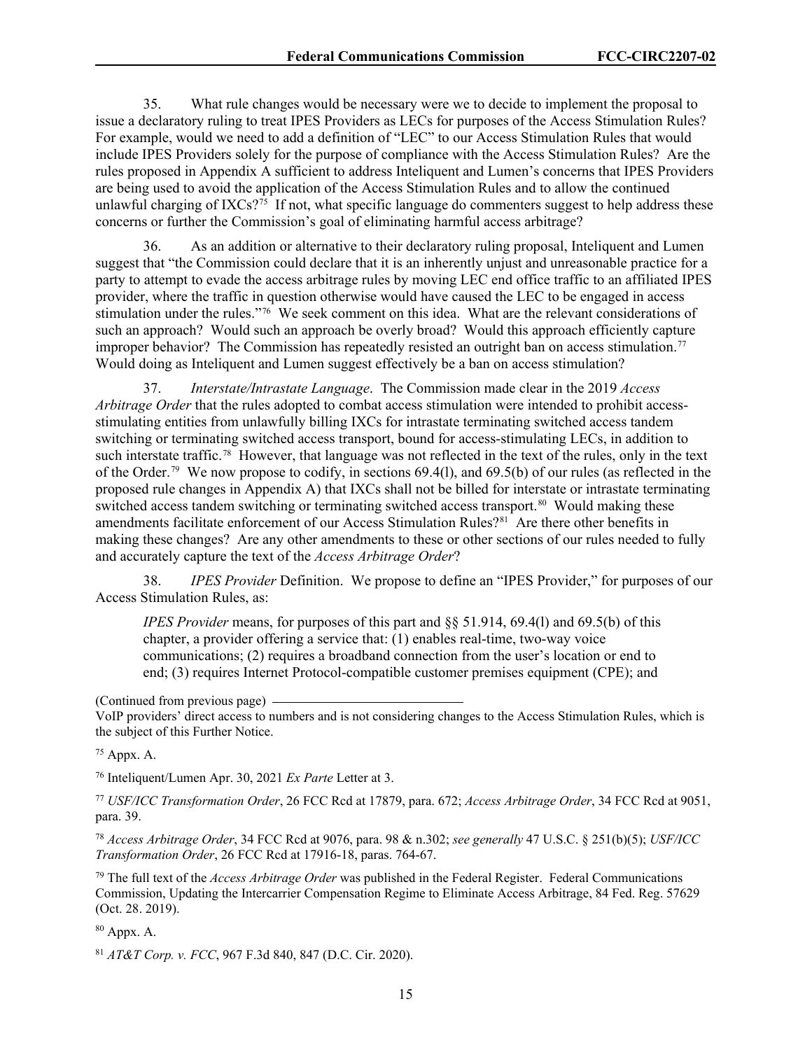35. What rule changes would be necessary were we to decide to implement the proposal to issue a declaratory ruling to treat IPES Providers as LECs for purposes of the Access Stimulation Rules? For example, would we need to add a definition of "LEC" to our Access Stimulation Rules that would include IPES Providers solely for the purpose of compliance with the Access Stimulation Rules? Are the rules proposed in Appendix A sufficient to address Inteliquent and Lumen's concerns that IPES Providers are being used to avoid the application of the Access Stimulation Rules and to allow the continued unlawful charging of IXCs?[75] If not, what specific language do commenters suggest to help address these concerns or further the Commission's goal of eliminating harmful access arbitrage?

36. As an addition or alternative to their declaratory ruling proposal, Inteliquent and Lumen suggest that "the Commission could declare that it is an inherently unjust and unreasonable practice for a party to attempt to evade the access arbitrage rules by moving LEC end office traffic to an affiliated IPES provider, where the traffic in question otherwise would have caused the LEC to be engaged in access stimulation under the rules."[76] We seek comment on this idea. What are the relevant considerations of such an approach? Would such an approach be overly broad? Would this approach efficiently capture improper behavior? The Commission has repeatedly resisted an outright ban on access stimulation.[77] Would doing as Inteliquent and Lumen suggest effectively be a ban on access stimulation?

37. *Interstate/Intrastate Language*. The Commission made clear in the 2019 *Access Arbitrage Order* that the rules adopted to combat access stimulation were intended to prohibit access-stimulating entities from unlawfully billing IXCs for intrastate terminating switched access tandem switching or terminating switched access transport, bound for access-stimulating LECs, in addition to such interstate traffic.[78] However, that language was not reflected in the text of the rules, only in the text of the Order.[79] We now propose to codify, in sections 69.4(l), and 69.5(b) of our rules (as reflected in the proposed rule changes in Appendix A) that IXCs shall not be billed for interstate or intrastate terminating switched access tandem switching or terminating switched access transport.[80] Would making these amendments facilitate enforcement of our Access Stimulation Rules?[81] Are there other benefits in making these changes? Are any other amendments to these or other sections of our rules needed to fully and accurately capture the text of the *Access Arbitrage Order*?

38. *IPES Provider* Definition. We propose to define an "IPES Provider," for purposes of our Access Stimulation Rules, as:

> *IPES Provider* means, for purposes of this part and §§ 51.914, 69.4(l) and 69.5(b) of this chapter, a provider offering a service that: (1) enables real-time, two-way voice communications; (2) requires a broadband connection from the user's location or end to end; (3) requires Internet Protocol-compatible customer premises equipment (CPE); and

(Continued from previous page)
VoIP providers' direct access to numbers and is not considering changes to the Access Stimulation Rules, which is the subject of this Further Notice.

[75] Appx. A.

[76] Inteliquent/Lumen Apr. 30, 2021 *Ex Parte* Letter at 3.

[77] *USF/ICC Transformation Order*, 26 FCC Rcd at 17879, para. 672; *Access Arbitrage Order*, 34 FCC Rcd at 9051, para. 39.

[78] *Access Arbitrage Order*, 34 FCC Rcd at 9076, para. 98 & n.302; *see generally* 47 U.S.C. § 251(b)(5); *USF/ICC Transformation Order*, 26 FCC Rcd at 17916-18, paras. 764-67.

[79] The full text of the *Access Arbitrage Order* was published in the Federal Register. Federal Communications Commission, Updating the Intercarrier Compensation Regime to Eliminate Access Arbitrage, 84 Fed. Reg. 57629 (Oct. 28. 2019).

[80] Appx. A.

[81] *AT&T Corp. v. FCC*, 967 F.3d 840, 847 (D.C. Cir. 2020).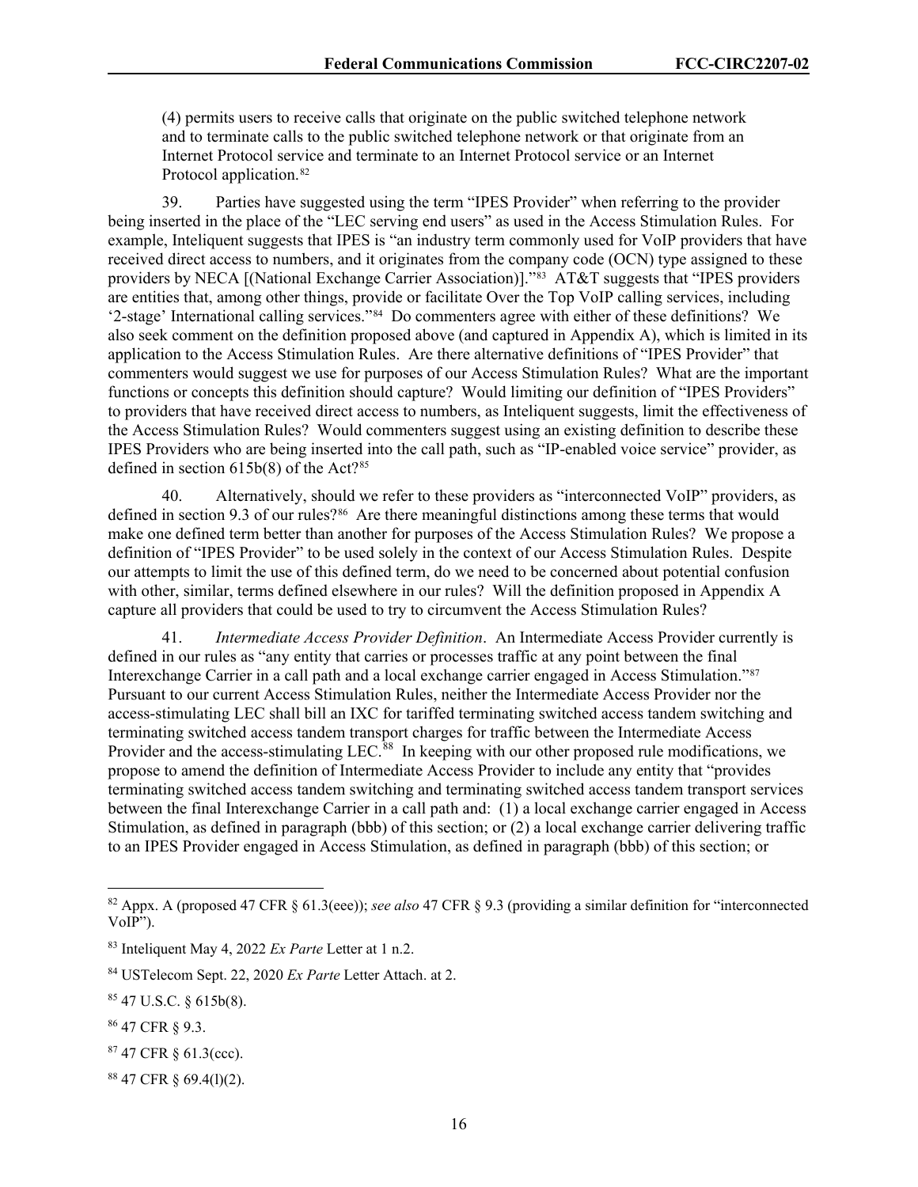(4) permits users to receive calls that originate on the public switched telephone network and to terminate calls to the public switched telephone network or that originate from an Internet Protocol service and terminate to an Internet Protocol service or an Internet Protocol application.[82]

39. Parties have suggested using the term "IPES Provider" when referring to the provider being inserted in the place of the "LEC serving end users" as used in the Access Stimulation Rules. For example, Inteliquent suggests that IPES is "an industry term commonly used for VoIP providers that have received direct access to numbers, and it originates from the company code (OCN) type assigned to these providers by NECA [(National Exchange Carrier Association)]."[83] AT&T suggests that "IPES providers are entities that, among other things, provide or facilitate Over the Top VoIP calling services, including '2-stage' International calling services."[84] Do commenters agree with either of these definitions? We also seek comment on the definition proposed above (and captured in Appendix A), which is limited in its application to the Access Stimulation Rules. Are there alternative definitions of "IPES Provider" that commenters would suggest we use for purposes of our Access Stimulation Rules? What are the important functions or concepts this definition should capture? Would limiting our definition of "IPES Providers" to providers that have received direct access to numbers, as Inteliquent suggests, limit the effectiveness of the Access Stimulation Rules? Would commenters suggest using an existing definition to describe these IPES Providers who are being inserted into the call path, such as "IP-enabled voice service" provider, as defined in section 615b(8) of the Act?[85]

40. Alternatively, should we refer to these providers as "interconnected VoIP" providers, as defined in section 9.3 of our rules?[86] Are there meaningful distinctions among these terms that would make one defined term better than another for purposes of the Access Stimulation Rules? We propose a definition of "IPES Provider" to be used solely in the context of our Access Stimulation Rules. Despite our attempts to limit the use of this defined term, do we need to be concerned about potential confusion with other, similar, terms defined elsewhere in our rules? Will the definition proposed in Appendix A capture all providers that could be used to try to circumvent the Access Stimulation Rules?

41. *Intermediate Access Provider Definition*. An Intermediate Access Provider currently is defined in our rules as "any entity that carries or processes traffic at any point between the final Interexchange Carrier in a call path and a local exchange carrier engaged in Access Stimulation."[87] Pursuant to our current Access Stimulation Rules, neither the Intermediate Access Provider nor the access-stimulating LEC shall bill an IXC for tariffed terminating switched access tandem switching and terminating switched access tandem transport charges for traffic between the Intermediate Access Provider and the access-stimulating LEC.[88] In keeping with our other proposed rule modifications, we propose to amend the definition of Intermediate Access Provider to include any entity that "provides terminating switched access tandem switching and terminating switched access tandem transport services between the final Interexchange Carrier in a call path and: (1) a local exchange carrier engaged in Access Stimulation, as defined in paragraph (bbb) of this section; or (2) a local exchange carrier delivering traffic to an IPES Provider engaged in Access Stimulation, as defined in paragraph (bbb) of this section; or

---

[82] Appx. A (proposed 47 CFR § 61.3(eee)); *see also* 47 CFR § 9.3 (providing a similar definition for "interconnected VoIP").

[83] Inteliquent May 4, 2022 *Ex Parte* Letter at 1 n.2.

[84] USTelecom Sept. 22, 2020 *Ex Parte* Letter Attach. at 2.

[85] 47 U.S.C. § 615b(8).

[86] 47 CFR § 9.3.

[87] 47 CFR § 61.3(ccc).

[88] 47 CFR § 69.4(l)(2).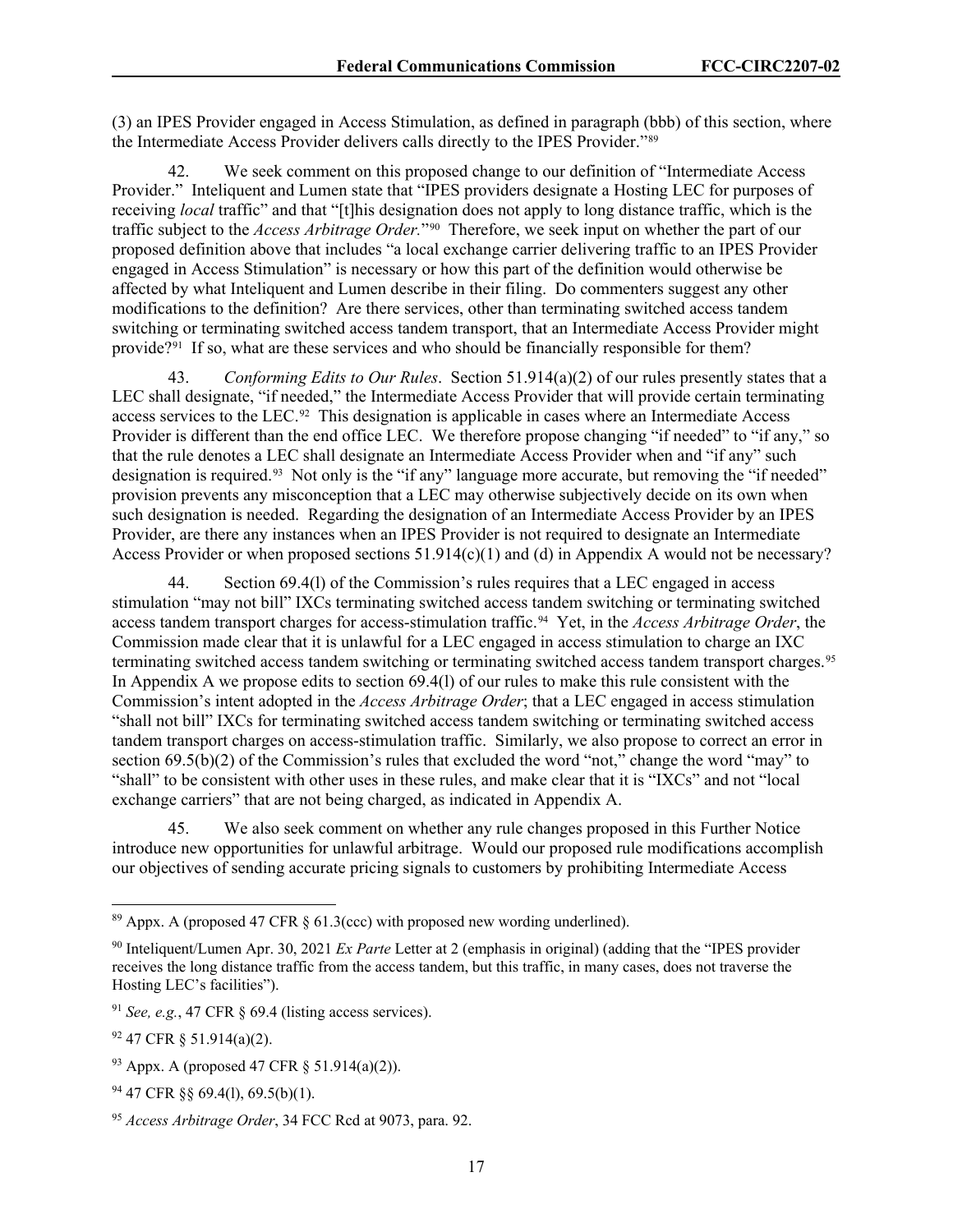(3) an IPES Provider engaged in Access Stimulation, as defined in paragraph (bbb) of this section, where the Intermediate Access Provider delivers calls directly to the IPES Provider."[89]

42. We seek comment on this proposed change to our definition of "Intermediate Access Provider." Inteliquent and Lumen state that "IPES providers designate a Hosting LEC for purposes of receiving *local* traffic" and that "[t]his designation does not apply to long distance traffic, which is the traffic subject to the *Access Arbitrage Order.*"[90] Therefore, we seek input on whether the part of our proposed definition above that includes "a local exchange carrier delivering traffic to an IPES Provider engaged in Access Stimulation" is necessary or how this part of the definition would otherwise be affected by what Inteliquent and Lumen describe in their filing. Do commenters suggest any other modifications to the definition? Are there services, other than terminating switched access tandem switching or terminating switched access tandem transport, that an Intermediate Access Provider might provide?[91] If so, what are these services and who should be financially responsible for them?

43. *Conforming Edits to Our Rules*. Section 51.914(a)(2) of our rules presently states that a LEC shall designate, "if needed," the Intermediate Access Provider that will provide certain terminating access services to the LEC.[92] This designation is applicable in cases where an Intermediate Access Provider is different than the end office LEC. We therefore propose changing "if needed" to "if any," so that the rule denotes a LEC shall designate an Intermediate Access Provider when and "if any" such designation is required.[93] Not only is the "if any" language more accurate, but removing the "if needed" provision prevents any misconception that a LEC may otherwise subjectively decide on its own when such designation is needed. Regarding the designation of an Intermediate Access Provider by an IPES Provider, are there any instances when an IPES Provider is not required to designate an Intermediate Access Provider or when proposed sections 51.914(c)(1) and (d) in Appendix A would not be necessary?

44. Section 69.4(l) of the Commission's rules requires that a LEC engaged in access stimulation "may not bill" IXCs terminating switched access tandem switching or terminating switched access tandem transport charges for access-stimulation traffic.[94] Yet, in the *Access Arbitrage Order*, the Commission made clear that it is unlawful for a LEC engaged in access stimulation to charge an IXC terminating switched access tandem switching or terminating switched access tandem transport charges.[95] In Appendix A we propose edits to section 69.4(l) of our rules to make this rule consistent with the Commission's intent adopted in the *Access Arbitrage Order*; that a LEC engaged in access stimulation "shall not bill" IXCs for terminating switched access tandem switching or terminating switched access tandem transport charges on access-stimulation traffic. Similarly, we also propose to correct an error in section 69.5(b)(2) of the Commission's rules that excluded the word "not," change the word "may" to "shall" to be consistent with other uses in these rules, and make clear that it is "IXCs" and not "local exchange carriers" that are not being charged, as indicated in Appendix A.

45. We also seek comment on whether any rule changes proposed in this Further Notice introduce new opportunities for unlawful arbitrage. Would our proposed rule modifications accomplish our objectives of sending accurate pricing signals to customers by prohibiting Intermediate Access

---

[89] Appx. A (proposed 47 CFR § 61.3(ccc) with proposed new wording underlined).

[90] Inteliquent/Lumen Apr. 30, 2021 *Ex Parte* Letter at 2 (emphasis in original) (adding that the "IPES provider receives the long distance traffic from the access tandem, but this traffic, in many cases, does not traverse the Hosting LEC's facilities").

[91] *See, e.g.*, 47 CFR § 69.4 (listing access services).

[92] 47 CFR § 51.914(a)(2).

[93] Appx. A (proposed 47 CFR § 51.914(a)(2)).

[94] 47 CFR §§ 69.4(l), 69.5(b)(1).

[95] *Access Arbitrage Order*, 34 FCC Rcd at 9073, para. 92.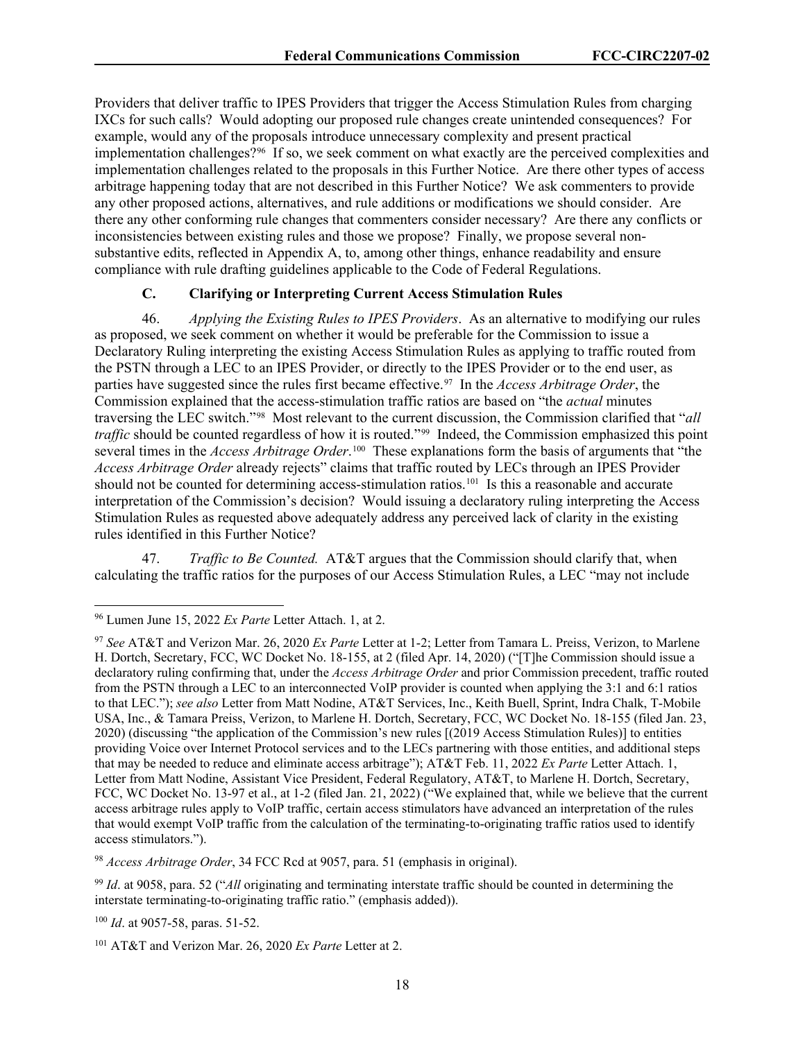Providers that deliver traffic to IPES Providers that trigger the Access Stimulation Rules from charging IXCs for such calls? Would adopting our proposed rule changes create unintended consequences? For example, would any of the proposals introduce unnecessary complexity and present practical implementation challenges?[96] If so, we seek comment on what exactly are the perceived complexities and implementation challenges related to the proposals in this Further Notice. Are there other types of access arbitrage happening today that are not described in this Further Notice? We ask commenters to provide any other proposed actions, alternatives, and rule additions or modifications we should consider. Are there any other conforming rule changes that commenters consider necessary? Are there any conflicts or inconsistencies between existing rules and those we propose? Finally, we propose several non-substantive edits, reflected in Appendix A, to, among other things, enhance readability and ensure compliance with rule drafting guidelines applicable to the Code of Federal Regulations.

### C. Clarifying or Interpreting Current Access Stimulation Rules

46. *Applying the Existing Rules to IPES Providers*. As an alternative to modifying our rules as proposed, we seek comment on whether it would be preferable for the Commission to issue a Declaratory Ruling interpreting the existing Access Stimulation Rules as applying to traffic routed from the PSTN through a LEC to an IPES Provider, or directly to the IPES Provider or to the end user, as parties have suggested since the rules first became effective.[97] In the *Access Arbitrage Order*, the Commission explained that the access-stimulation traffic ratios are based on "the *actual* minutes traversing the LEC switch."[98] Most relevant to the current discussion, the Commission clarified that "*all traffic* should be counted regardless of how it is routed."[99] Indeed, the Commission emphasized this point several times in the *Access Arbitrage Order*.[100] These explanations form the basis of arguments that "the *Access Arbitrage Order* already rejects" claims that traffic routed by LECs through an IPES Provider should not be counted for determining access-stimulation ratios.[101] Is this a reasonable and accurate interpretation of the Commission's decision? Would issuing a declaratory ruling interpreting the Access Stimulation Rules as requested above adequately address any perceived lack of clarity in the existing rules identified in this Further Notice?

47. *Traffic to Be Counted.* AT&T argues that the Commission should clarify that, when calculating the traffic ratios for the purposes of our Access Stimulation Rules, a LEC "may not include

---

[96] Lumen June 15, 2022 *Ex Parte* Letter Attach. 1, at 2.

[97] *See* AT&T and Verizon Mar. 26, 2020 *Ex Parte* Letter at 1-2; Letter from Tamara L. Preiss, Verizon, to Marlene H. Dortch, Secretary, FCC, WC Docket No. 18-155, at 2 (filed Apr. 14, 2020) ("[T]he Commission should issue a declaratory ruling confirming that, under the *Access Arbitrage Order* and prior Commission precedent, traffic routed from the PSTN through a LEC to an interconnected VoIP provider is counted when applying the 3:1 and 6:1 ratios to that LEC."); *see also* Letter from Matt Nodine, AT&T Services, Inc., Keith Buell, Sprint, Indra Chalk, T-Mobile USA, Inc., & Tamara Preiss, Verizon, to Marlene H. Dortch, Secretary, FCC, WC Docket No. 18-155 (filed Jan. 23, 2020) (discussing "the application of the Commission's new rules [(2019 Access Stimulation Rules)] to entities providing Voice over Internet Protocol services and to the LECs partnering with those entities, and additional steps that may be needed to reduce and eliminate access arbitrage"); AT&T Feb. 11, 2022 *Ex Parte* Letter Attach. 1, Letter from Matt Nodine, Assistant Vice President, Federal Regulatory, AT&T, to Marlene H. Dortch, Secretary, FCC, WC Docket No. 13-97 et al., at 1-2 (filed Jan. 21, 2022) ("We explained that, while we believe that the current access arbitrage rules apply to VoIP traffic, certain access stimulators have advanced an interpretation of the rules that would exempt VoIP traffic from the calculation of the terminating-to-originating traffic ratios used to identify access stimulators.").

[98] *Access Arbitrage Order*, 34 FCC Rcd at 9057, para. 51 (emphasis in original).

[99] *Id*. at 9058, para. 52 ("*All* originating and terminating interstate traffic should be counted in determining the interstate terminating-to-originating traffic ratio." (emphasis added)).

[100] *Id*. at 9057-58, paras. 51-52.

[101] AT&T and Verizon Mar. 26, 2020 *Ex Parte* Letter at 2.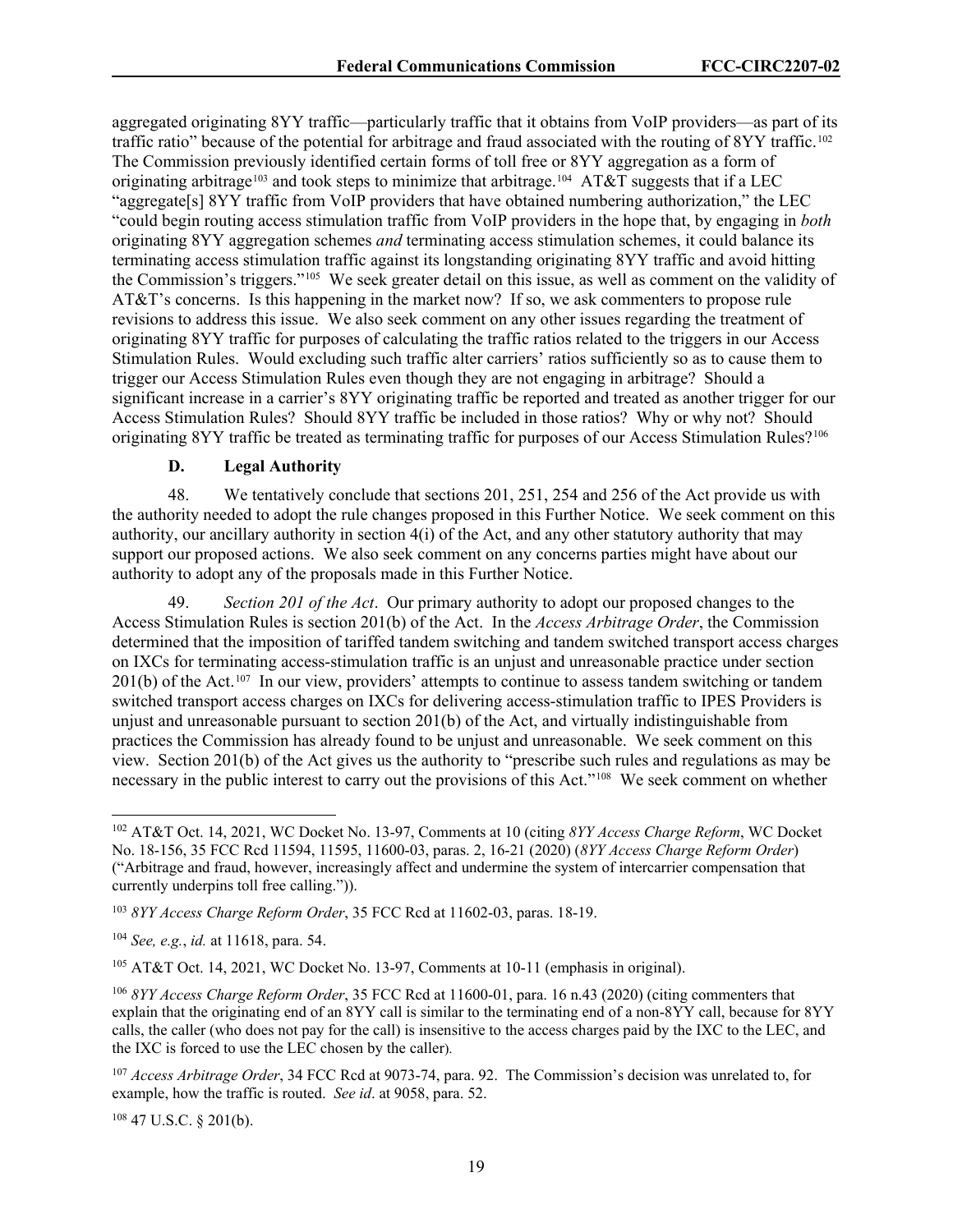aggregated originating 8YY traffic—particularly traffic that it obtains from VoIP providers—as part of its traffic ratio" because of the potential for arbitrage and fraud associated with the routing of 8YY traffic.[102] The Commission previously identified certain forms of toll free or 8YY aggregation as a form of originating arbitrage[103] and took steps to minimize that arbitrage.[104] AT&T suggests that if a LEC "aggregate[s] 8YY traffic from VoIP providers that have obtained numbering authorization," the LEC "could begin routing access stimulation traffic from VoIP providers in the hope that, by engaging in *both* originating 8YY aggregation schemes *and* terminating access stimulation schemes, it could balance its terminating access stimulation traffic against its longstanding originating 8YY traffic and avoid hitting the Commission's triggers."[105] We seek greater detail on this issue, as well as comment on the validity of AT&T's concerns. Is this happening in the market now? If so, we ask commenters to propose rule revisions to address this issue. We also seek comment on any other issues regarding the treatment of originating 8YY traffic for purposes of calculating the traffic ratios related to the triggers in our Access Stimulation Rules. Would excluding such traffic alter carriers' ratios sufficiently so as to cause them to trigger our Access Stimulation Rules even though they are not engaging in arbitrage? Should a significant increase in a carrier's 8YY originating traffic be reported and treated as another trigger for our Access Stimulation Rules? Should 8YY traffic be included in those ratios? Why or why not? Should originating 8YY traffic be treated as terminating traffic for purposes of our Access Stimulation Rules?[106]

### D. Legal Authority

48. We tentatively conclude that sections 201, 251, 254 and 256 of the Act provide us with the authority needed to adopt the rule changes proposed in this Further Notice. We seek comment on this authority, our ancillary authority in section 4(i) of the Act, and any other statutory authority that may support our proposed actions. We also seek comment on any concerns parties might have about our authority to adopt any of the proposals made in this Further Notice.

49. *Section 201 of the Act*. Our primary authority to adopt our proposed changes to the Access Stimulation Rules is section 201(b) of the Act. In the *Access Arbitrage Order*, the Commission determined that the imposition of tariffed tandem switching and tandem switched transport access charges on IXCs for terminating access-stimulation traffic is an unjust and unreasonable practice under section 201(b) of the Act.[107] In our view, providers' attempts to continue to assess tandem switching or tandem switched transport access charges on IXCs for delivering access-stimulation traffic to IPES Providers is unjust and unreasonable pursuant to section 201(b) of the Act, and virtually indistinguishable from practices the Commission has already found to be unjust and unreasonable. We seek comment on this view. Section 201(b) of the Act gives us the authority to "prescribe such rules and regulations as may be necessary in the public interest to carry out the provisions of this Act."[108] We seek comment on whether

---

[102] AT&T Oct. 14, 2021, WC Docket No. 13-97, Comments at 10 (citing *8YY Access Charge Reform*, WC Docket No. 18-156, 35 FCC Rcd 11594, 11595, 11600-03, paras. 2, 16-21 (2020) (*8YY Access Charge Reform Order*) ("Arbitrage and fraud, however, increasingly affect and undermine the system of intercarrier compensation that currently underpins toll free calling.")).

[103] *8YY Access Charge Reform Order*, 35 FCC Rcd at 11602-03, paras. 18-19.

[104] *See, e.g.*, *id.* at 11618, para. 54.

[105] AT&T Oct. 14, 2021, WC Docket No. 13-97, Comments at 10-11 (emphasis in original).

[106] *8YY Access Charge Reform Order*, 35 FCC Rcd at 11600-01, para. 16 n.43 (2020) (citing commenters that explain that the originating end of an 8YY call is similar to the terminating end of a non-8YY call, because for 8YY calls, the caller (who does not pay for the call) is insensitive to the access charges paid by the IXC to the LEC, and the IXC is forced to use the LEC chosen by the caller).

[107] *Access Arbitrage Order*, 34 FCC Rcd at 9073-74, para. 92. The Commission's decision was unrelated to, for example, how the traffic is routed. *See id*. at 9058, para. 52.

[108] 47 U.S.C. § 201(b).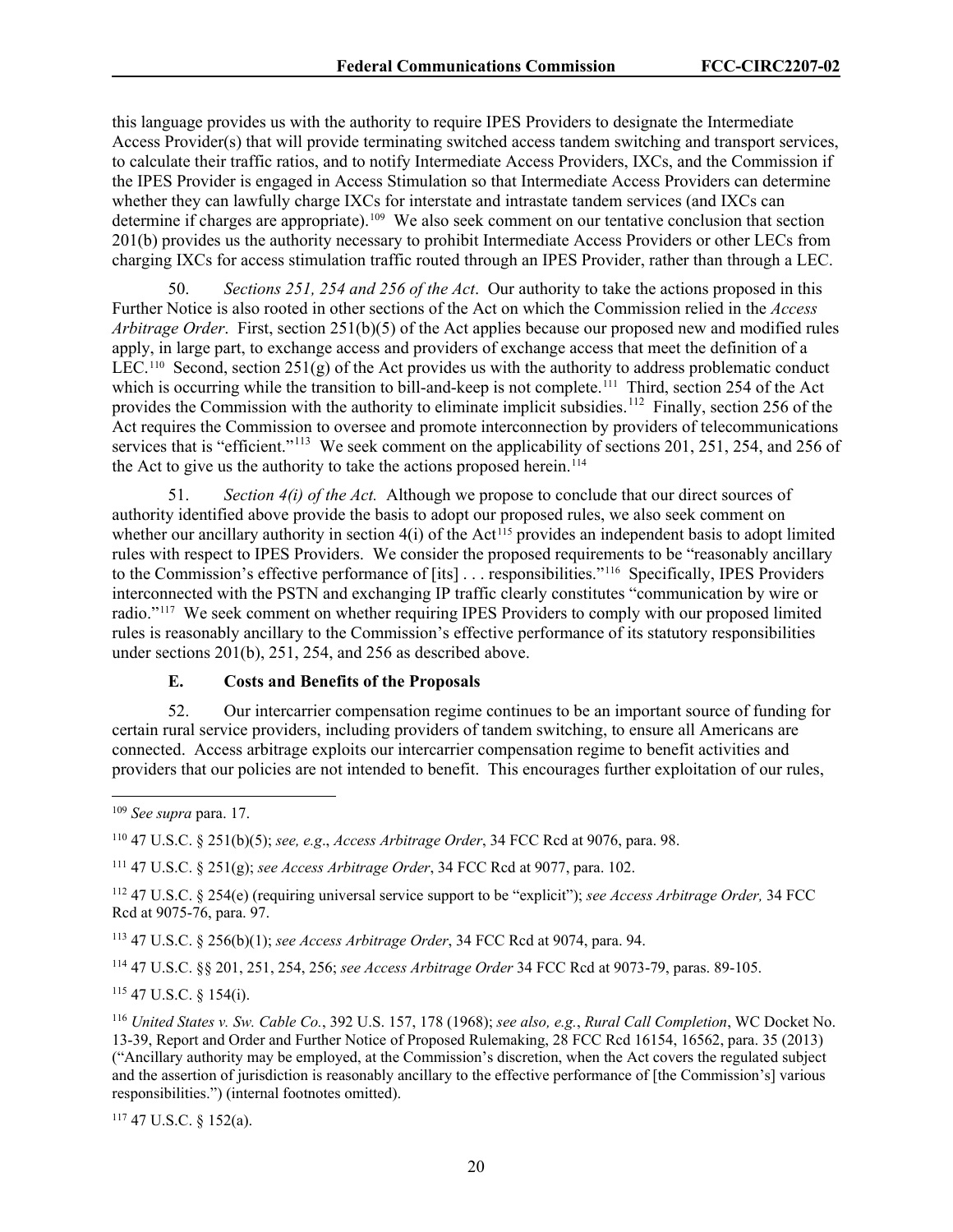this language provides us with the authority to require IPES Providers to designate the Intermediate Access Provider(s) that will provide terminating switched access tandem switching and transport services, to calculate their traffic ratios, and to notify Intermediate Access Providers, IXCs, and the Commission if the IPES Provider is engaged in Access Stimulation so that Intermediate Access Providers can determine whether they can lawfully charge IXCs for interstate and intrastate tandem services (and IXCs can determine if charges are appropriate).[109] We also seek comment on our tentative conclusion that section 201(b) provides us the authority necessary to prohibit Intermediate Access Providers or other LECs from charging IXCs for access stimulation traffic routed through an IPES Provider, rather than through a LEC.

50. *Sections 251, 254 and 256 of the Act*. Our authority to take the actions proposed in this Further Notice is also rooted in other sections of the Act on which the Commission relied in the *Access Arbitrage Order*. First, section 251(b)(5) of the Act applies because our proposed new and modified rules apply, in large part, to exchange access and providers of exchange access that meet the definition of a LEC.[110] Second, section 251(g) of the Act provides us with the authority to address problematic conduct which is occurring while the transition to bill-and-keep is not complete.[111] Third, section 254 of the Act provides the Commission with the authority to eliminate implicit subsidies.[112] Finally, section 256 of the Act requires the Commission to oversee and promote interconnection by providers of telecommunications services that is "efficient."[113] We seek comment on the applicability of sections 201, 251, 254, and 256 of the Act to give us the authority to take the actions proposed herein.[114]

51. *Section 4(i) of the Act.* Although we propose to conclude that our direct sources of authority identified above provide the basis to adopt our proposed rules, we also seek comment on whether our ancillary authority in section 4(i) of the Act[115] provides an independent basis to adopt limited rules with respect to IPES Providers. We consider the proposed requirements to be "reasonably ancillary to the Commission's effective performance of [its] . . . responsibilities."[116] Specifically, IPES Providers interconnected with the PSTN and exchanging IP traffic clearly constitutes "communication by wire or radio."[117] We seek comment on whether requiring IPES Providers to comply with our proposed limited rules is reasonably ancillary to the Commission's effective performance of its statutory responsibilities under sections 201(b), 251, 254, and 256 as described above.

### E. Costs and Benefits of the Proposals

52. Our intercarrier compensation regime continues to be an important source of funding for certain rural service providers, including providers of tandem switching, to ensure all Americans are connected. Access arbitrage exploits our intercarrier compensation regime to benefit activities and providers that our policies are not intended to benefit. This encourages further exploitation of our rules,

---

[109] *See supra* para. 17.

[110] 47 U.S.C. § 251(b)(5); *see, e.g*., *Access Arbitrage Order*, 34 FCC Rcd at 9076, para. 98.

[111] 47 U.S.C. § 251(g); *see Access Arbitrage Order*, 34 FCC Rcd at 9077, para. 102.

[112] 47 U.S.C. § 254(e) (requiring universal service support to be "explicit"); *see Access Arbitrage Order,* 34 FCC Rcd at 9075-76, para. 97.

[113] 47 U.S.C. § 256(b)(1); *see Access Arbitrage Order*, 34 FCC Rcd at 9074, para. 94.

[114] 47 U.S.C. §§ 201, 251, 254, 256; *see Access Arbitrage Order* 34 FCC Rcd at 9073-79, paras. 89-105.

[115] 47 U.S.C. § 154(i).

[116] *United States v. Sw. Cable Co.*, 392 U.S. 157, 178 (1968); *see also, e.g.*, *Rural Call Completion*, WC Docket No. 13-39, Report and Order and Further Notice of Proposed Rulemaking, 28 FCC Rcd 16154, 16562, para. 35 (2013) ("Ancillary authority may be employed, at the Commission's discretion, when the Act covers the regulated subject and the assertion of jurisdiction is reasonably ancillary to the effective performance of [the Commission's] various responsibilities.") (internal footnotes omitted).

[117] 47 U.S.C. § 152(a).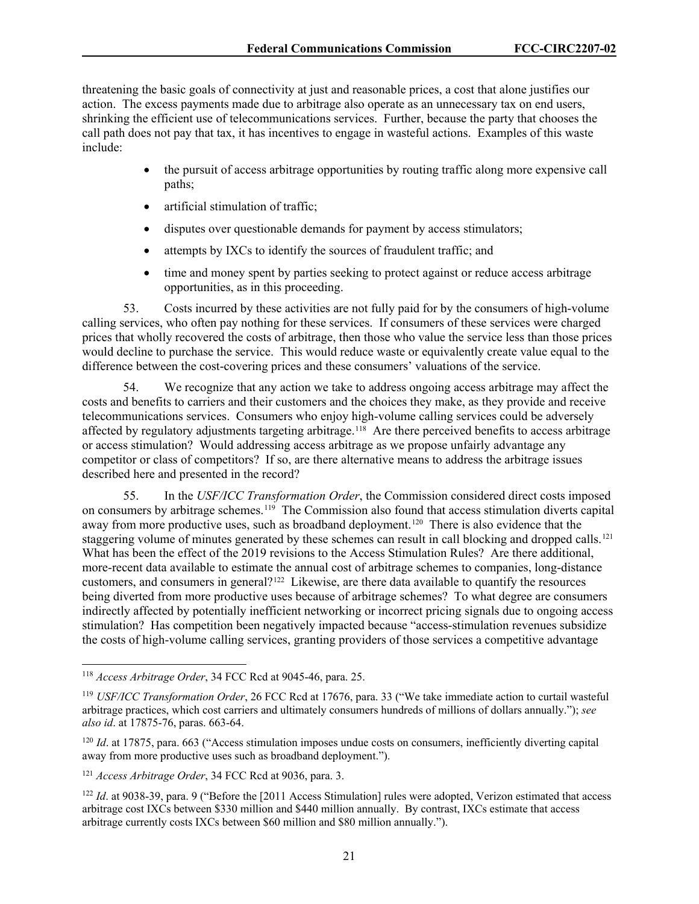threatening the basic goals of connectivity at just and reasonable prices, a cost that alone justifies our action. The excess payments made due to arbitrage also operate as an unnecessary tax on end users, shrinking the efficient use of telecommunications services. Further, because the party that chooses the call path does not pay that tax, it has incentives to engage in wasteful actions. Examples of this waste include:

- the pursuit of access arbitrage opportunities by routing traffic along more expensive call paths;
- artificial stimulation of traffic;
- disputes over questionable demands for payment by access stimulators;
- attempts by IXCs to identify the sources of fraudulent traffic; and
- time and money spent by parties seeking to protect against or reduce access arbitrage opportunities, as in this proceeding.

53. Costs incurred by these activities are not fully paid for by the consumers of high-volume calling services, who often pay nothing for these services. If consumers of these services were charged prices that wholly recovered the costs of arbitrage, then those who value the service less than those prices would decline to purchase the service. This would reduce waste or equivalently create value equal to the difference between the cost-covering prices and these consumers' valuations of the service.

54. We recognize that any action we take to address ongoing access arbitrage may affect the costs and benefits to carriers and their customers and the choices they make, as they provide and receive telecommunications services. Consumers who enjoy high-volume calling services could be adversely affected by regulatory adjustments targeting arbitrage.[118] Are there perceived benefits to access arbitrage or access stimulation? Would addressing access arbitrage as we propose unfairly advantage any competitor or class of competitors? If so, are there alternative means to address the arbitrage issues described here and presented in the record?

55. In the *USF/ICC Transformation Order*, the Commission considered direct costs imposed on consumers by arbitrage schemes.[119] The Commission also found that access stimulation diverts capital away from more productive uses, such as broadband deployment.[120] There is also evidence that the staggering volume of minutes generated by these schemes can result in call blocking and dropped calls.[121] What has been the effect of the 2019 revisions to the Access Stimulation Rules? Are there additional, more-recent data available to estimate the annual cost of arbitrage schemes to companies, long-distance customers, and consumers in general?[122] Likewise, are there data available to quantify the resources being diverted from more productive uses because of arbitrage schemes? To what degree are consumers indirectly affected by potentially inefficient networking or incorrect pricing signals due to ongoing access stimulation? Has competition been negatively impacted because "access-stimulation revenues subsidize the costs of high-volume calling services, granting providers of those services a competitive advantage

---

[118] *Access Arbitrage Order*, 34 FCC Rcd at 9045-46, para. 25.

[119] *USF/ICC Transformation Order*, 26 FCC Rcd at 17676, para. 33 ("We take immediate action to curtail wasteful arbitrage practices, which cost carriers and ultimately consumers hundreds of millions of dollars annually."); *see also id*. at 17875-76, paras. 663-64.

[120] *Id*. at 17875, para. 663 ("Access stimulation imposes undue costs on consumers, inefficiently diverting capital away from more productive uses such as broadband deployment.").

[121] *Access Arbitrage Order*, 34 FCC Rcd at 9036, para. 3.

[122] *Id*. at 9038-39, para. 9 ("Before the [2011 Access Stimulation] rules were adopted, Verizon estimated that access arbitrage cost IXCs between $330 million and $440 million annually. By contrast, IXCs estimate that access arbitrage currently costs IXCs between $60 million and $80 million annually.").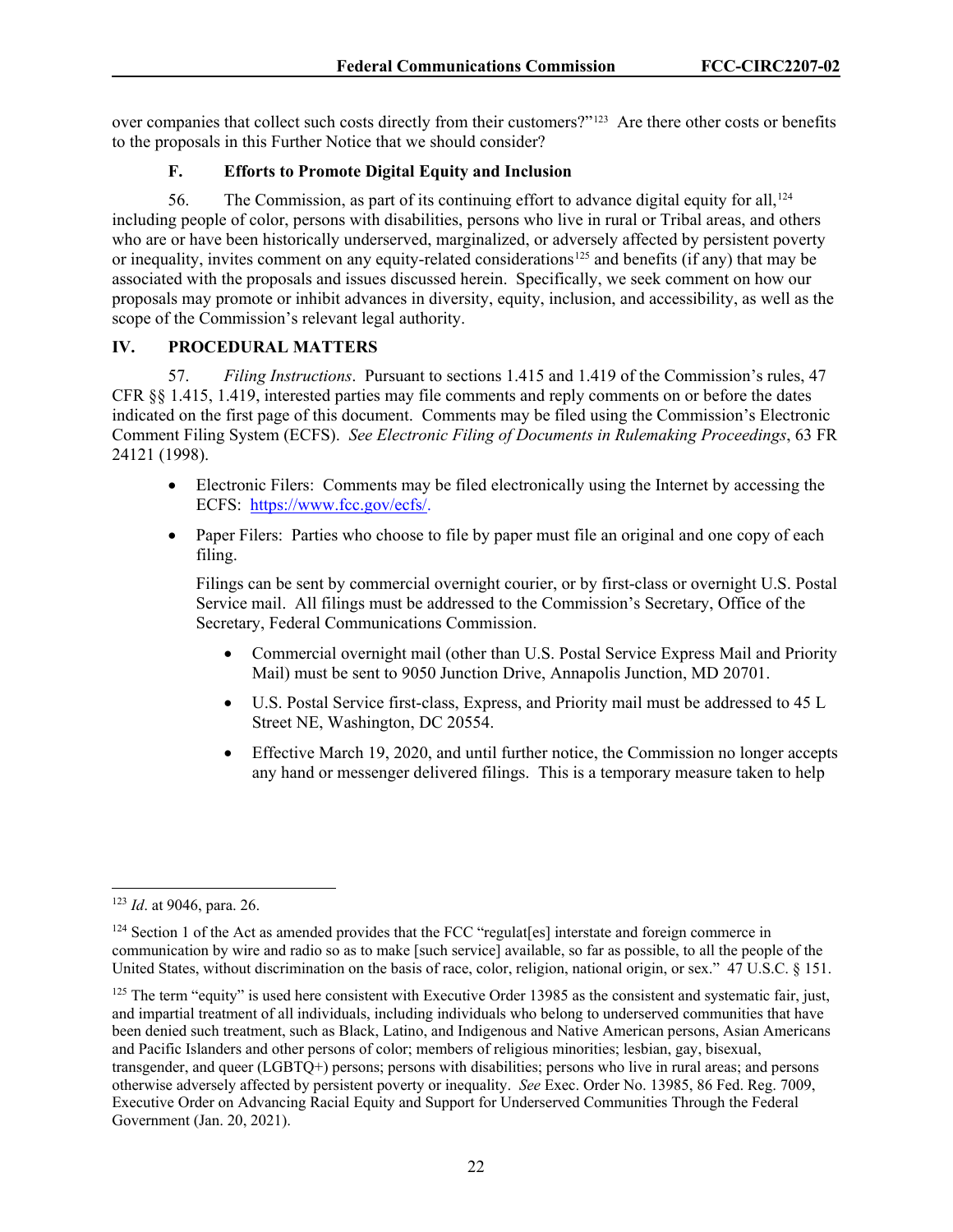over companies that collect such costs directly from their customers?"[123] Are there other costs or benefits to the proposals in this Further Notice that we should consider?

### F. Efforts to Promote Digital Equity and Inclusion

56. The Commission, as part of its continuing effort to advance digital equity for all,[124] including people of color, persons with disabilities, persons who live in rural or Tribal areas, and others who are or have been historically underserved, marginalized, or adversely affected by persistent poverty or inequality, invites comment on any equity-related considerations[125] and benefits (if any) that may be associated with the proposals and issues discussed herein. Specifically, we seek comment on how our proposals may promote or inhibit advances in diversity, equity, inclusion, and accessibility, as well as the scope of the Commission's relevant legal authority.

## IV. PROCEDURAL MATTERS

57. *Filing Instructions*. Pursuant to sections 1.415 and 1.419 of the Commission's rules, 47 CFR §§ 1.415, 1.419, interested parties may file comments and reply comments on or before the dates indicated on the first page of this document. Comments may be filed using the Commission's Electronic Comment Filing System (ECFS). *See Electronic Filing of Documents in Rulemaking Proceedings*, 63 FR 24121 (1998).

- Electronic Filers: Comments may be filed electronically using the Internet by accessing the ECFS: https://www.fcc.gov/ecfs/.
- Paper Filers: Parties who choose to file by paper must file an original and one copy of each filing.

  Filings can be sent by commercial overnight courier, or by first-class or overnight U.S. Postal Service mail. All filings must be addressed to the Commission's Secretary, Office of the Secretary, Federal Communications Commission.

  - Commercial overnight mail (other than U.S. Postal Service Express Mail and Priority Mail) must be sent to 9050 Junction Drive, Annapolis Junction, MD 20701.
  - U.S. Postal Service first-class, Express, and Priority mail must be addressed to 45 L Street NE, Washington, DC 20554.
  - Effective March 19, 2020, and until further notice, the Commission no longer accepts any hand or messenger delivered filings. This is a temporary measure taken to help

---

[123] *Id*. at 9046, para. 26.

[124] Section 1 of the Act as amended provides that the FCC "regulat[es] interstate and foreign commerce in communication by wire and radio so as to make [such service] available, so far as possible, to all the people of the United States, without discrimination on the basis of race, color, religion, national origin, or sex." 47 U.S.C. § 151.

[125] The term "equity" is used here consistent with Executive Order 13985 as the consistent and systematic fair, just, and impartial treatment of all individuals, including individuals who belong to underserved communities that have been denied such treatment, such as Black, Latino, and Indigenous and Native American persons, Asian Americans and Pacific Islanders and other persons of color; members of religious minorities; lesbian, gay, bisexual, transgender, and queer (LGBTQ+) persons; persons with disabilities; persons who live in rural areas; and persons otherwise adversely affected by persistent poverty or inequality. *See* Exec. Order No. 13985, 86 Fed. Reg. 7009, Executive Order on Advancing Racial Equity and Support for Underserved Communities Through the Federal Government (Jan. 20, 2021).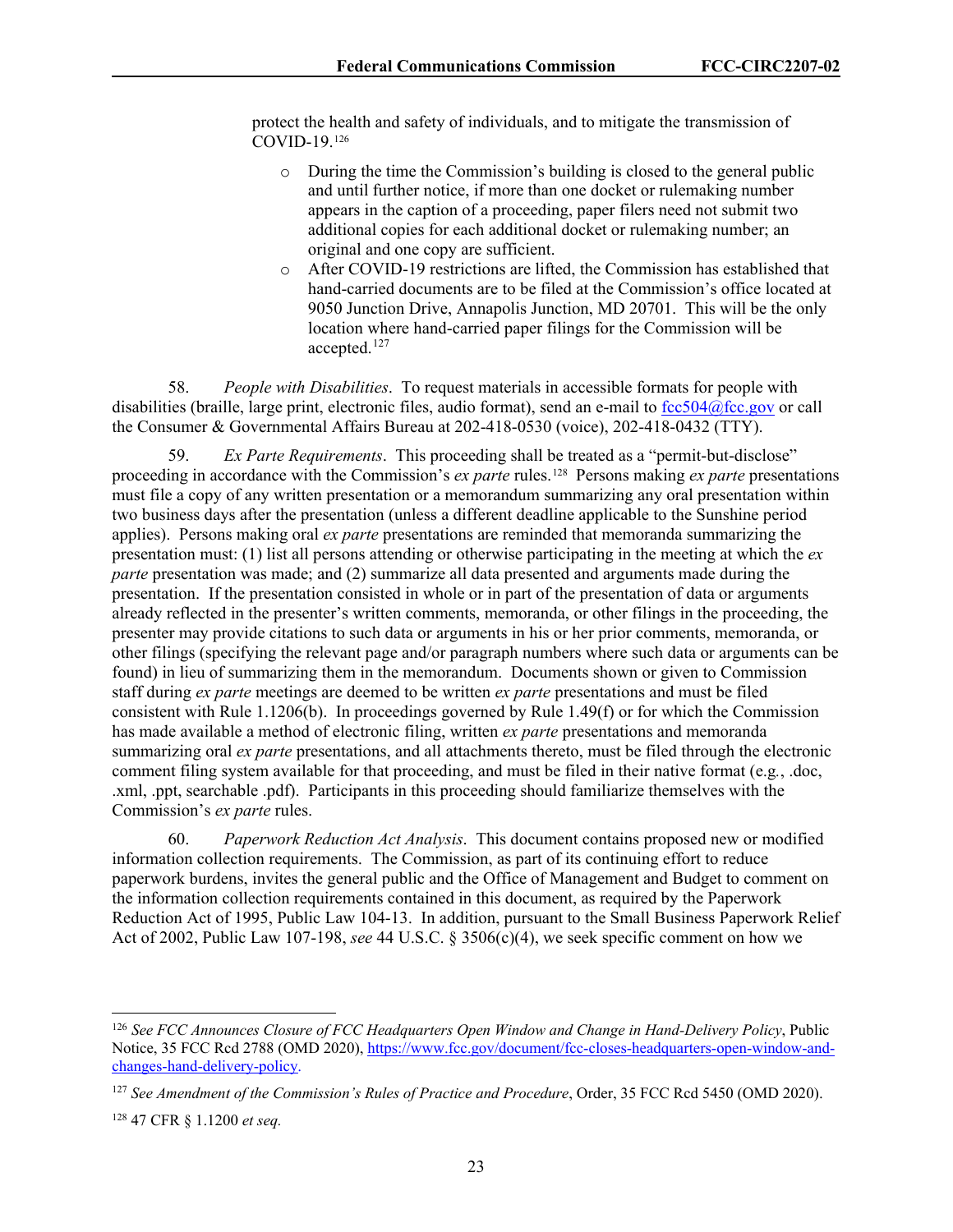protect the health and safety of individuals, and to mitigate the transmission of COVID-19.[126]

- During the time the Commission's building is closed to the general public and until further notice, if more than one docket or rulemaking number appears in the caption of a proceeding, paper filers need not submit two additional copies for each additional docket or rulemaking number; an original and one copy are sufficient.
- After COVID-19 restrictions are lifted, the Commission has established that hand-carried documents are to be filed at the Commission's office located at 9050 Junction Drive, Annapolis Junction, MD 20701. This will be the only location where hand-carried paper filings for the Commission will be accepted.[127]

58. *People with Disabilities*. To request materials in accessible formats for people with disabilities (braille, large print, electronic files, audio format), send an e-mail to fcc504@fcc.gov or call the Consumer & Governmental Affairs Bureau at 202-418-0530 (voice), 202-418-0432 (TTY).

59. *Ex Parte Requirements*. This proceeding shall be treated as a "permit-but-disclose" proceeding in accordance with the Commission's *ex parte* rules.[128] Persons making *ex parte* presentations must file a copy of any written presentation or a memorandum summarizing any oral presentation within two business days after the presentation (unless a different deadline applicable to the Sunshine period applies). Persons making oral *ex parte* presentations are reminded that memoranda summarizing the presentation must: (1) list all persons attending or otherwise participating in the meeting at which the *ex parte* presentation was made; and (2) summarize all data presented and arguments made during the presentation. If the presentation consisted in whole or in part of the presentation of data or arguments already reflected in the presenter's written comments, memoranda, or other filings in the proceeding, the presenter may provide citations to such data or arguments in his or her prior comments, memoranda, or other filings (specifying the relevant page and/or paragraph numbers where such data or arguments can be found) in lieu of summarizing them in the memorandum. Documents shown or given to Commission staff during *ex parte* meetings are deemed to be written *ex parte* presentations and must be filed consistent with Rule 1.1206(b). In proceedings governed by Rule 1.49(f) or for which the Commission has made available a method of electronic filing, written *ex parte* presentations and memoranda summarizing oral *ex parte* presentations, and all attachments thereto, must be filed through the electronic comment filing system available for that proceeding, and must be filed in their native format (e.g., .doc, .xml, .ppt, searchable .pdf). Participants in this proceeding should familiarize themselves with the Commission's *ex parte* rules.

60. *Paperwork Reduction Act Analysis*. This document contains proposed new or modified information collection requirements. The Commission, as part of its continuing effort to reduce paperwork burdens, invites the general public and the Office of Management and Budget to comment on the information collection requirements contained in this document, as required by the Paperwork Reduction Act of 1995, Public Law 104-13. In addition, pursuant to the Small Business Paperwork Relief Act of 2002, Public Law 107-198, *see* 44 U.S.C. § 3506(c)(4), we seek specific comment on how we

---

[126] *See FCC Announces Closure of FCC Headquarters Open Window and Change in Hand-Delivery Policy*, Public Notice, 35 FCC Rcd 2788 (OMD 2020), https://www.fcc.gov/document/fcc-closes-headquarters-open-window-and-changes-hand-delivery-policy.

[127] *See Amendment of the Commission's Rules of Practice and Procedure*, Order, 35 FCC Rcd 5450 (OMD 2020).

[128] 47 CFR § 1.1200 *et seq.*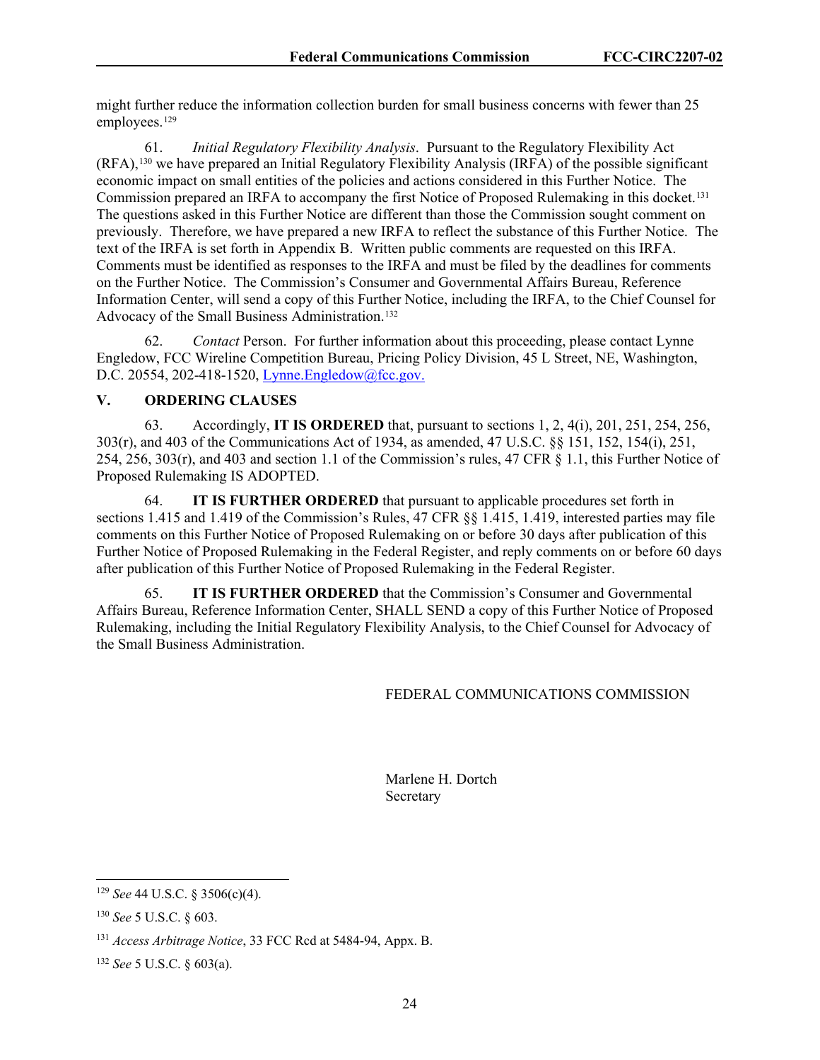might further reduce the information collection burden for small business concerns with fewer than 25 employees.[129]

61. *Initial Regulatory Flexibility Analysis*. Pursuant to the Regulatory Flexibility Act (RFA),[130] we have prepared an Initial Regulatory Flexibility Analysis (IRFA) of the possible significant economic impact on small entities of the policies and actions considered in this Further Notice. The Commission prepared an IRFA to accompany the first Notice of Proposed Rulemaking in this docket.[131] The questions asked in this Further Notice are different than those the Commission sought comment on previously. Therefore, we have prepared a new IRFA to reflect the substance of this Further Notice. The text of the IRFA is set forth in Appendix B. Written public comments are requested on this IRFA. Comments must be identified as responses to the IRFA and must be filed by the deadlines for comments on the Further Notice. The Commission's Consumer and Governmental Affairs Bureau, Reference Information Center, will send a copy of this Further Notice, including the IRFA, to the Chief Counsel for Advocacy of the Small Business Administration.[132]

62. *Contact* Person. For further information about this proceeding, please contact Lynne Engledow, FCC Wireline Competition Bureau, Pricing Policy Division, 45 L Street, NE, Washington, D.C. 20554, 202-418-1520, Lynne.Engledow@fcc.gov.

## V. ORDERING CLAUSES

63. Accordingly, **IT IS ORDERED** that, pursuant to sections 1, 2, 4(i), 201, 251, 254, 256, 303(r), and 403 of the Communications Act of 1934, as amended, 47 U.S.C. §§ 151, 152, 154(i), 251, 254, 256, 303(r), and 403 and section 1.1 of the Commission's rules, 47 CFR § 1.1, this Further Notice of Proposed Rulemaking IS ADOPTED.

64. **IT IS FURTHER ORDERED** that pursuant to applicable procedures set forth in sections 1.415 and 1.419 of the Commission's Rules, 47 CFR §§ 1.415, 1.419, interested parties may file comments on this Further Notice of Proposed Rulemaking on or before 30 days after publication of this Further Notice of Proposed Rulemaking in the Federal Register, and reply comments on or before 60 days after publication of this Further Notice of Proposed Rulemaking in the Federal Register.

65. **IT IS FURTHER ORDERED** that the Commission's Consumer and Governmental Affairs Bureau, Reference Information Center, SHALL SEND a copy of this Further Notice of Proposed Rulemaking, including the Initial Regulatory Flexibility Analysis, to the Chief Counsel for Advocacy of the Small Business Administration.

FEDERAL COMMUNICATIONS COMMISSION

Marlene H. Dortch
Secretary

---

[129] *See* 44 U.S.C. § 3506(c)(4).

[130] *See* 5 U.S.C. § 603.

[131] *Access Arbitrage Notice*, 33 FCC Rcd at 5484-94, Appx. B.

[132] *See* 5 U.S.C. § 603(a).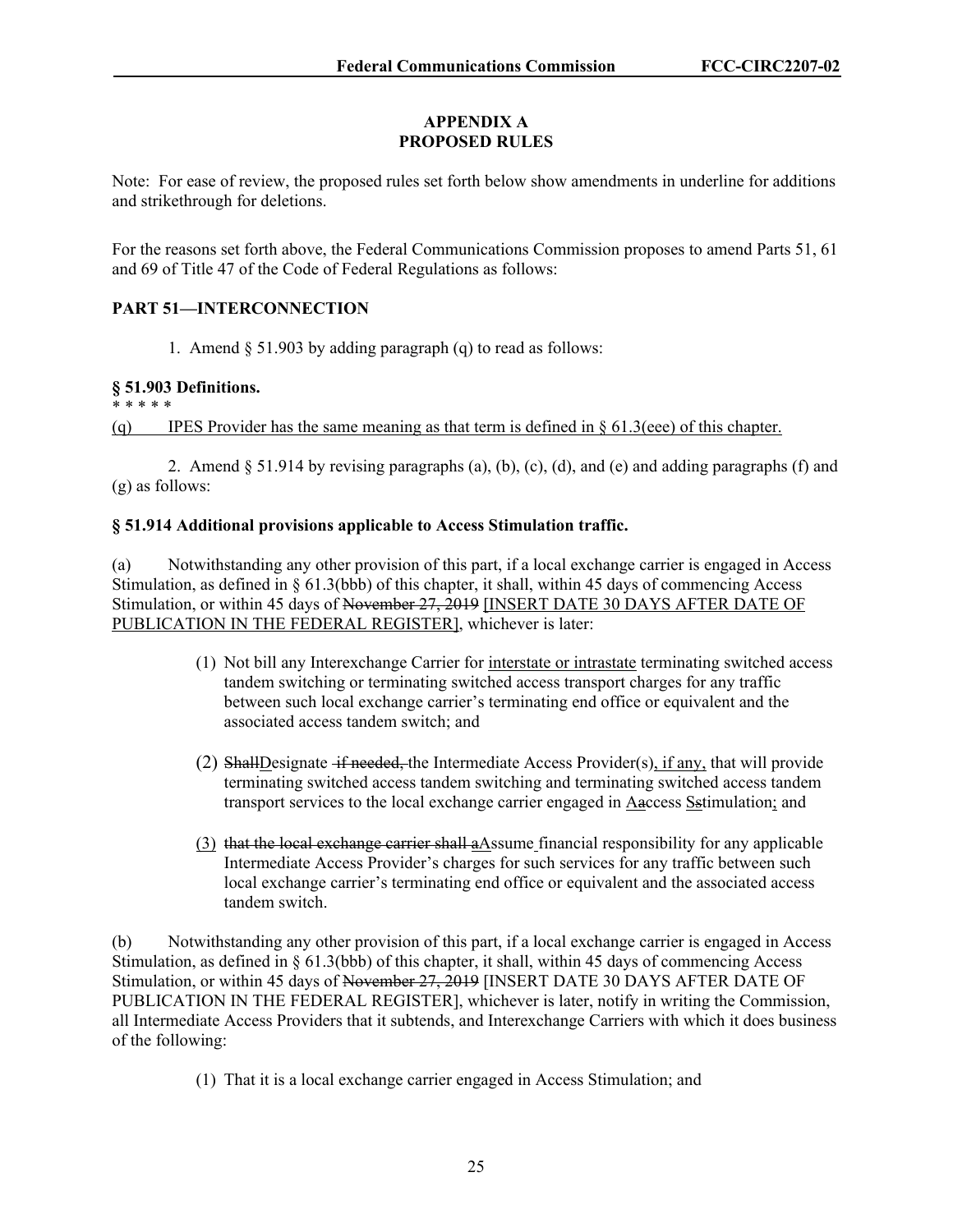## APPENDIX A
## PROPOSED RULES

Note: For ease of review, the proposed rules set forth below show amendments in underline for additions and strikethrough for deletions.

For the reasons set forth above, the Federal Communications Commission proposes to amend Parts 51, 61 and 69 of Title 47 of the Code of Federal Regulations as follows:

### PART 51—INTERCONNECTION

1. Amend § 51.903 by adding paragraph (q) to read as follows:

**§ 51.903 Definitions.**

\* \* \* \* \*

<u>(q) IPES Provider has the same meaning as that term is defined in § 61.3(eee) of this chapter.</u>

2. Amend § 51.914 by revising paragraphs (a), (b), (c), (d), and (e) and adding paragraphs (f) and (g) as follows:

**§ 51.914 Additional provisions applicable to Access Stimulation traffic.**

(a) Notwithstanding any other provision of this part, if a local exchange carrier is engaged in Access Stimulation, as defined in § 61.3(bbb) of this chapter, it shall, within 45 days of commencing Access Stimulation, or within 45 days of ~~November 27, 2019~~ <u>[INSERT DATE 30 DAYS AFTER DATE OF PUBLICATION IN THE FEDERAL REGISTER]</u>, whichever is later:

(1) Not bill any Interexchange Carrier for <u>interstate or intrastate</u> terminating switched access tandem switching or terminating switched access transport charges for any traffic between such local exchange carrier's terminating end office or equivalent and the associated access tandem switch; and

(2) ~~Shall~~<u>D</u>esignate ~~if needed,~~ the Intermediate Access Provider(s)<u>, if any,</u> that will provide terminating switched access tandem switching and terminating switched access tandem transport services to the local exchange carrier engaged in <u>A</u>~~a~~ccess <u>S</u>~~s~~timulation<u>;</u> and

<u>(3)</u> ~~that the local exchange carrier shall a~~<u>A</u>ssume financial responsibility for any applicable Intermediate Access Provider's charges for such services for any traffic between such local exchange carrier's terminating end office or equivalent and the associated access tandem switch.

(b) Notwithstanding any other provision of this part, if a local exchange carrier is engaged in Access Stimulation, as defined in § 61.3(bbb) of this chapter, it shall, within 45 days of commencing Access Stimulation, or within 45 days of ~~November 27, 2019~~ [INSERT DATE 30 DAYS AFTER DATE OF PUBLICATION IN THE FEDERAL REGISTER], whichever is later, notify in writing the Commission, all Intermediate Access Providers that it subtends, and Interexchange Carriers with which it does business of the following:

(1) That it is a local exchange carrier engaged in Access Stimulation; and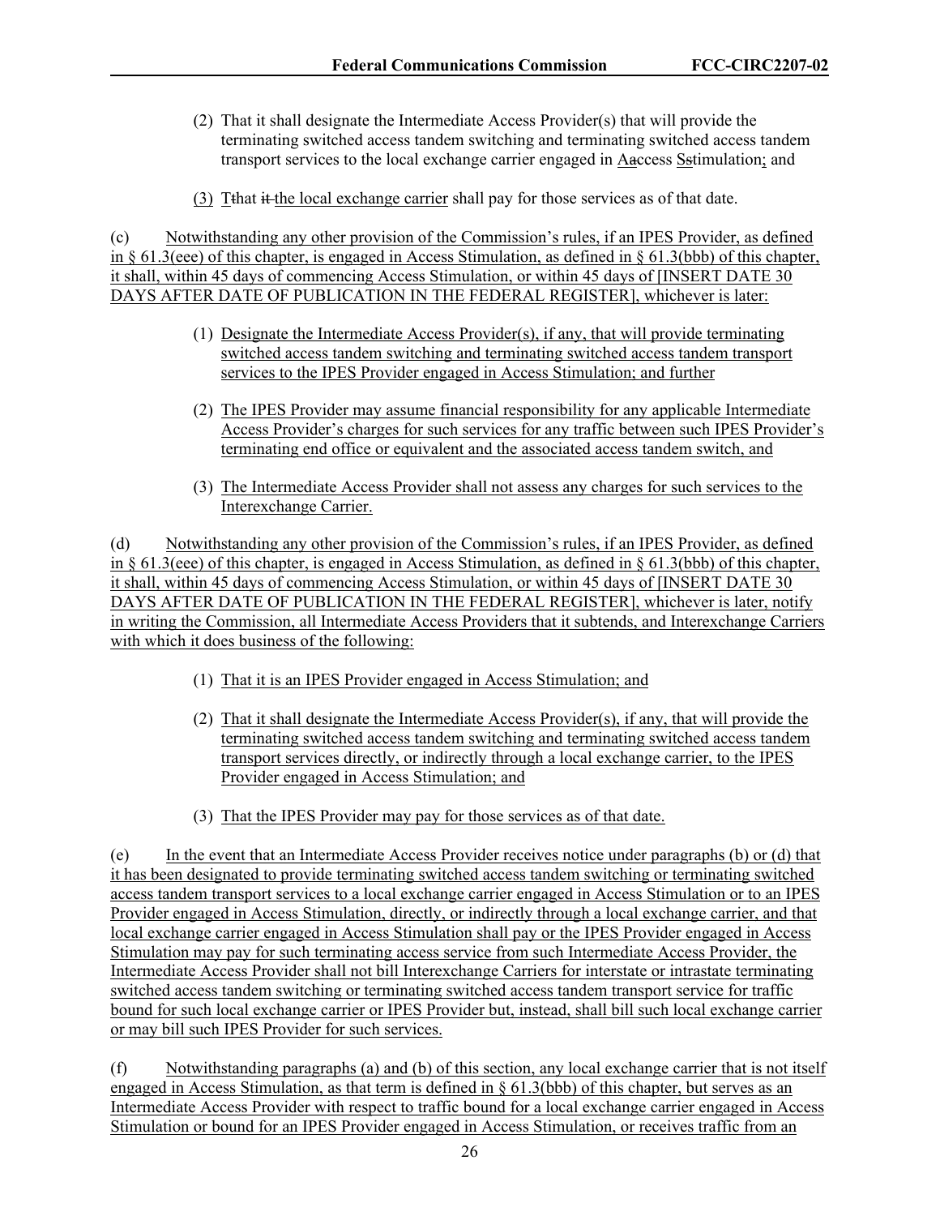(2) That it shall designate the Intermediate Access Provider(s) that will provide the terminating switched access tandem switching and terminating switched access tandem transport services to the local exchange carrier engaged in Aaccess Sstimulation; and

(3) Tthat it the local exchange carrier shall pay for those services as of that date.

(c) Notwithstanding any other provision of the Commission's rules, if an IPES Provider, as defined in § 61.3(eee) of this chapter, is engaged in Access Stimulation, as defined in § 61.3(bbb) of this chapter, it shall, within 45 days of commencing Access Stimulation, or within 45 days of [INSERT DATE 30 DAYS AFTER DATE OF PUBLICATION IN THE FEDERAL REGISTER], whichever is later:

(1) Designate the Intermediate Access Provider(s), if any, that will provide terminating switched access tandem switching and terminating switched access tandem transport services to the IPES Provider engaged in Access Stimulation; and further

(2) The IPES Provider may assume financial responsibility for any applicable Intermediate Access Provider's charges for such services for any traffic between such IPES Provider's terminating end office or equivalent and the associated access tandem switch, and

(3) The Intermediate Access Provider shall not assess any charges for such services to the Interexchange Carrier.

(d) Notwithstanding any other provision of the Commission's rules, if an IPES Provider, as defined in § 61.3(eee) of this chapter, is engaged in Access Stimulation, as defined in § 61.3(bbb) of this chapter, it shall, within 45 days of commencing Access Stimulation, or within 45 days of [INSERT DATE 30 DAYS AFTER DATE OF PUBLICATION IN THE FEDERAL REGISTER], whichever is later, notify in writing the Commission, all Intermediate Access Providers that it subtends, and Interexchange Carriers with which it does business of the following:

(1) That it is an IPES Provider engaged in Access Stimulation; and

(2) That it shall designate the Intermediate Access Provider(s), if any, that will provide the terminating switched access tandem switching and terminating switched access tandem transport services directly, or indirectly through a local exchange carrier, to the IPES Provider engaged in Access Stimulation; and

(3) That the IPES Provider may pay for those services as of that date.

(e) In the event that an Intermediate Access Provider receives notice under paragraphs (b) or (d) that it has been designated to provide terminating switched access tandem switching or terminating switched access tandem transport services to a local exchange carrier engaged in Access Stimulation or to an IPES Provider engaged in Access Stimulation, directly, or indirectly through a local exchange carrier, and that local exchange carrier engaged in Access Stimulation shall pay or the IPES Provider engaged in Access Stimulation may pay for such terminating access service from such Intermediate Access Provider, the Intermediate Access Provider shall not bill Interexchange Carriers for interstate or intrastate terminating switched access tandem switching or terminating switched access tandem transport service for traffic bound for such local exchange carrier or IPES Provider but, instead, shall bill such local exchange carrier or may bill such IPES Provider for such services.

(f) Notwithstanding paragraphs (a) and (b) of this section, any local exchange carrier that is not itself engaged in Access Stimulation, as that term is defined in § 61.3(bbb) of this chapter, but serves as an Intermediate Access Provider with respect to traffic bound for a local exchange carrier engaged in Access Stimulation or bound for an IPES Provider engaged in Access Stimulation, or receives traffic from an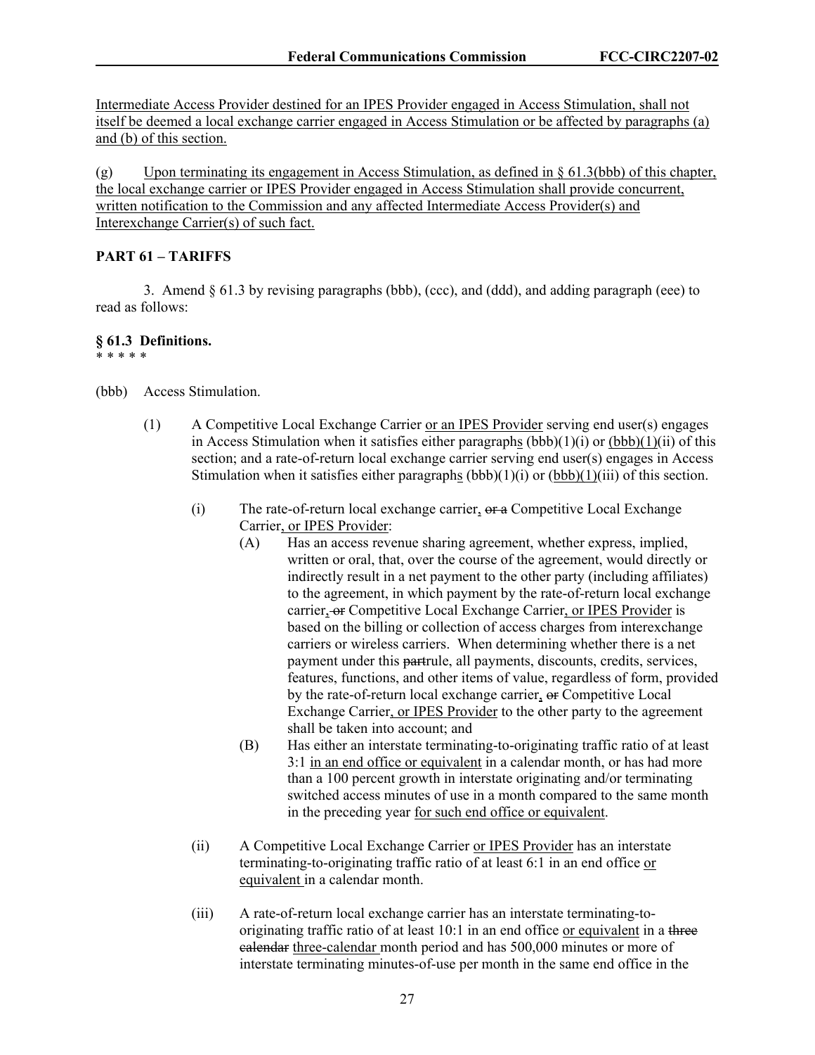Intermediate Access Provider destined for an IPES Provider engaged in Access Stimulation, shall not itself be deemed a local exchange carrier engaged in Access Stimulation or be affected by paragraphs (a) and (b) of this section.

(g) Upon terminating its engagement in Access Stimulation, as defined in § 61.3(bbb) of this chapter, the local exchange carrier or IPES Provider engaged in Access Stimulation shall provide concurrent, written notification to the Commission and any affected Intermediate Access Provider(s) and Interexchange Carrier(s) of such fact.

**PART 61 – TARIFFS**

3. Amend § 61.3 by revising paragraphs (bbb), (ccc), and (ddd), and adding paragraph (eee) to read as follows:

**§ 61.3 Definitions.**

\* \* \* \* \*

(bbb) Access Stimulation.

(1) A Competitive Local Exchange Carrier or an IPES Provider serving end user(s) engages in Access Stimulation when it satisfies either paragraphs (bbb)(1)(i) or (bbb)(1)(ii) of this section; and a rate-of-return local exchange carrier serving end user(s) engages in Access Stimulation when it satisfies either paragraphs (bbb)(1)(i) or (bbb)(1)(iii) of this section.

(i) The rate-of-return local exchange carrier, ~~or a~~ Competitive Local Exchange Carrier, or IPES Provider:

(A) Has an access revenue sharing agreement, whether express, implied, written or oral, that, over the course of the agreement, would directly or indirectly result in a net payment to the other party (including affiliates) to the agreement, in which payment by the rate-of-return local exchange carrier, ~~or~~ Competitive Local Exchange Carrier, or IPES Provider is based on the billing or collection of access charges from interexchange carriers or wireless carriers. When determining whether there is a net payment under this ~~part~~rule, all payments, discounts, credits, services, features, functions, and other items of value, regardless of form, provided by the rate-of-return local exchange carrier, ~~or~~ Competitive Local Exchange Carrier, or IPES Provider to the other party to the agreement shall be taken into account; and

(B) Has either an interstate terminating-to-originating traffic ratio of at least 3:1 in an end office or equivalent in a calendar month, or has had more than a 100 percent growth in interstate originating and/or terminating switched access minutes of use in a month compared to the same month in the preceding year for such end office or equivalent.

(ii) A Competitive Local Exchange Carrier or IPES Provider has an interstate terminating-to-originating traffic ratio of at least 6:1 in an end office or equivalent in a calendar month.

(iii) A rate-of-return local exchange carrier has an interstate terminating-to-originating traffic ratio of at least 10:1 in an end office or equivalent in a ~~three calendar~~ three-calendar month period and has 500,000 minutes or more of interstate terminating minutes-of-use per month in the same end office in the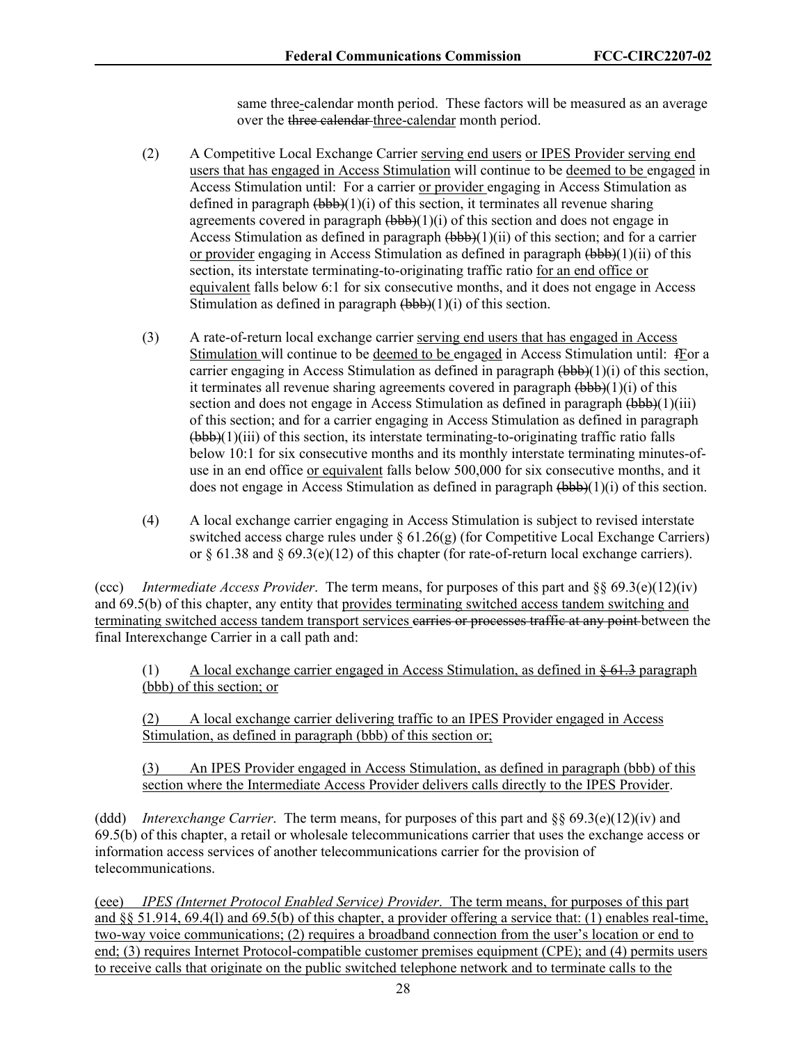same three-calendar month period. These factors will be measured as an average over the three calendar three-calendar month period.

(2) A Competitive Local Exchange Carrier serving end users or IPES Provider serving end users that has engaged in Access Stimulation will continue to be deemed to be engaged in Access Stimulation until: For a carrier or provider engaging in Access Stimulation as defined in paragraph (bbb)(1)(i) of this section, it terminates all revenue sharing agreements covered in paragraph (bbb)(1)(i) of this section and does not engage in Access Stimulation as defined in paragraph (bbb)(1)(ii) of this section; and for a carrier or provider engaging in Access Stimulation as defined in paragraph (bbb)(1)(ii) of this section, its interstate terminating-to-originating traffic ratio for an end office or equivalent falls below 6:1 for six consecutive months, and it does not engage in Access Stimulation as defined in paragraph (bbb)(1)(i) of this section.

(3) A rate-of-return local exchange carrier serving end users that has engaged in Access Stimulation will continue to be deemed to be engaged in Access Stimulation until: fFor a carrier engaging in Access Stimulation as defined in paragraph (bbb)(1)(i) of this section, it terminates all revenue sharing agreements covered in paragraph (bbb)(1)(i) of this section and does not engage in Access Stimulation as defined in paragraph (bbb)(1)(iii) of this section; and for a carrier engaging in Access Stimulation as defined in paragraph (bbb)(1)(iii) of this section, its interstate terminating-to-originating traffic ratio falls below 10:1 for six consecutive months and its monthly interstate terminating minutes-of-use in an end office or equivalent falls below 500,000 for six consecutive months, and it does not engage in Access Stimulation as defined in paragraph (bbb)(1)(i) of this section.

(4) A local exchange carrier engaging in Access Stimulation is subject to revised interstate switched access charge rules under § 61.26(g) (for Competitive Local Exchange Carriers) or § 61.38 and § 69.3(e)(12) of this chapter (for rate-of-return local exchange carriers).

(ccc) *Intermediate Access Provider*. The term means, for purposes of this part and §§ 69.3(e)(12)(iv) and 69.5(b) of this chapter, any entity that provides terminating switched access tandem switching and terminating switched access tandem transport services carries or processes traffic at any point between the final Interexchange Carrier in a call path and:

(1) A local exchange carrier engaged in Access Stimulation, as defined in § 61.3 paragraph (bbb) of this section; or

(2) A local exchange carrier delivering traffic to an IPES Provider engaged in Access Stimulation, as defined in paragraph (bbb) of this section or;

(3) An IPES Provider engaged in Access Stimulation, as defined in paragraph (bbb) of this section where the Intermediate Access Provider delivers calls directly to the IPES Provider.

(ddd) *Interexchange Carrier*. The term means, for purposes of this part and §§ 69.3(e)(12)(iv) and 69.5(b) of this chapter, a retail or wholesale telecommunications carrier that uses the exchange access or information access services of another telecommunications carrier for the provision of telecommunications.

(eee) *IPES (Internet Protocol Enabled Service) Provider*. The term means, for purposes of this part and §§ 51.914, 69.4(l) and 69.5(b) of this chapter, a provider offering a service that: (1) enables real-time, two-way voice communications; (2) requires a broadband connection from the user's location or end to end; (3) requires Internet Protocol-compatible customer premises equipment (CPE); and (4) permits users to receive calls that originate on the public switched telephone network and to terminate calls to the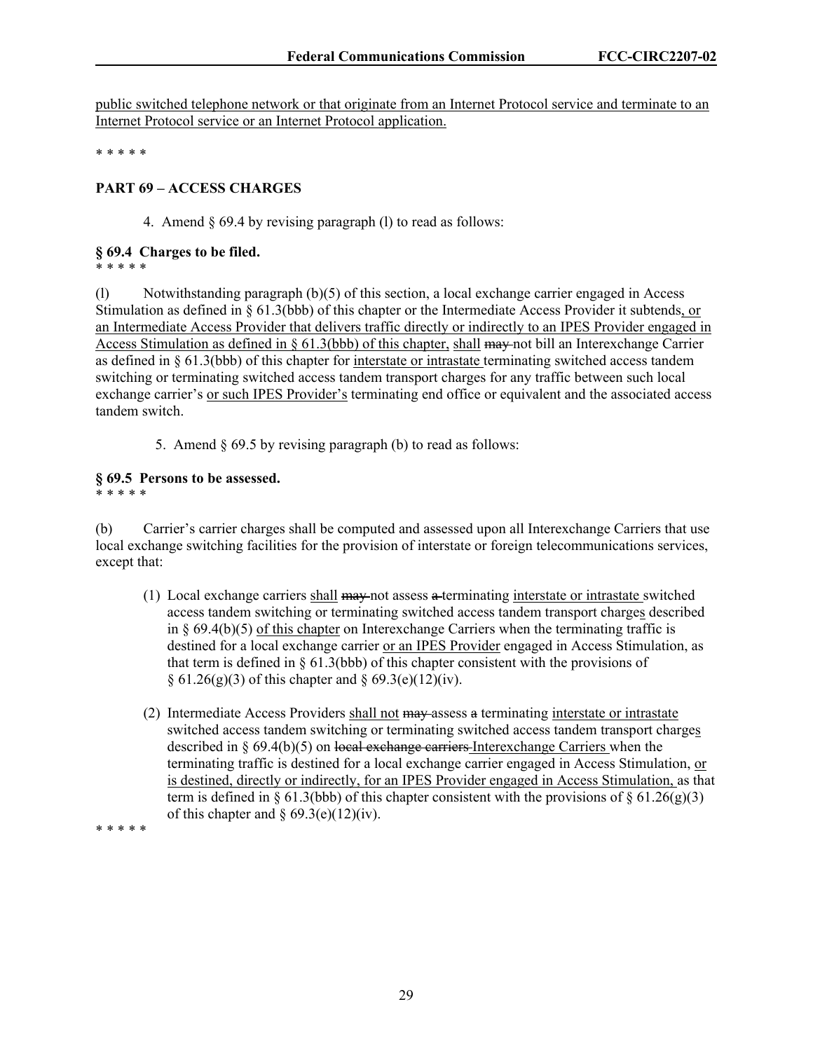public switched telephone network or that originate from an Internet Protocol service and terminate to an Internet Protocol service or an Internet Protocol application.

\* \* \* \* \*

**PART 69 – ACCESS CHARGES**

4. Amend § 69.4 by revising paragraph (l) to read as follows:

**§ 69.4 Charges to be filed.**

\* \* \* \* \*

(l) Notwithstanding paragraph (b)(5) of this section, a local exchange carrier engaged in Access Stimulation as defined in § 61.3(bbb) of this chapter or the Intermediate Access Provider it subtends, or an Intermediate Access Provider that delivers traffic directly or indirectly to an IPES Provider engaged in Access Stimulation as defined in § 61.3(bbb) of this chapter, shall ~~may~~ not bill an Interexchange Carrier as defined in § 61.3(bbb) of this chapter for interstate or intrastate terminating switched access tandem switching or terminating switched access tandem transport charges for any traffic between such local exchange carrier's or such IPES Provider's terminating end office or equivalent and the associated access tandem switch.

5. Amend § 69.5 by revising paragraph (b) to read as follows:

**§ 69.5 Persons to be assessed.**

\* \* \* \* \*

(b) Carrier's carrier charges shall be computed and assessed upon all Interexchange Carriers that use local exchange switching facilities for the provision of interstate or foreign telecommunications services, except that:

(1) Local exchange carriers shall ~~may~~ not assess ~~a~~ terminating interstate or intrastate switched access tandem switching or terminating switched access tandem transport charges described in § 69.4(b)(5) of this chapter on Interexchange Carriers when the terminating traffic is destined for a local exchange carrier or an IPES Provider engaged in Access Stimulation, as that term is defined in § 61.3(bbb) of this chapter consistent with the provisions of § 61.26(g)(3) of this chapter and § 69.3(e)(12)(iv).

(2) Intermediate Access Providers shall not ~~may~~ assess ~~a~~ terminating interstate or intrastate switched access tandem switching or terminating switched access tandem transport charges described in § 69.4(b)(5) on ~~local exchange carriers~~ Interexchange Carriers when the terminating traffic is destined for a local exchange carrier engaged in Access Stimulation, or is destined, directly or indirectly, for an IPES Provider engaged in Access Stimulation, as that term is defined in § 61.3(bbb) of this chapter consistent with the provisions of § 61.26(g)(3) of this chapter and § 69.3(e)(12)(iv).

\* \* \* \* \*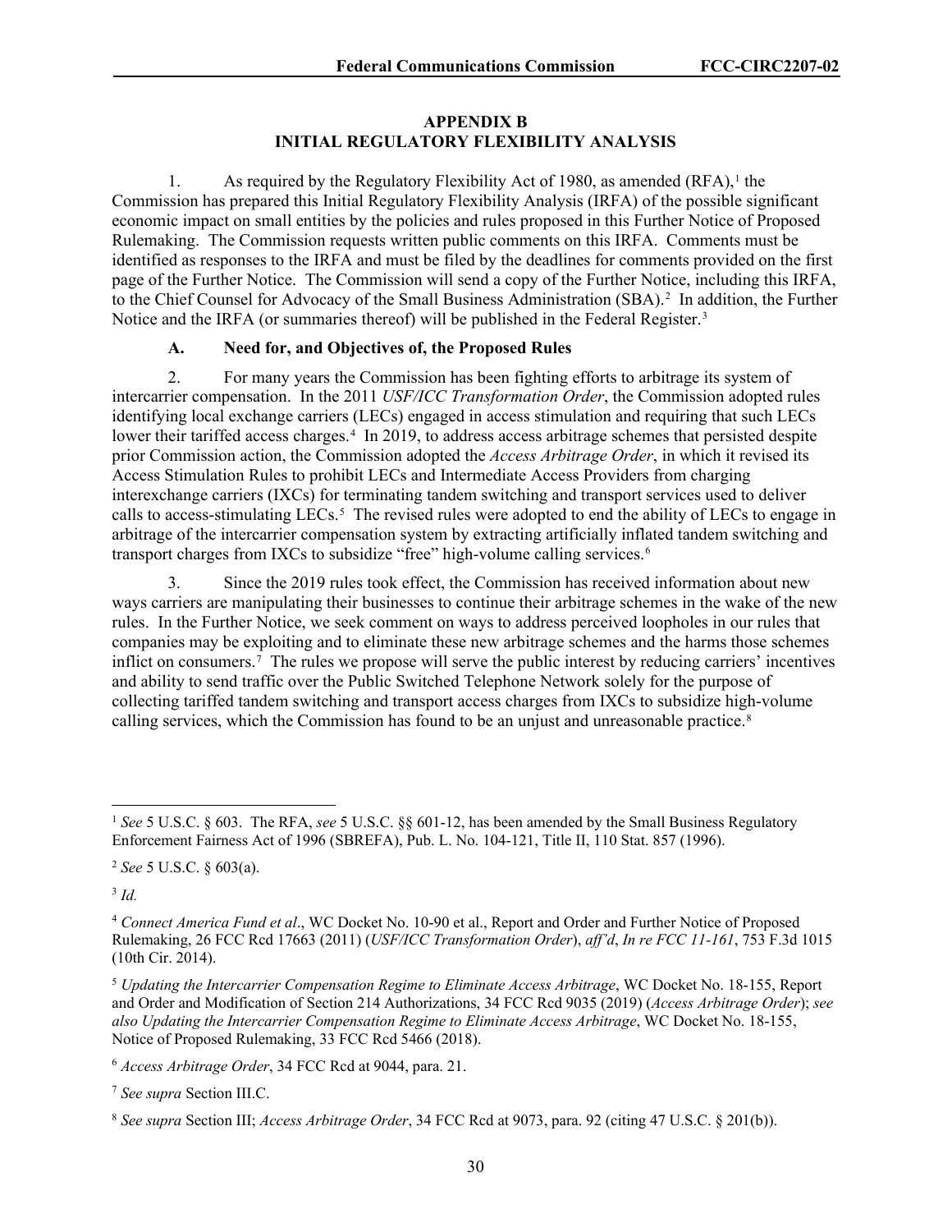## APPENDIX B
## INITIAL REGULATORY FLEXIBILITY ANALYSIS

1. As required by the Regulatory Flexibility Act of 1980, as amended (RFA),[1] the Commission has prepared this Initial Regulatory Flexibility Analysis (IRFA) of the possible significant economic impact on small entities by the policies and rules proposed in this Further Notice of Proposed Rulemaking. The Commission requests written public comments on this IRFA. Comments must be identified as responses to the IRFA and must be filed by the deadlines for comments provided on the first page of the Further Notice. The Commission will send a copy of the Further Notice, including this IRFA, to the Chief Counsel for Advocacy of the Small Business Administration (SBA).[2] In addition, the Further Notice and the IRFA (or summaries thereof) will be published in the Federal Register.[3]

### A. Need for, and Objectives of, the Proposed Rules

2. For many years the Commission has been fighting efforts to arbitrage its system of intercarrier compensation. In the 2011 *USF/ICC Transformation Order*, the Commission adopted rules identifying local exchange carriers (LECs) engaged in access stimulation and requiring that such LECs lower their tariffed access charges.[4] In 2019, to address access arbitrage schemes that persisted despite prior Commission action, the Commission adopted the *Access Arbitrage Order*, in which it revised its Access Stimulation Rules to prohibit LECs and Intermediate Access Providers from charging interexchange carriers (IXCs) for terminating tandem switching and transport services used to deliver calls to access-stimulating LECs.[5] The revised rules were adopted to end the ability of LECs to engage in arbitrage of the intercarrier compensation system by extracting artificially inflated tandem switching and transport charges from IXCs to subsidize "free" high-volume calling services.[6]

3. Since the 2019 rules took effect, the Commission has received information about new ways carriers are manipulating their businesses to continue their arbitrage schemes in the wake of the new rules. In the Further Notice, we seek comment on ways to address perceived loopholes in our rules that companies may be exploiting and to eliminate these new arbitrage schemes and the harms those schemes inflict on consumers.[7] The rules we propose will serve the public interest by reducing carriers' incentives and ability to send traffic over the Public Switched Telephone Network solely for the purpose of collecting tariffed tandem switching and transport access charges from IXCs to subsidize high-volume calling services, which the Commission has found to be an unjust and unreasonable practice.[8]

---

[1] *See* 5 U.S.C. § 603. The RFA, *see* 5 U.S.C. §§ 601-12, has been amended by the Small Business Regulatory Enforcement Fairness Act of 1996 (SBREFA), Pub. L. No. 104-121, Title II, 110 Stat. 857 (1996).

[2] *See* 5 U.S.C. § 603(a).

[3] *Id.*

[4] *Connect America Fund et al*., WC Docket No. 10-90 et al., Report and Order and Further Notice of Proposed Rulemaking, 26 FCC Rcd 17663 (2011) (*USF/ICC Transformation Order*), *aff'd*, *In re FCC 11-161*, 753 F.3d 1015 (10th Cir. 2014).

[5] *Updating the Intercarrier Compensation Regime to Eliminate Access Arbitrage*, WC Docket No. 18-155, Report and Order and Modification of Section 214 Authorizations, 34 FCC Rcd 9035 (2019) (*Access Arbitrage Order*); *see also Updating the Intercarrier Compensation Regime to Eliminate Access Arbitrage*, WC Docket No. 18-155, Notice of Proposed Rulemaking, 33 FCC Rcd 5466 (2018).

[6] *Access Arbitrage Order*, 34 FCC Rcd at 9044, para. 21.

[7] *See supra* Section III.C.

[8] *See supra* Section III; *Access Arbitrage Order*, 34 FCC Rcd at 9073, para. 92 (citing 47 U.S.C. § 201(b)).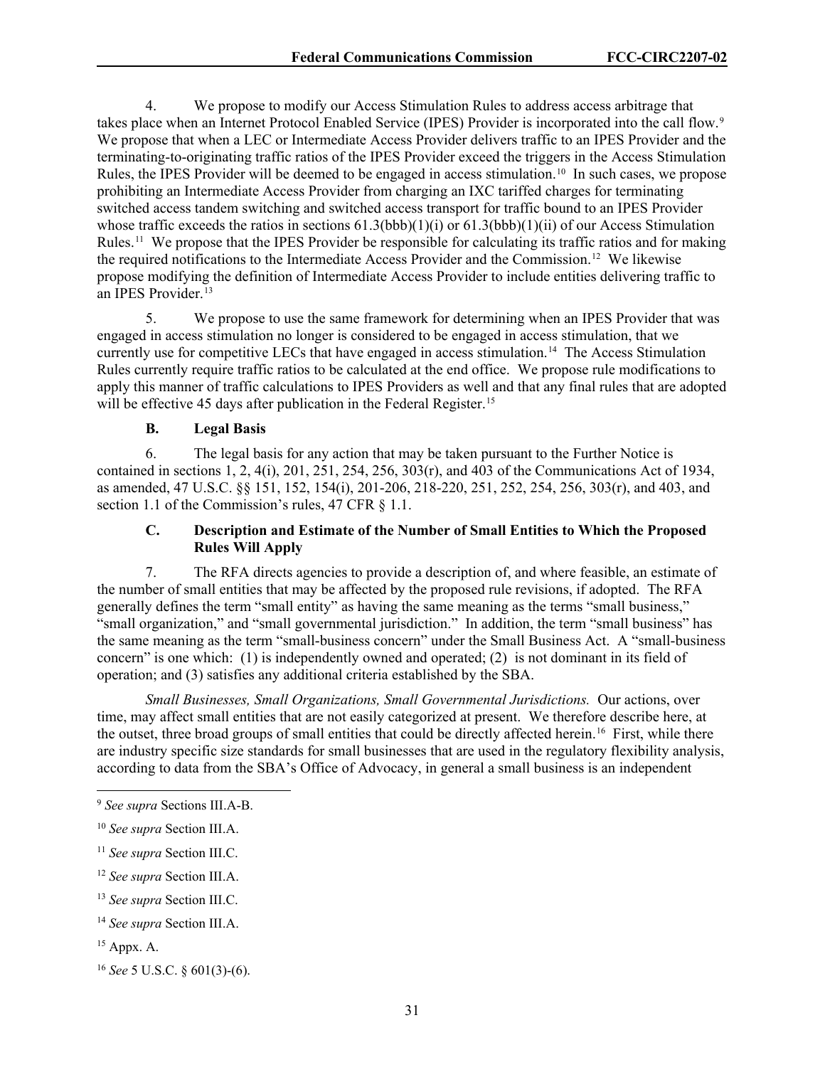4. We propose to modify our Access Stimulation Rules to address access arbitrage that takes place when an Internet Protocol Enabled Service (IPES) Provider is incorporated into the call flow.[9] We propose that when a LEC or Intermediate Access Provider delivers traffic to an IPES Provider and the terminating-to-originating traffic ratios of the IPES Provider exceed the triggers in the Access Stimulation Rules, the IPES Provider will be deemed to be engaged in access stimulation.[10] In such cases, we propose prohibiting an Intermediate Access Provider from charging an IXC tariffed charges for terminating switched access tandem switching and switched access transport for traffic bound to an IPES Provider whose traffic exceeds the ratios in sections 61.3(bbb)(1)(i) or 61.3(bbb)(1)(ii) of our Access Stimulation Rules.[11] We propose that the IPES Provider be responsible for calculating its traffic ratios and for making the required notifications to the Intermediate Access Provider and the Commission.[12] We likewise propose modifying the definition of Intermediate Access Provider to include entities delivering traffic to an IPES Provider.[13]

5. We propose to use the same framework for determining when an IPES Provider that was engaged in access stimulation no longer is considered to be engaged in access stimulation, that we currently use for competitive LECs that have engaged in access stimulation.[14] The Access Stimulation Rules currently require traffic ratios to be calculated at the end office. We propose rule modifications to apply this manner of traffic calculations to IPES Providers as well and that any final rules that are adopted will be effective 45 days after publication in the Federal Register.[15]

### B. Legal Basis

6. The legal basis for any action that may be taken pursuant to the Further Notice is contained in sections 1, 2, 4(i), 201, 251, 254, 256, 303(r), and 403 of the Communications Act of 1934, as amended, 47 U.S.C. §§ 151, 152, 154(i), 201-206, 218-220, 251, 252, 254, 256, 303(r), and 403, and section 1.1 of the Commission's rules, 47 CFR § 1.1.

### C. Description and Estimate of the Number of Small Entities to Which the Proposed Rules Will Apply

7. The RFA directs agencies to provide a description of, and where feasible, an estimate of the number of small entities that may be affected by the proposed rule revisions, if adopted. The RFA generally defines the term "small entity" as having the same meaning as the terms "small business," "small organization," and "small governmental jurisdiction." In addition, the term "small business" has the same meaning as the term "small-business concern" under the Small Business Act. A "small-business concern" is one which: (1) is independently owned and operated; (2) is not dominant in its field of operation; and (3) satisfies any additional criteria established by the SBA.

*Small Businesses, Small Organizations, Small Governmental Jurisdictions.* Our actions, over time, may affect small entities that are not easily categorized at present. We therefore describe here, at the outset, three broad groups of small entities that could be directly affected herein.[16] First, while there are industry specific size standards for small businesses that are used in the regulatory flexibility analysis, according to data from the SBA's Office of Advocacy, in general a small business is an independent

---

[9] *See supra* Sections III.A-B.

[10] *See supra* Section III.A.

[11] *See supra* Section III.C.

[12] *See supra* Section III.A.

[13] *See supra* Section III.C.

[14] *See supra* Section III.A.

[15] Appx. A.

[16] *See* 5 U.S.C. § 601(3)-(6).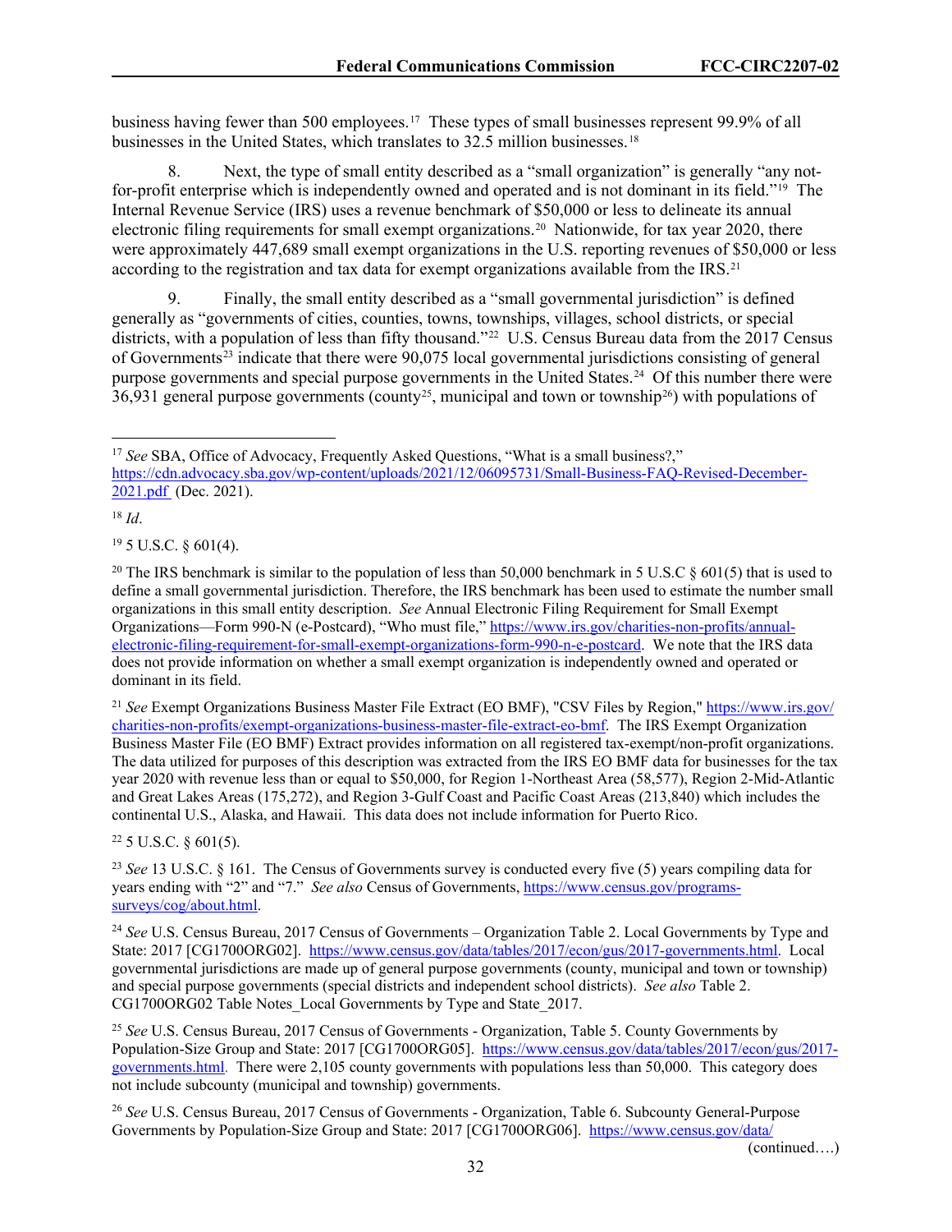business having fewer than 500 employees.[17] These types of small businesses represent 99.9% of all businesses in the United States, which translates to 32.5 million businesses.[18]

8. Next, the type of small entity described as a "small organization" is generally "any not-for-profit enterprise which is independently owned and operated and is not dominant in its field."[19] The Internal Revenue Service (IRS) uses a revenue benchmark of $50,000 or less to delineate its annual electronic filing requirements for small exempt organizations.[20] Nationwide, for tax year 2020, there were approximately 447,689 small exempt organizations in the U.S. reporting revenues of $50,000 or less according to the registration and tax data for exempt organizations available from the IRS.[21]

9. Finally, the small entity described as a "small governmental jurisdiction" is defined generally as "governments of cities, counties, towns, townships, villages, school districts, or special districts, with a population of less than fifty thousand."[22] U.S. Census Bureau data from the 2017 Census of Governments[23] indicate that there were 90,075 local governmental jurisdictions consisting of general purpose governments and special purpose governments in the United States.[24] Of this number there were 36,931 general purpose governments (county[25], municipal and town or township[26]) with populations of

---

[17] *See* SBA, Office of Advocacy, Frequently Asked Questions, "What is a small business?," https://cdn.advocacy.sba.gov/wp-content/uploads/2021/12/06095731/Small-Business-FAQ-Revised-December-2021.pdf (Dec. 2021).

[18] *Id*.

[19] 5 U.S.C. § 601(4).

[20] The IRS benchmark is similar to the population of less than 50,000 benchmark in 5 U.S.C § 601(5) that is used to define a small governmental jurisdiction. Therefore, the IRS benchmark has been used to estimate the number small organizations in this small entity description. *See* Annual Electronic Filing Requirement for Small Exempt Organizations—Form 990-N (e-Postcard), "Who must file," https://www.irs.gov/charities-non-profits/annual-electronic-filing-requirement-for-small-exempt-organizations-form-990-n-e-postcard. We note that the IRS data does not provide information on whether a small exempt organization is independently owned and operated or dominant in its field.

[21] *See* Exempt Organizations Business Master File Extract (EO BMF), "CSV Files by Region," https://www.irs.gov/charities-non-profits/exempt-organizations-business-master-file-extract-eo-bmf. The IRS Exempt Organization Business Master File (EO BMF) Extract provides information on all registered tax-exempt/non-profit organizations. The data utilized for purposes of this description was extracted from the IRS EO BMF data for businesses for the tax year 2020 with revenue less than or equal to $50,000, for Region 1-Northeast Area (58,577), Region 2-Mid-Atlantic and Great Lakes Areas (175,272), and Region 3-Gulf Coast and Pacific Coast Areas (213,840) which includes the continental U.S., Alaska, and Hawaii. This data does not include information for Puerto Rico.

[22] 5 U.S.C. § 601(5).

[23] *See* 13 U.S.C. § 161. The Census of Governments survey is conducted every five (5) years compiling data for years ending with "2" and "7." *See also* Census of Governments, https://www.census.gov/programs-surveys/cog/about.html.

[24] *See* U.S. Census Bureau, 2017 Census of Governments – Organization Table 2. Local Governments by Type and State: 2017 [CG1700ORG02]. https://www.census.gov/data/tables/2017/econ/gus/2017-governments.html. Local governmental jurisdictions are made up of general purpose governments (county, municipal and town or township) and special purpose governments (special districts and independent school districts). *See also* Table 2. CG1700ORG02 Table Notes_Local Governments by Type and State_2017.

[25] *See* U.S. Census Bureau, 2017 Census of Governments - Organization, Table 5. County Governments by Population-Size Group and State: 2017 [CG1700ORG05]. https://www.census.gov/data/tables/2017/econ/gus/2017-governments.html. There were 2,105 county governments with populations less than 50,000. This category does not include subcounty (municipal and township) governments.

[26] *See* U.S. Census Bureau, 2017 Census of Governments - Organization, Table 6. Subcounty General-Purpose Governments by Population-Size Group and State: 2017 [CG1700ORG06]. https://www.census.gov/data/

(continued….)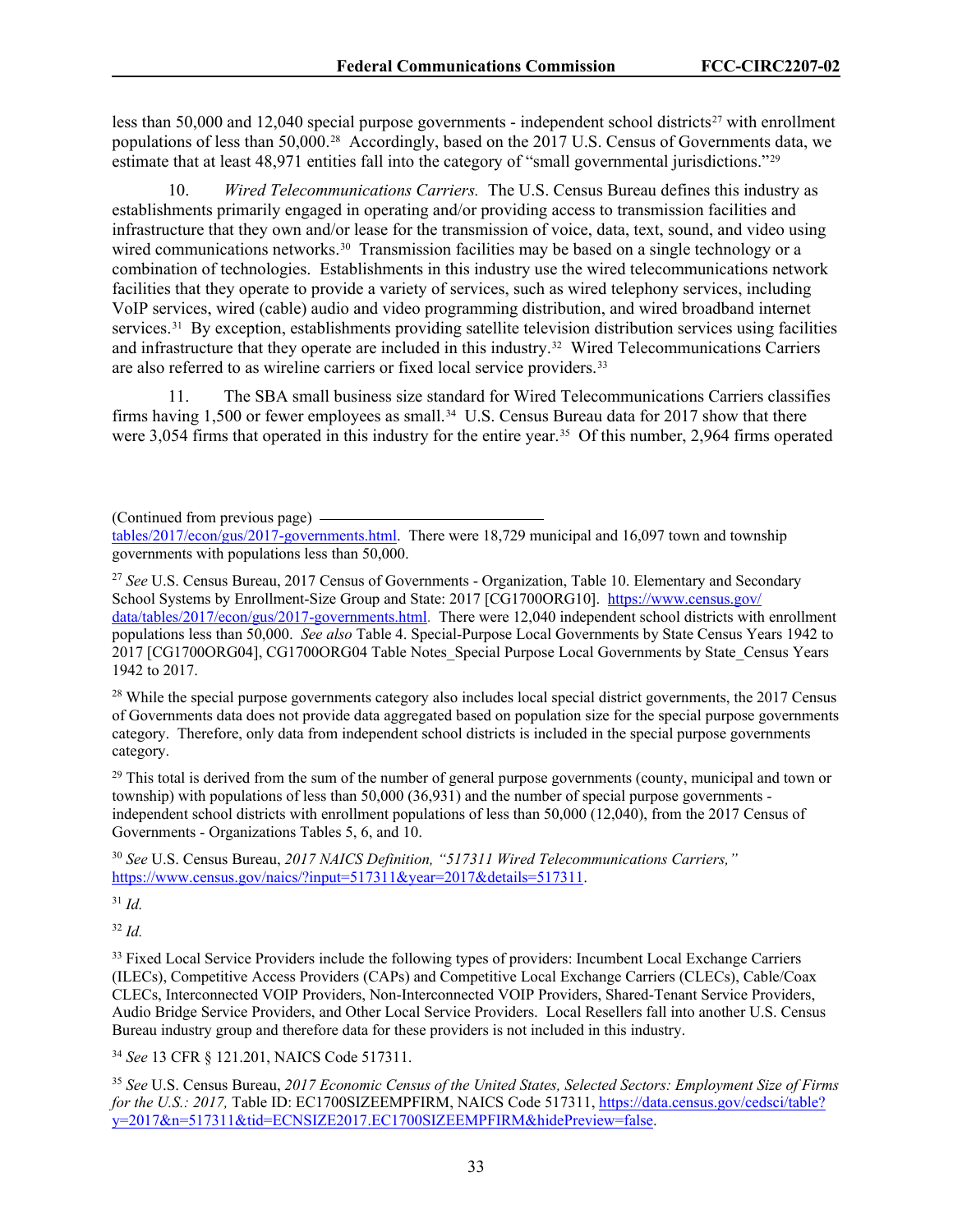less than 50,000 and 12,040 special purpose governments - independent school districts[27] with enrollment populations of less than 50,000.[28] Accordingly, based on the 2017 U.S. Census of Governments data, we estimate that at least 48,971 entities fall into the category of "small governmental jurisdictions."[29]

10. *Wired Telecommunications Carriers.* The U.S. Census Bureau defines this industry as establishments primarily engaged in operating and/or providing access to transmission facilities and infrastructure that they own and/or lease for the transmission of voice, data, text, sound, and video using wired communications networks.[30] Transmission facilities may be based on a single technology or a combination of technologies. Establishments in this industry use the wired telecommunications network facilities that they operate to provide a variety of services, such as wired telephony services, including VoIP services, wired (cable) audio and video programming distribution, and wired broadband internet services.[31] By exception, establishments providing satellite television distribution services using facilities and infrastructure that they operate are included in this industry.[32] Wired Telecommunications Carriers are also referred to as wireline carriers or fixed local service providers.[33]

11. The SBA small business size standard for Wired Telecommunications Carriers classifies firms having 1,500 or fewer employees as small.[34] U.S. Census Bureau data for 2017 show that there were 3,054 firms that operated in this industry for the entire year.[35] Of this number, 2,964 firms operated

---

(Continued from previous page) tables/2017/econ/gus/2017-governments.html. There were 18,729 municipal and 16,097 town and township governments with populations less than 50,000.

[27] *See* U.S. Census Bureau, 2017 Census of Governments - Organization, Table 10. Elementary and Secondary School Systems by Enrollment-Size Group and State: 2017 [CG1700ORG10]. https://www.census.gov/data/tables/2017/econ/gus/2017-governments.html. There were 12,040 independent school districts with enrollment populations less than 50,000. *See also* Table 4. Special-Purpose Local Governments by State Census Years 1942 to 2017 [CG1700ORG04], CG1700ORG04 Table Notes_Special Purpose Local Governments by State_Census Years 1942 to 2017.

[28] While the special purpose governments category also includes local special district governments, the 2017 Census of Governments data does not provide data aggregated based on population size for the special purpose governments category. Therefore, only data from independent school districts is included in the special purpose governments category.

[29] This total is derived from the sum of the number of general purpose governments (county, municipal and town or township) with populations of less than 50,000 (36,931) and the number of special purpose governments - independent school districts with enrollment populations of less than 50,000 (12,040), from the 2017 Census of Governments - Organizations Tables 5, 6, and 10.

[30] *See* U.S. Census Bureau, *2017 NAICS Definition, "517311 Wired Telecommunications Carriers,"* https://www.census.gov/naics/?input=517311&year=2017&details=517311.

[31] *Id.*

[32] *Id.*

[33] Fixed Local Service Providers include the following types of providers: Incumbent Local Exchange Carriers (ILECs), Competitive Access Providers (CAPs) and Competitive Local Exchange Carriers (CLECs), Cable/Coax CLECs, Interconnected VOIP Providers, Non-Interconnected VOIP Providers, Shared-Tenant Service Providers, Audio Bridge Service Providers, and Other Local Service Providers. Local Resellers fall into another U.S. Census Bureau industry group and therefore data for these providers is not included in this industry.

[34] *See* 13 CFR § 121.201, NAICS Code 517311.

[35] *See* U.S. Census Bureau, *2017 Economic Census of the United States, Selected Sectors: Employment Size of Firms for the U.S.: 2017,* Table ID: EC1700SIZEEMPFIRM, NAICS Code 517311, https://data.census.gov/cedsci/table?y=2017&n=517311&tid=ECNSIZE2017.EC1700SIZEEMPFIRM&hidePreview=false.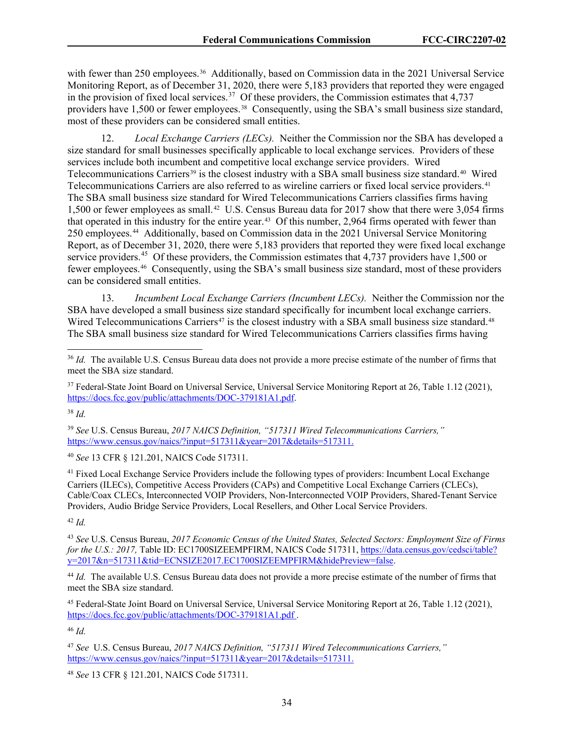with fewer than 250 employees.[36] Additionally, based on Commission data in the 2021 Universal Service Monitoring Report, as of December 31, 2020, there were 5,183 providers that reported they were engaged in the provision of fixed local services.[37] Of these providers, the Commission estimates that 4,737 providers have 1,500 or fewer employees.[38] Consequently, using the SBA's small business size standard, most of these providers can be considered small entities.

12. *Local Exchange Carriers (LECs).* Neither the Commission nor the SBA has developed a size standard for small businesses specifically applicable to local exchange services. Providers of these services include both incumbent and competitive local exchange service providers. Wired Telecommunications Carriers[39] is the closest industry with a SBA small business size standard.[40] Wired Telecommunications Carriers are also referred to as wireline carriers or fixed local service providers.[41] The SBA small business size standard for Wired Telecommunications Carriers classifies firms having 1,500 or fewer employees as small.[42] U.S. Census Bureau data for 2017 show that there were 3,054 firms that operated in this industry for the entire year.[43] Of this number, 2,964 firms operated with fewer than 250 employees.[44] Additionally, based on Commission data in the 2021 Universal Service Monitoring Report, as of December 31, 2020, there were 5,183 providers that reported they were fixed local exchange service providers.[45] Of these providers, the Commission estimates that 4,737 providers have 1,500 or fewer employees.[46] Consequently, using the SBA's small business size standard, most of these providers can be considered small entities.

13. *Incumbent Local Exchange Carriers (Incumbent LECs).* Neither the Commission nor the SBA have developed a small business size standard specifically for incumbent local exchange carriers. Wired Telecommunications Carriers[47] is the closest industry with a SBA small business size standard.[48] The SBA small business size standard for Wired Telecommunications Carriers classifies firms having

---

[36] *Id.* The available U.S. Census Bureau data does not provide a more precise estimate of the number of firms that meet the SBA size standard.

[37] Federal-State Joint Board on Universal Service, Universal Service Monitoring Report at 26, Table 1.12 (2021), https://docs.fcc.gov/public/attachments/DOC-379181A1.pdf.

[38] *Id.*

[39] *See* U.S. Census Bureau, *2017 NAICS Definition, "517311 Wired Telecommunications Carriers,"* https://www.census.gov/naics/?input=517311&year=2017&details=517311.

[40] *See* 13 CFR § 121.201, NAICS Code 517311.

[41] Fixed Local Exchange Service Providers include the following types of providers: Incumbent Local Exchange Carriers (ILECs), Competitive Access Providers (CAPs) and Competitive Local Exchange Carriers (CLECs), Cable/Coax CLECs, Interconnected VOIP Providers, Non-Interconnected VOIP Providers, Shared-Tenant Service Providers, Audio Bridge Service Providers, Local Resellers, and Other Local Service Providers.

[42] *Id.*

[43] *See* U.S. Census Bureau, *2017 Economic Census of the United States, Selected Sectors: Employment Size of Firms for the U.S.: 2017,* Table ID: EC1700SIZEEMPFIRM, NAICS Code 517311, https://data.census.gov/cedsci/table?y=2017&n=517311&tid=ECNSIZE2017.EC1700SIZEEMPFIRM&hidePreview=false.

[44] *Id.* The available U.S. Census Bureau data does not provide a more precise estimate of the number of firms that meet the SBA size standard.

[45] Federal-State Joint Board on Universal Service, Universal Service Monitoring Report at 26, Table 1.12 (2021), https://docs.fcc.gov/public/attachments/DOC-379181A1.pdf .

[46] *Id.*

[47] *See* U.S. Census Bureau, *2017 NAICS Definition, "517311 Wired Telecommunications Carriers,"* https://www.census.gov/naics/?input=517311&year=2017&details=517311.

[48] *See* 13 CFR § 121.201, NAICS Code 517311.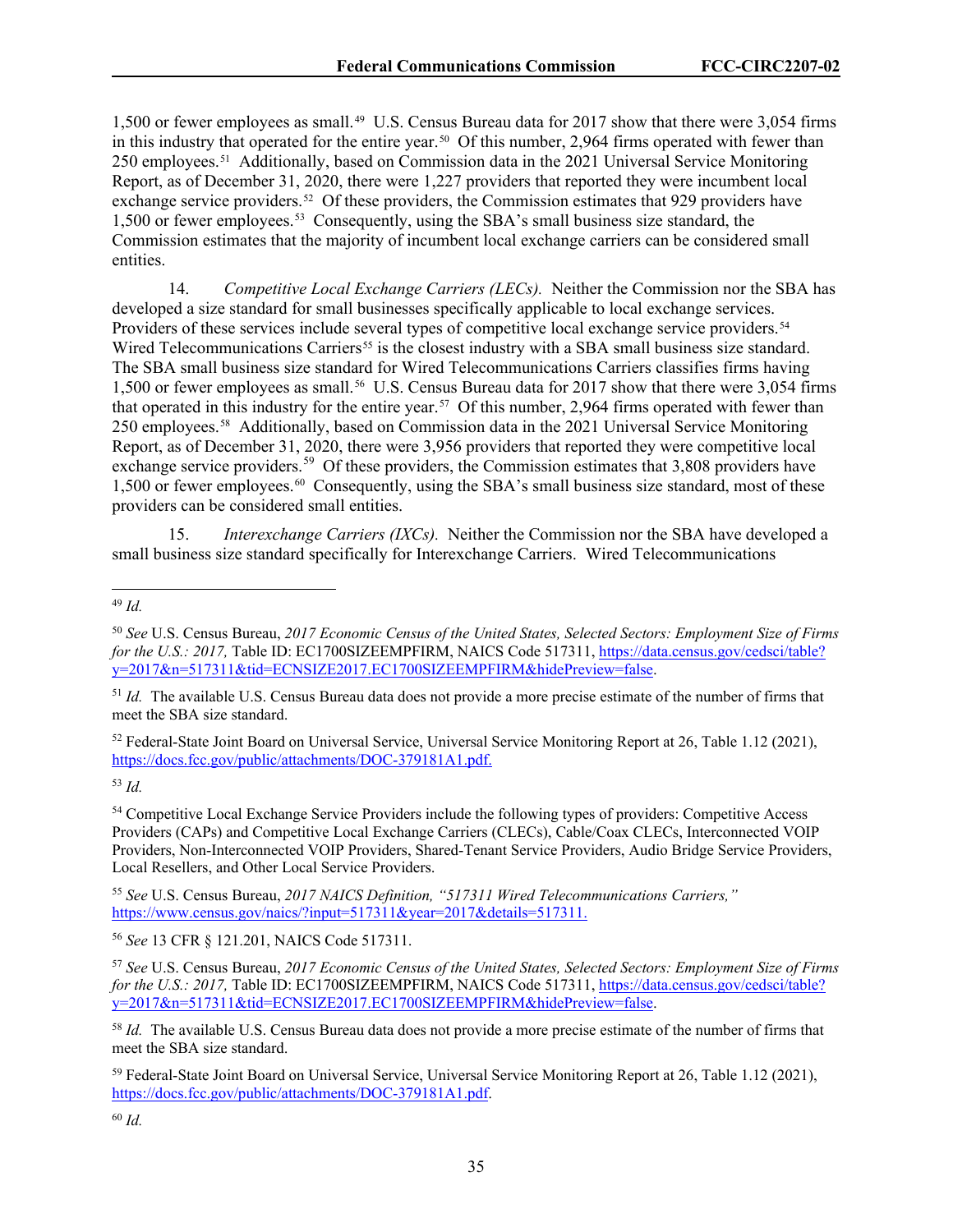1,500 or fewer employees as small.[49] U.S. Census Bureau data for 2017 show that there were 3,054 firms in this industry that operated for the entire year.[50] Of this number, 2,964 firms operated with fewer than 250 employees.[51] Additionally, based on Commission data in the 2021 Universal Service Monitoring Report, as of December 31, 2020, there were 1,227 providers that reported they were incumbent local exchange service providers.[52] Of these providers, the Commission estimates that 929 providers have 1,500 or fewer employees.[53] Consequently, using the SBA's small business size standard, the Commission estimates that the majority of incumbent local exchange carriers can be considered small entities.

14. *Competitive Local Exchange Carriers (LECs).* Neither the Commission nor the SBA has developed a size standard for small businesses specifically applicable to local exchange services. Providers of these services include several types of competitive local exchange service providers.[54] Wired Telecommunications Carriers[55] is the closest industry with a SBA small business size standard. The SBA small business size standard for Wired Telecommunications Carriers classifies firms having 1,500 or fewer employees as small.[56] U.S. Census Bureau data for 2017 show that there were 3,054 firms that operated in this industry for the entire year.[57] Of this number, 2,964 firms operated with fewer than 250 employees.[58] Additionally, based on Commission data in the 2021 Universal Service Monitoring Report, as of December 31, 2020, there were 3,956 providers that reported they were competitive local exchange service providers.[59] Of these providers, the Commission estimates that 3,808 providers have 1,500 or fewer employees.[60] Consequently, using the SBA's small business size standard, most of these providers can be considered small entities.

15. *Interexchange Carriers (IXCs).* Neither the Commission nor the SBA have developed a small business size standard specifically for Interexchange Carriers. Wired Telecommunications

---

[49] *Id.*

[50] *See* U.S. Census Bureau, *2017 Economic Census of the United States, Selected Sectors: Employment Size of Firms for the U.S.: 2017,* Table ID: EC1700SIZEEMPFIRM, NAICS Code 517311, https://data.census.gov/cedsci/table?y=2017&n=517311&tid=ECNSIZE2017.EC1700SIZEEMPFIRM&hidePreview=false.

[51] *Id.* The available U.S. Census Bureau data does not provide a more precise estimate of the number of firms that meet the SBA size standard.

[52] Federal-State Joint Board on Universal Service, Universal Service Monitoring Report at 26, Table 1.12 (2021), https://docs.fcc.gov/public/attachments/DOC-379181A1.pdf.

[53] *Id.*

[54] Competitive Local Exchange Service Providers include the following types of providers: Competitive Access Providers (CAPs) and Competitive Local Exchange Carriers (CLECs), Cable/Coax CLECs, Interconnected VOIP Providers, Non-Interconnected VOIP Providers, Shared-Tenant Service Providers, Audio Bridge Service Providers, Local Resellers, and Other Local Service Providers.

[55] *See* U.S. Census Bureau, *2017 NAICS Definition, "517311 Wired Telecommunications Carriers,"* https://www.census.gov/naics/?input=517311&year=2017&details=517311.

[56] *See* 13 CFR § 121.201, NAICS Code 517311.

[57] *See* U.S. Census Bureau, *2017 Economic Census of the United States, Selected Sectors: Employment Size of Firms for the U.S.: 2017,* Table ID: EC1700SIZEEMPFIRM, NAICS Code 517311, https://data.census.gov/cedsci/table?y=2017&n=517311&tid=ECNSIZE2017.EC1700SIZEEMPFIRM&hidePreview=false.

[58] *Id.* The available U.S. Census Bureau data does not provide a more precise estimate of the number of firms that meet the SBA size standard.

[59] Federal-State Joint Board on Universal Service, Universal Service Monitoring Report at 26, Table 1.12 (2021), https://docs.fcc.gov/public/attachments/DOC-379181A1.pdf.

[60] *Id.*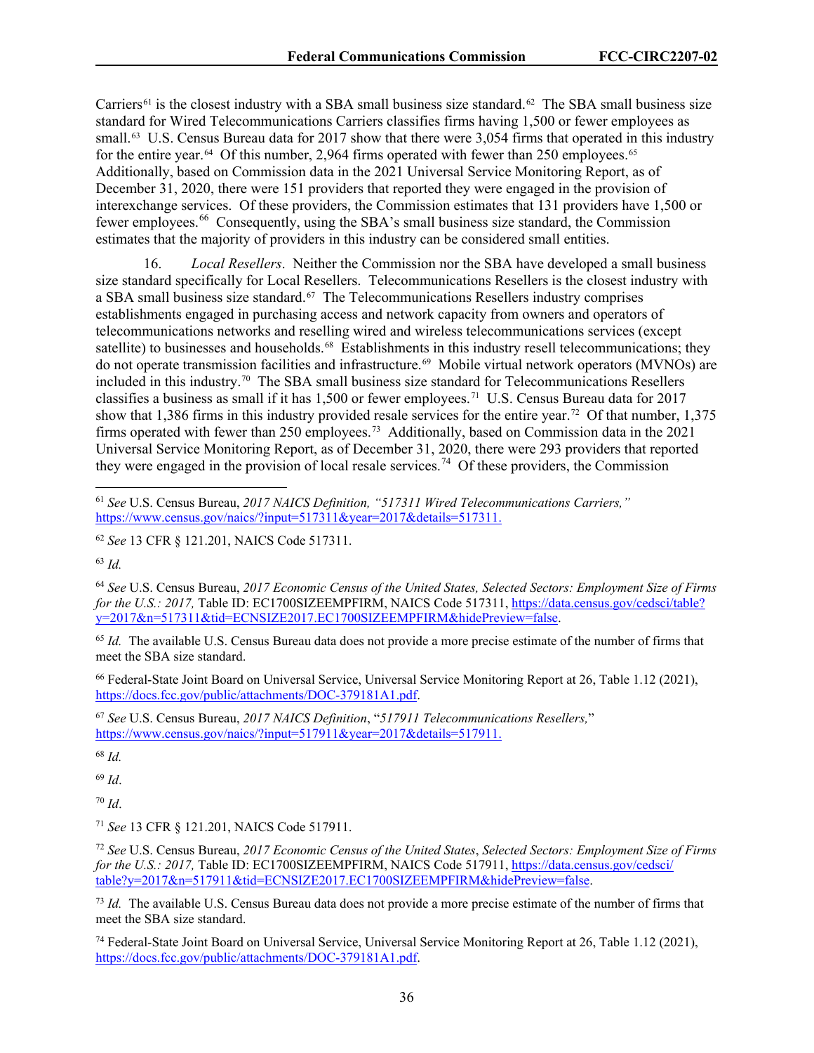Carriers[61] is the closest industry with a SBA small business size standard.[62] The SBA small business size standard for Wired Telecommunications Carriers classifies firms having 1,500 or fewer employees as small.[63] U.S. Census Bureau data for 2017 show that there were 3,054 firms that operated in this industry for the entire year.[64] Of this number, 2,964 firms operated with fewer than 250 employees.[65] Additionally, based on Commission data in the 2021 Universal Service Monitoring Report, as of December 31, 2020, there were 151 providers that reported they were engaged in the provision of interexchange services. Of these providers, the Commission estimates that 131 providers have 1,500 or fewer employees.[66] Consequently, using the SBA's small business size standard, the Commission estimates that the majority of providers in this industry can be considered small entities.

16. *Local Resellers*. Neither the Commission nor the SBA have developed a small business size standard specifically for Local Resellers. Telecommunications Resellers is the closest industry with a SBA small business size standard.[67] The Telecommunications Resellers industry comprises establishments engaged in purchasing access and network capacity from owners and operators of telecommunications networks and reselling wired and wireless telecommunications services (except satellite) to businesses and households.[68] Establishments in this industry resell telecommunications; they do not operate transmission facilities and infrastructure.[69] Mobile virtual network operators (MVNOs) are included in this industry.[70] The SBA small business size standard for Telecommunications Resellers classifies a business as small if it has 1,500 or fewer employees.[71] U.S. Census Bureau data for 2017 show that 1,386 firms in this industry provided resale services for the entire year.[72] Of that number, 1,375 firms operated with fewer than 250 employees.[73] Additionally, based on Commission data in the 2021 Universal Service Monitoring Report, as of December 31, 2020, there were 293 providers that reported they were engaged in the provision of local resale services.[74] Of these providers, the Commission

---

[61] *See* U.S. Census Bureau, *2017 NAICS Definition, "517311 Wired Telecommunications Carriers,"* https://www.census.gov/naics/?input=517311&year=2017&details=517311.

[62] *See* 13 CFR § 121.201, NAICS Code 517311.

[63] *Id.*

[64] *See* U.S. Census Bureau, *2017 Economic Census of the United States, Selected Sectors: Employment Size of Firms for the U.S.: 2017,* Table ID: EC1700SIZEEMPFIRM, NAICS Code 517311, https://data.census.gov/cedsci/table?y=2017&n=517311&tid=ECNSIZE2017.EC1700SIZEEMPFIRM&hidePreview=false.

[65] *Id.* The available U.S. Census Bureau data does not provide a more precise estimate of the number of firms that meet the SBA size standard.

[66] Federal-State Joint Board on Universal Service, Universal Service Monitoring Report at 26, Table 1.12 (2021), https://docs.fcc.gov/public/attachments/DOC-379181A1.pdf.

[67] *See* U.S. Census Bureau, *2017 NAICS Definition*, "*517911 Telecommunications Resellers,*" https://www.census.gov/naics/?input=517911&year=2017&details=517911.

[68] *Id.*

[69] *Id*.

[70] *Id*.

[71] *See* 13 CFR § 121.201, NAICS Code 517911.

[72] *See* U.S. Census Bureau, *2017 Economic Census of the United States*, *Selected Sectors: Employment Size of Firms for the U.S.: 2017,* Table ID: EC1700SIZEEMPFIRM, NAICS Code 517911, https://data.census.gov/cedsci/table?y=2017&n=517911&tid=ECNSIZE2017.EC1700SIZEEMPFIRM&hidePreview=false.

[73] *Id.* The available U.S. Census Bureau data does not provide a more precise estimate of the number of firms that meet the SBA size standard.

[74] Federal-State Joint Board on Universal Service, Universal Service Monitoring Report at 26, Table 1.12 (2021), https://docs.fcc.gov/public/attachments/DOC-379181A1.pdf.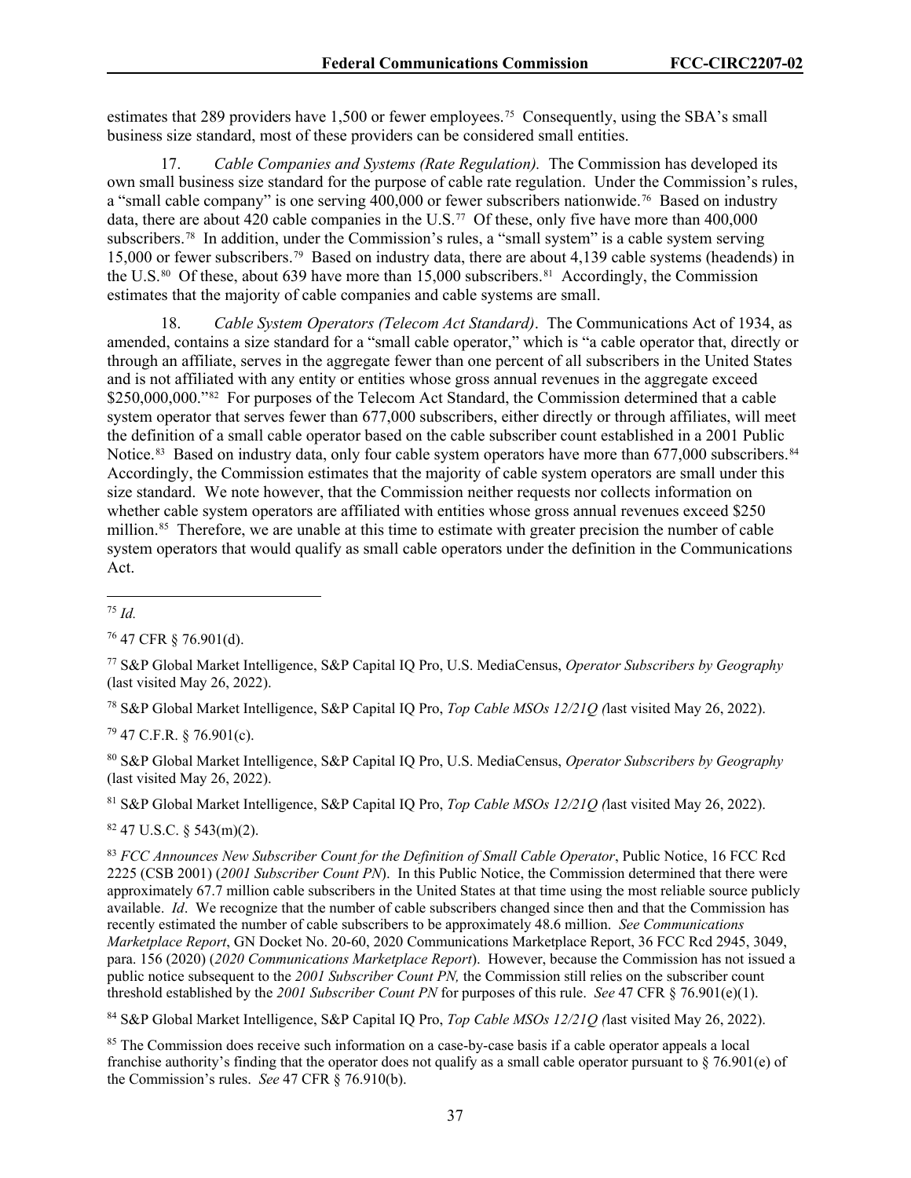estimates that 289 providers have 1,500 or fewer employees.[75] Consequently, using the SBA's small business size standard, most of these providers can be considered small entities.

17. *Cable Companies and Systems (Rate Regulation).* The Commission has developed its own small business size standard for the purpose of cable rate regulation. Under the Commission's rules, a "small cable company" is one serving 400,000 or fewer subscribers nationwide.[76] Based on industry data, there are about 420 cable companies in the U.S.[77] Of these, only five have more than 400,000 subscribers.[78] In addition, under the Commission's rules, a "small system" is a cable system serving 15,000 or fewer subscribers.[79] Based on industry data, there are about 4,139 cable systems (headends) in the U.S.[80] Of these, about 639 have more than 15,000 subscribers.[81] Accordingly, the Commission estimates that the majority of cable companies and cable systems are small.

18. *Cable System Operators (Telecom Act Standard)*. The Communications Act of 1934, as amended, contains a size standard for a "small cable operator," which is "a cable operator that, directly or through an affiliate, serves in the aggregate fewer than one percent of all subscribers in the United States and is not affiliated with any entity or entities whose gross annual revenues in the aggregate exceed $250,000,000."[82] For purposes of the Telecom Act Standard, the Commission determined that a cable system operator that serves fewer than 677,000 subscribers, either directly or through affiliates, will meet the definition of a small cable operator based on the cable subscriber count established in a 2001 Public Notice.[83] Based on industry data, only four cable system operators have more than 677,000 subscribers.[84] Accordingly, the Commission estimates that the majority of cable system operators are small under this size standard. We note however, that the Commission neither requests nor collects information on whether cable system operators are affiliated with entities whose gross annual revenues exceed $250 million.[85] Therefore, we are unable at this time to estimate with greater precision the number of cable system operators that would qualify as small cable operators under the definition in the Communications Act.

---

[75] *Id.*

[76] 47 CFR § 76.901(d).

[77] S&P Global Market Intelligence, S&P Capital IQ Pro, U.S. MediaCensus, *Operator Subscribers by Geography* (last visited May 26, 2022).

[78] S&P Global Market Intelligence, S&P Capital IQ Pro, *Top Cable MSOs 12/21Q (*last visited May 26, 2022).

[79] 47 C.F.R. § 76.901(c).

[80] S&P Global Market Intelligence, S&P Capital IQ Pro, U.S. MediaCensus, *Operator Subscribers by Geography* (last visited May 26, 2022).

[81] S&P Global Market Intelligence, S&P Capital IQ Pro, *Top Cable MSOs 12/21Q (*last visited May 26, 2022).

[82] 47 U.S.C. § 543(m)(2).

[83] *FCC Announces New Subscriber Count for the Definition of Small Cable Operator*, Public Notice, 16 FCC Rcd 2225 (CSB 2001) (*2001 Subscriber Count PN*). In this Public Notice, the Commission determined that there were approximately 67.7 million cable subscribers in the United States at that time using the most reliable source publicly available. *Id*. We recognize that the number of cable subscribers changed since then and that the Commission has recently estimated the number of cable subscribers to be approximately 48.6 million. *See Communications Marketplace Report*, GN Docket No. 20-60, 2020 Communications Marketplace Report, 36 FCC Rcd 2945, 3049, para. 156 (2020) (*2020 Communications Marketplace Report*). However, because the Commission has not issued a public notice subsequent to the *2001 Subscriber Count PN,* the Commission still relies on the subscriber count threshold established by the *2001 Subscriber Count PN* for purposes of this rule. *See* 47 CFR § 76.901(e)(1).

[84] S&P Global Market Intelligence, S&P Capital IQ Pro, *Top Cable MSOs 12/21Q (*last visited May 26, 2022).

[85] The Commission does receive such information on a case-by-case basis if a cable operator appeals a local franchise authority's finding that the operator does not qualify as a small cable operator pursuant to § 76.901(e) of the Commission's rules. *See* 47 CFR § 76.910(b).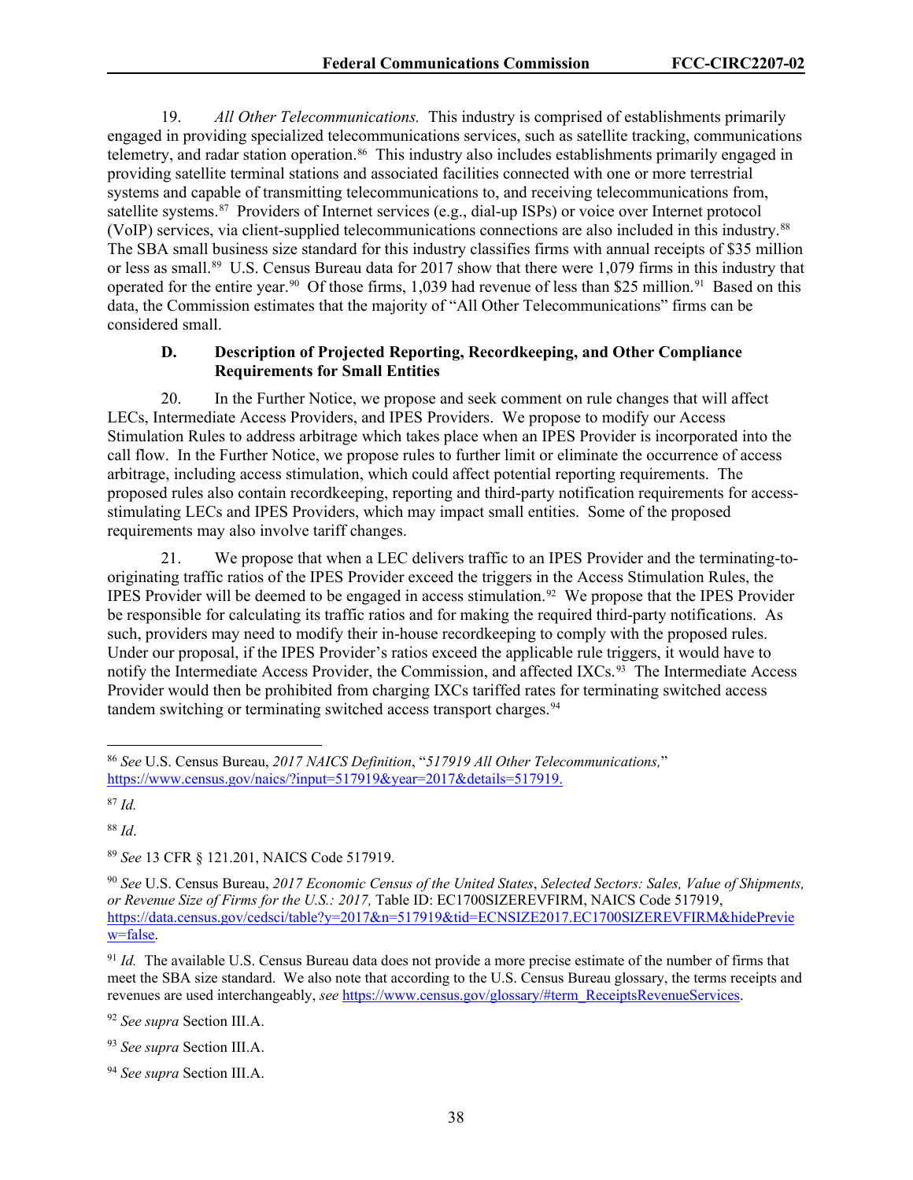19. *All Other Telecommunications.* This industry is comprised of establishments primarily engaged in providing specialized telecommunications services, such as satellite tracking, communications telemetry, and radar station operation.[86] This industry also includes establishments primarily engaged in providing satellite terminal stations and associated facilities connected with one or more terrestrial systems and capable of transmitting telecommunications to, and receiving telecommunications from, satellite systems.[87] Providers of Internet services (e.g., dial-up ISPs) or voice over Internet protocol (VoIP) services, via client-supplied telecommunications connections are also included in this industry.[88] The SBA small business size standard for this industry classifies firms with annual receipts of $35 million or less as small.[89] U.S. Census Bureau data for 2017 show that there were 1,079 firms in this industry that operated for the entire year.[90] Of those firms, 1,039 had revenue of less than $25 million.[91] Based on this data, the Commission estimates that the majority of "All Other Telecommunications" firms can be considered small.

### D. Description of Projected Reporting, Recordkeeping, and Other Compliance Requirements for Small Entities

20. In the Further Notice, we propose and seek comment on rule changes that will affect LECs, Intermediate Access Providers, and IPES Providers. We propose to modify our Access Stimulation Rules to address arbitrage which takes place when an IPES Provider is incorporated into the call flow. In the Further Notice, we propose rules to further limit or eliminate the occurrence of access arbitrage, including access stimulation, which could affect potential reporting requirements. The proposed rules also contain recordkeeping, reporting and third-party notification requirements for access-stimulating LECs and IPES Providers, which may impact small entities. Some of the proposed requirements may also involve tariff changes.

21. We propose that when a LEC delivers traffic to an IPES Provider and the terminating-to-originating traffic ratios of the IPES Provider exceed the triggers in the Access Stimulation Rules, the IPES Provider will be deemed to be engaged in access stimulation.[92] We propose that the IPES Provider be responsible for calculating its traffic ratios and for making the required third-party notifications. As such, providers may need to modify their in-house recordkeeping to comply with the proposed rules. Under our proposal, if the IPES Provider's ratios exceed the applicable rule triggers, it would have to notify the Intermediate Access Provider, the Commission, and affected IXCs.[93] The Intermediate Access Provider would then be prohibited from charging IXCs tariffed rates for terminating switched access tandem switching or terminating switched access transport charges.[94]

---

[86] *See* U.S. Census Bureau, *2017 NAICS Definition*, "*517919 All Other Telecommunications,*" https://www.census.gov/naics/?input=517919&year=2017&details=517919.

[87] *Id.*

[88] *Id*.

[89] *See* 13 CFR § 121.201, NAICS Code 517919.

[90] *See* U.S. Census Bureau, *2017 Economic Census of the United States*, *Selected Sectors: Sales, Value of Shipments, or Revenue Size of Firms for the U.S.: 2017,* Table ID: EC1700SIZEREVFIRM, NAICS Code 517919, https://data.census.gov/cedsci/table?y=2017&n=517919&tid=ECNSIZE2017.EC1700SIZEREVFIRM&hidePreview=false.

[91] *Id.* The available U.S. Census Bureau data does not provide a more precise estimate of the number of firms that meet the SBA size standard. We also note that according to the U.S. Census Bureau glossary, the terms receipts and revenues are used interchangeably, *see* https://www.census.gov/glossary/#term_ReceiptsRevenueServices.

[92] *See supra* Section III.A.

[93] *See supra* Section III.A.

[94] *See supra* Section III.A.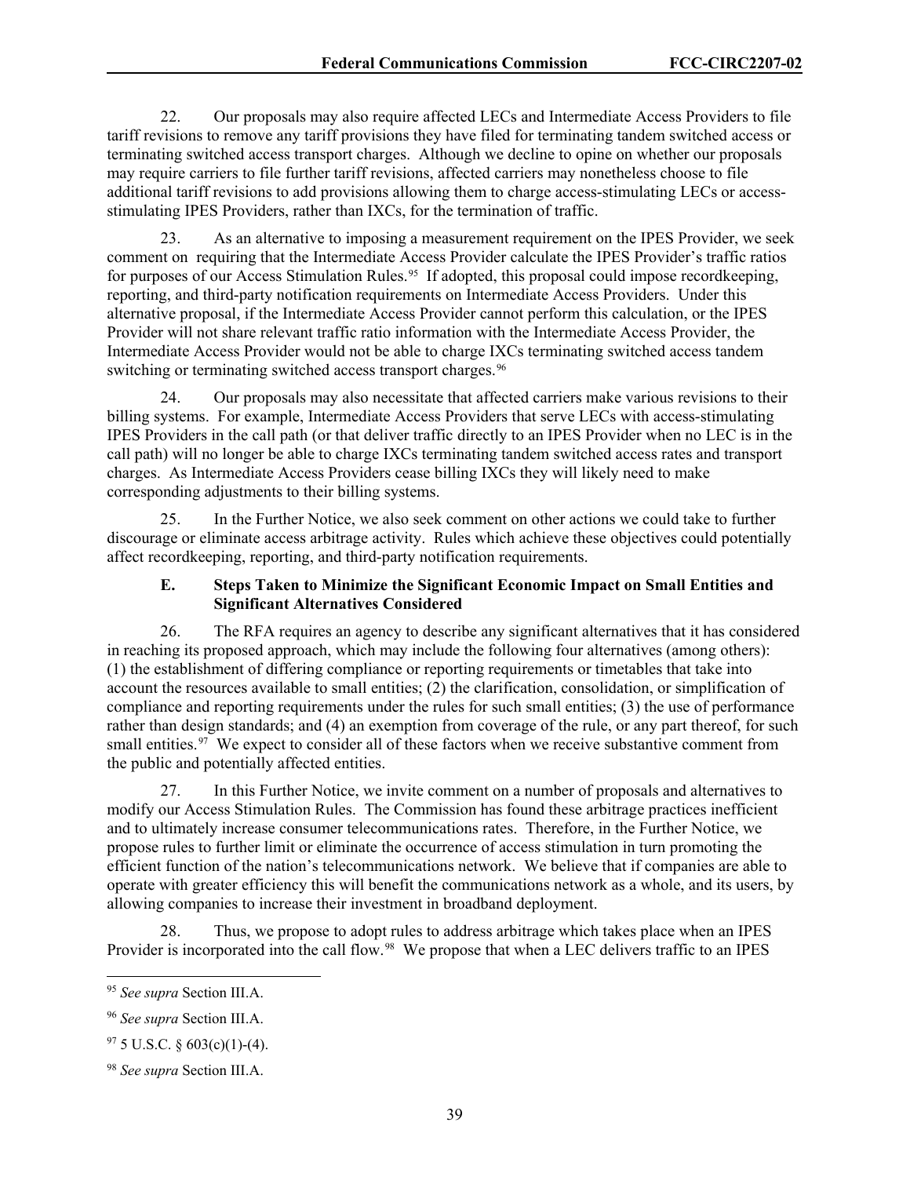22. Our proposals may also require affected LECs and Intermediate Access Providers to file tariff revisions to remove any tariff provisions they have filed for terminating tandem switched access or terminating switched access transport charges. Although we decline to opine on whether our proposals may require carriers to file further tariff revisions, affected carriers may nonetheless choose to file additional tariff revisions to add provisions allowing them to charge access-stimulating LECs or access-stimulating IPES Providers, rather than IXCs, for the termination of traffic.

23. As an alternative to imposing a measurement requirement on the IPES Provider, we seek comment on requiring that the Intermediate Access Provider calculate the IPES Provider's traffic ratios for purposes of our Access Stimulation Rules.[95] If adopted, this proposal could impose recordkeeping, reporting, and third-party notification requirements on Intermediate Access Providers. Under this alternative proposal, if the Intermediate Access Provider cannot perform this calculation, or the IPES Provider will not share relevant traffic ratio information with the Intermediate Access Provider, the Intermediate Access Provider would not be able to charge IXCs terminating switched access tandem switching or terminating switched access transport charges.[96]

24. Our proposals may also necessitate that affected carriers make various revisions to their billing systems. For example, Intermediate Access Providers that serve LECs with access-stimulating IPES Providers in the call path (or that deliver traffic directly to an IPES Provider when no LEC is in the call path) will no longer be able to charge IXCs terminating tandem switched access rates and transport charges. As Intermediate Access Providers cease billing IXCs they will likely need to make corresponding adjustments to their billing systems.

25. In the Further Notice, we also seek comment on other actions we could take to further discourage or eliminate access arbitrage activity. Rules which achieve these objectives could potentially affect recordkeeping, reporting, and third-party notification requirements.

### E. Steps Taken to Minimize the Significant Economic Impact on Small Entities and Significant Alternatives Considered

26. The RFA requires an agency to describe any significant alternatives that it has considered in reaching its proposed approach, which may include the following four alternatives (among others): (1) the establishment of differing compliance or reporting requirements or timetables that take into account the resources available to small entities; (2) the clarification, consolidation, or simplification of compliance and reporting requirements under the rules for such small entities; (3) the use of performance rather than design standards; and (4) an exemption from coverage of the rule, or any part thereof, for such small entities.[97] We expect to consider all of these factors when we receive substantive comment from the public and potentially affected entities.

27. In this Further Notice, we invite comment on a number of proposals and alternatives to modify our Access Stimulation Rules. The Commission has found these arbitrage practices inefficient and to ultimately increase consumer telecommunications rates. Therefore, in the Further Notice, we propose rules to further limit or eliminate the occurrence of access stimulation in turn promoting the efficient function of the nation's telecommunications network. We believe that if companies are able to operate with greater efficiency this will benefit the communications network as a whole, and its users, by allowing companies to increase their investment in broadband deployment.

28. Thus, we propose to adopt rules to address arbitrage which takes place when an IPES Provider is incorporated into the call flow.[98] We propose that when a LEC delivers traffic to an IPES

---

[95] *See supra* Section III.A.

[96] *See supra* Section III.A.

[97] 5 U.S.C. § 603(c)(1)-(4).

[98] *See supra* Section III.A.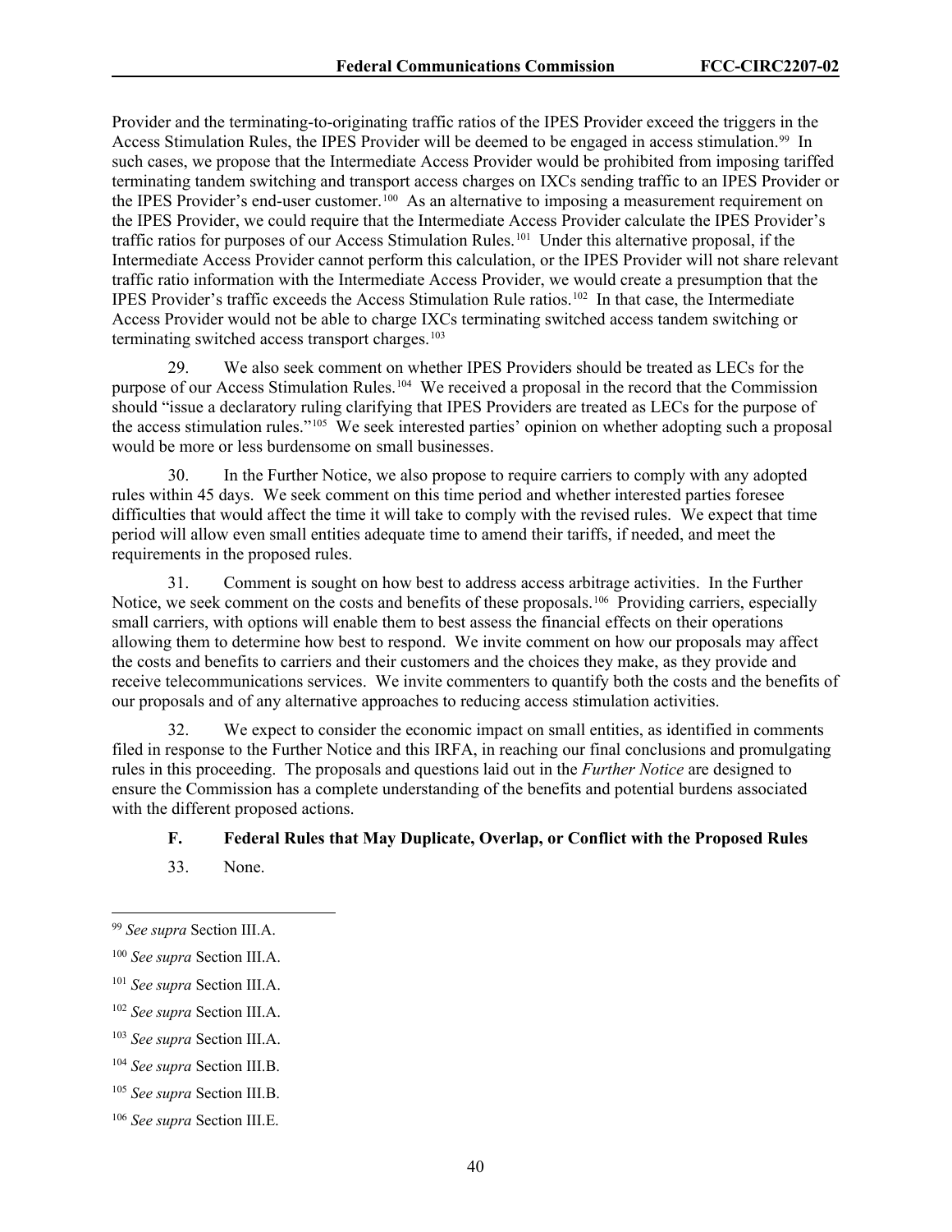Provider and the terminating-to-originating traffic ratios of the IPES Provider exceed the triggers in the Access Stimulation Rules, the IPES Provider will be deemed to be engaged in access stimulation.[99] In such cases, we propose that the Intermediate Access Provider would be prohibited from imposing tariffed terminating tandem switching and transport access charges on IXCs sending traffic to an IPES Provider or the IPES Provider's end-user customer.[100] As an alternative to imposing a measurement requirement on the IPES Provider, we could require that the Intermediate Access Provider calculate the IPES Provider's traffic ratios for purposes of our Access Stimulation Rules.[101] Under this alternative proposal, if the Intermediate Access Provider cannot perform this calculation, or the IPES Provider will not share relevant traffic ratio information with the Intermediate Access Provider, we would create a presumption that the IPES Provider's traffic exceeds the Access Stimulation Rule ratios.[102] In that case, the Intermediate Access Provider would not be able to charge IXCs terminating switched access tandem switching or terminating switched access transport charges.[103]

29. We also seek comment on whether IPES Providers should be treated as LECs for the purpose of our Access Stimulation Rules.[104] We received a proposal in the record that the Commission should "issue a declaratory ruling clarifying that IPES Providers are treated as LECs for the purpose of the access stimulation rules."[105] We seek interested parties' opinion on whether adopting such a proposal would be more or less burdensome on small businesses.

30. In the Further Notice, we also propose to require carriers to comply with any adopted rules within 45 days. We seek comment on this time period and whether interested parties foresee difficulties that would affect the time it will take to comply with the revised rules. We expect that time period will allow even small entities adequate time to amend their tariffs, if needed, and meet the requirements in the proposed rules.

31. Comment is sought on how best to address access arbitrage activities. In the Further Notice, we seek comment on the costs and benefits of these proposals.[106] Providing carriers, especially small carriers, with options will enable them to best assess the financial effects on their operations allowing them to determine how best to respond. We invite comment on how our proposals may affect the costs and benefits to carriers and their customers and the choices they make, as they provide and receive telecommunications services. We invite commenters to quantify both the costs and the benefits of our proposals and of any alternative approaches to reducing access stimulation activities.

32. We expect to consider the economic impact on small entities, as identified in comments filed in response to the Further Notice and this IRFA, in reaching our final conclusions and promulgating rules in this proceeding. The proposals and questions laid out in the *Further Notice* are designed to ensure the Commission has a complete understanding of the benefits and potential burdens associated with the different proposed actions.

### F. Federal Rules that May Duplicate, Overlap, or Conflict with the Proposed Rules

33. None.

---

[99] *See supra* Section III.A.

[100] *See supra* Section III.A.

[101] *See supra* Section III.A.

[102] *See supra* Section III.A.

[103] *See supra* Section III.A.

[104] *See supra* Section III.B.

[105] *See supra* Section III.B.

[106] *See supra* Section III.E.